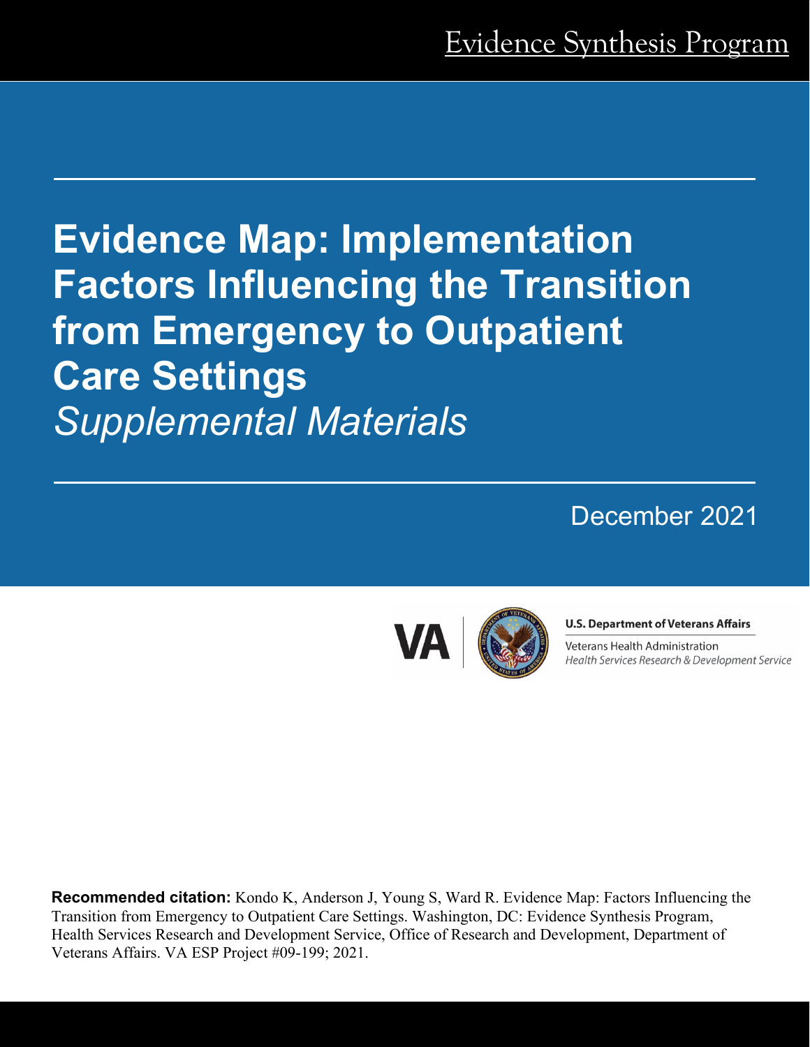Evidence Synthesis Program

# Evidence Map: Implementation Factors Influencing the Transition from Emergency to Outpatient Care Settings

*Supplemental Materials*

December 2021

**U.S. Department of Veterans Affairs**

Veterans Health Administration
*Health Services Research & Development Service*

**Recommended citation:** Kondo K, Anderson J, Young S, Ward R. Evidence Map: Factors Influencing the Transition from Emergency to Outpatient Care Settings. Washington, DC: Evidence Synthesis Program, Health Services Research and Development Service, Office of Research and Development, Department of Veterans Affairs. VA ESP Project #09-199; 2021.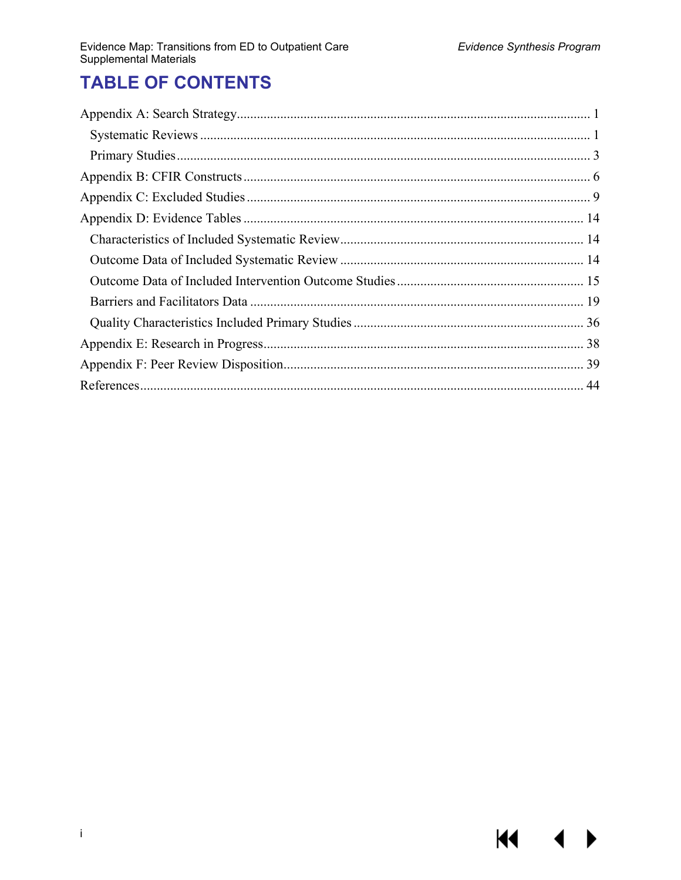# TABLE OF CONTENTS

Appendix A: Search Strategy ........................................................................................................ 1

- Systematic Reviews .................................................................................................................. 1
- Primary Studies ......................................................................................................................... 3

Appendix B: CFIR Constructs ...................................................................................................... 6

Appendix C: Excluded Studies ..................................................................................................... 9

Appendix D: Evidence Tables .................................................................................................... 14

- Characteristics of Included Systematic Review ........................................................................ 14
- Outcome Data of Included Systematic Review ........................................................................ 14
- Outcome Data of Included Intervention Outcome Studies ....................................................... 15
- Barriers and Facilitators Data ................................................................................................... 19
- Quality Characteristics Included Primary Studies .................................................................... 36

Appendix E: Research in Progress .............................................................................................. 38

Appendix F: Peer Review Disposition ......................................................................................... 39

References .................................................................................................................................. 44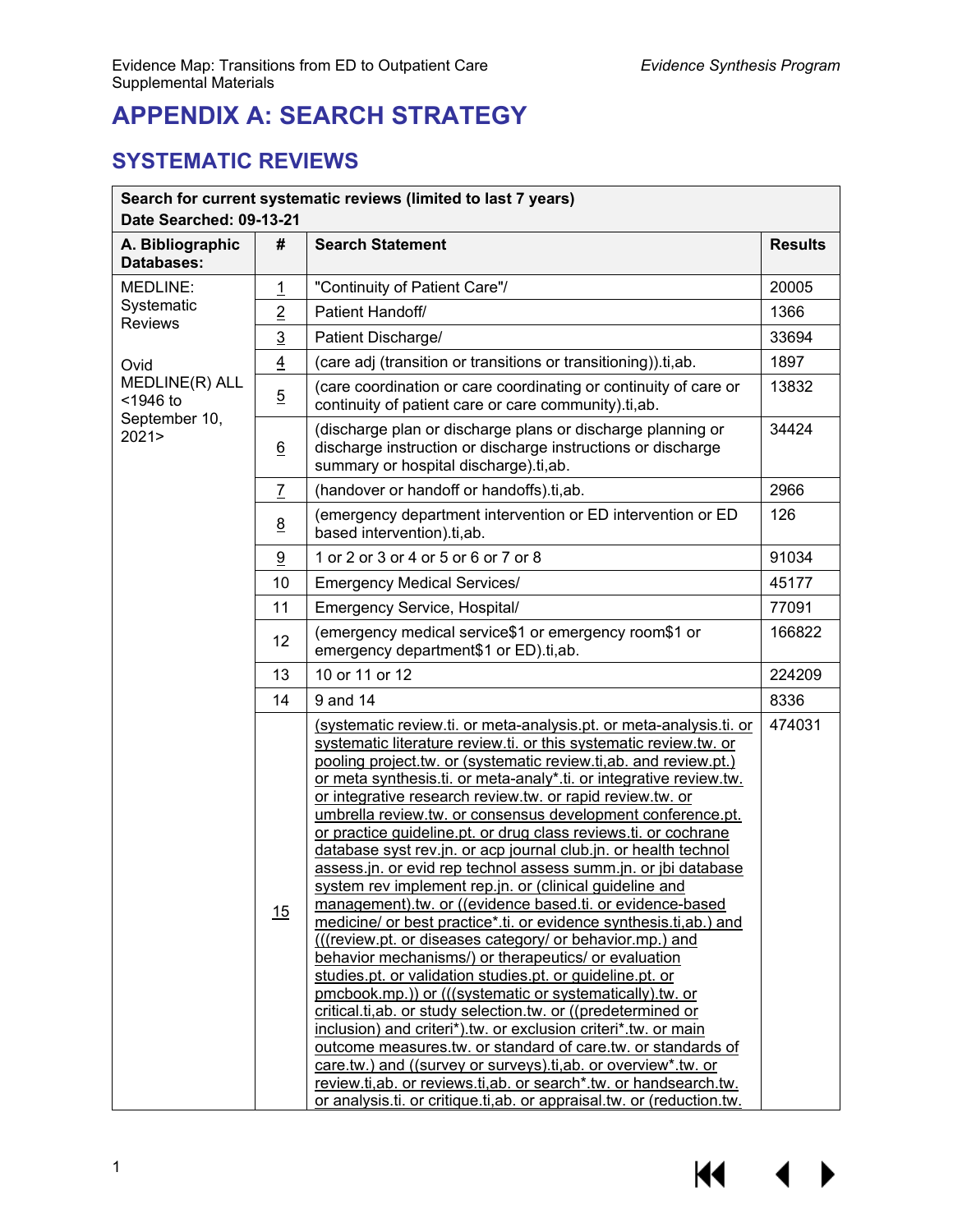# APPENDIX A: SEARCH STRATEGY

## SYSTEMATIC REVIEWS

| **Search for current systematic reviews (limited to last 7 years)**<br>**Date Searched: 09-13-21** | | | |
|---|---|---|---|
| **A. Bibliographic Databases:** | **#** | **Search Statement** | **Results** |
| MEDLINE: Systematic Reviews<br><br>Ovid MEDLINE(R) ALL <1946 to September 10, 2021> | 1 | "Continuity of Patient Care"/ | 20005 |
| | 2 | Patient Handoff/ | 1366 |
| | 3 | Patient Discharge/ | 33694 |
| | 4 | (care adj (transition or transitions or transitioning)).ti,ab. | 1897 |
| | 5 | (care coordination or care coordinating or continuity of care or continuity of patient care or care community).ti,ab. | 13832 |
| | 6 | (discharge plan or discharge plans or discharge planning or discharge instruction or discharge instructions or discharge summary or hospital discharge).ti,ab. | 34424 |
| | 7 | (handover or handoff or handoffs).ti,ab. | 2966 |
| | 8 | (emergency department intervention or ED intervention or ED based intervention).ti,ab. | 126 |
| | 9 | 1 or 2 or 3 or 4 or 5 or 6 or 7 or 8 | 91034 |
| | 10 | Emergency Medical Services/ | 45177 |
| | 11 | Emergency Service, Hospital/ | 77091 |
| | 12 | (emergency medical service$1 or emergency room$1 or emergency department$1 or ED).ti,ab. | 166822 |
| | 13 | 10 or 11 or 12 | 224209 |
| | 14 | 9 and 14 | 8336 |
| | 15 | (systematic review.ti. or meta-analysis.pt. or meta-analysis.ti. or systematic literature review.ti. or this systematic review.tw. or pooling project.tw. or (systematic review.ti,ab. and review.pt.) or meta synthesis.ti. or meta-analy*.ti. or integrative review.tw. or integrative research review.tw. or rapid review.tw. or umbrella review.tw. or consensus development conference.pt. or practice guideline.pt. or drug class reviews.ti. or cochrane database syst rev.jn. or acp journal club.jn. or health technol assess.jn. or evid rep technol assess summ.jn. or jbi database system rev implement rep.jn. or (clinical guideline and management).tw. or ((evidence based.ti. or evidence-based medicine/ or best practice*.ti. or evidence synthesis.ti,ab.) and (((review.pt. or diseases category/ or behavior.mp.) and behavior mechanisms/) or therapeutics/ or evaluation studies.pt. or validation studies.pt. or guideline.pt. or pmcbook.mp.)) or (((systematic or systematically).tw. or critical.ti,ab. or study selection.tw. or ((predetermined or inclusion) and criteri*).tw. or exclusion criteri*.tw. or main outcome measures.tw. or standard of care.tw. or standards of care.tw.) and ((survey or surveys).ti,ab. or overview*.tw. or review.ti,ab. or reviews.ti,ab. or search*.tw. or handsearch.tw. or analysis.ti. or critique.ti,ab. or appraisal.tw. or (reduction.tw. | 474031 |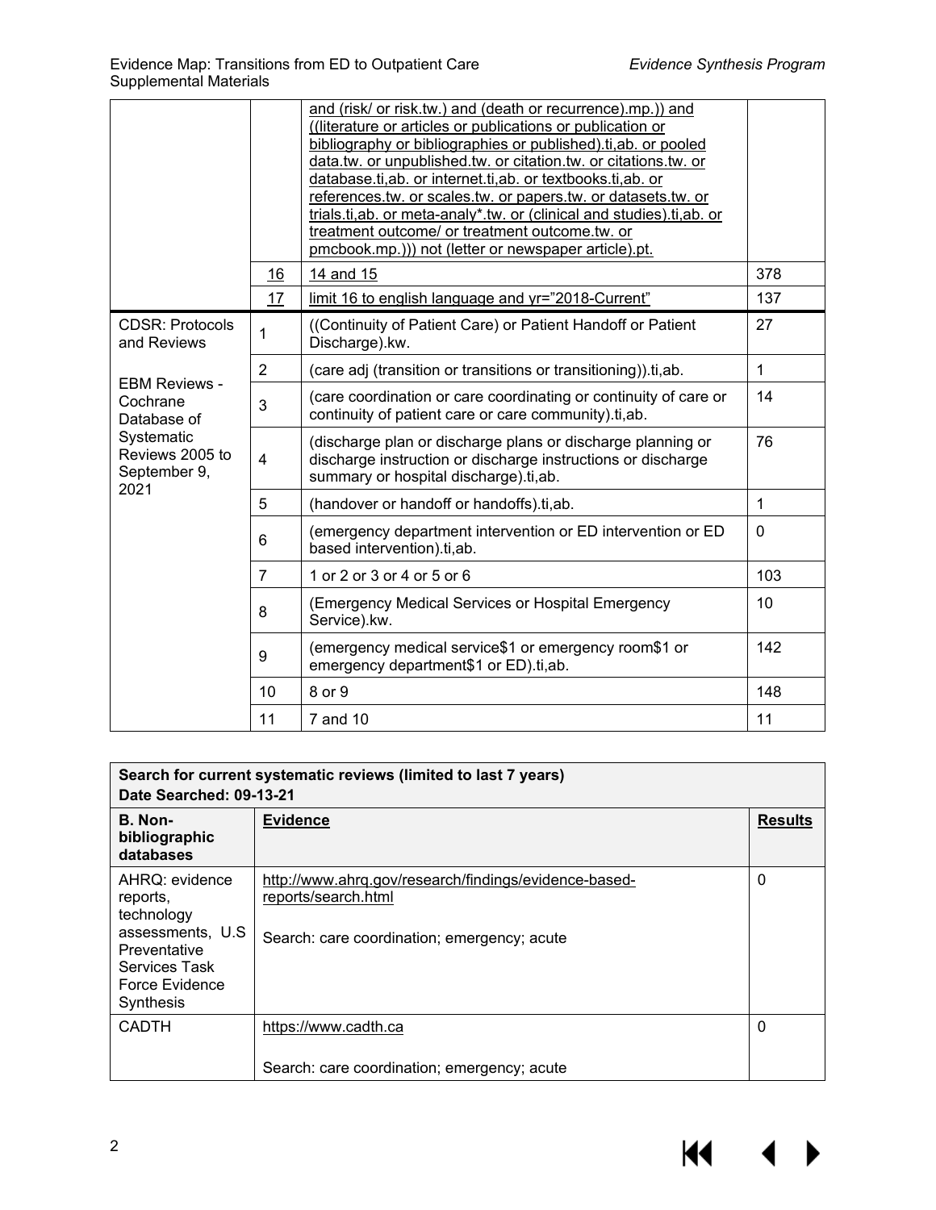| | | and (risk/ or risk.tw.) and (death or recurrence).mp.)) and ((literature or articles or publications or publication or bibliography or bibliographies or published).ti,ab. or pooled data.tw. or unpublished.tw. or citation.tw. or citations.tw. or database.ti,ab. or internet.ti,ab. or textbooks.ti,ab. or references.tw. or scales.tw. or papers.tw. or datasets.tw. or trials.ti,ab. or meta-analy*.tw. or (clinical and studies).ti,ab. or treatment outcome/ or treatment outcome.tw. or pmcbook.mp.))) not (letter or newspaper article).pt. | |
|---|---|---|---|
| | 16 | 14 and 15 | 378 |
| | 17 | limit 16 to english language and yr="2018-Current" | 137 |
| CDSR: Protocols and Reviews<br><br>EBM Reviews - Cochrane Database of Systematic Reviews 2005 to September 9, 2021 | 1 | ((Continuity of Patient Care) or Patient Handoff or Patient Discharge).kw. | 27 |
| | 2 | (care adj (transition or transitions or transitioning)).ti,ab. | 1 |
| | 3 | (care coordination or care coordinating or continuity of care or continuity of patient care or care community).ti,ab. | 14 |
| | 4 | (discharge plan or discharge plans or discharge planning or discharge instruction or discharge instructions or discharge summary or hospital discharge).ti,ab. | 76 |
| | 5 | (handover or handoff or handoffs).ti,ab. | 1 |
| | 6 | (emergency department intervention or ED intervention or ED based intervention).ti,ab. | 0 |
| | 7 | 1 or 2 or 3 or 4 or 5 or 6 | 103 |
| | 8 | (Emergency Medical Services or Hospital Emergency Service).kw. | 10 |
| | 9 | (emergency medical service$1 or emergency room$1 or emergency department$1 or ED).ti,ab. | 142 |
| | 10 | 8 or 9 | 148 |
| | 11 | 7 and 10 | 11 |

| **Search for current systematic reviews (limited to last 7 years)<br>Date Searched: 09-13-21** | | |
|---|---|---|
| **B. Non-bibliographic databases** | **Evidence** | **Results** |
| AHRQ: evidence reports, technology assessments, U.S Preventative Services Task Force Evidence Synthesis | http://www.ahrq.gov/research/findings/evidence-based-reports/search.html<br><br>Search: care coordination; emergency; acute | 0 |
| CADTH | https://www.cadth.ca<br><br>Search: care coordination; emergency; acute | 0 |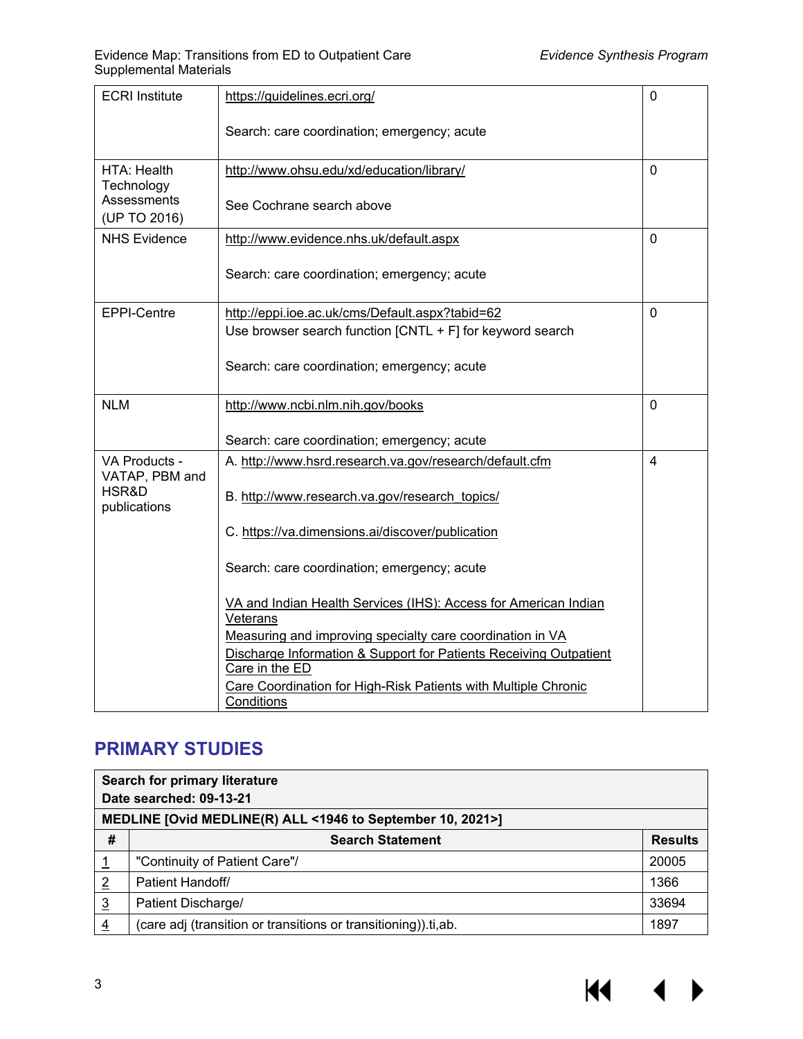| ECRI Institute | https://guidelines.ecri.org/<br><br>Search: care coordination; emergency; acute | 0 |
|---|---|---|
| HTA: Health Technology Assessments (UP TO 2016) | http://www.ohsu.edu/xd/education/library/<br><br>See Cochrane search above | 0 |
| NHS Evidence | http://www.evidence.nhs.uk/default.aspx<br><br>Search: care coordination; emergency; acute | 0 |
| EPPI-Centre | http://eppi.ioe.ac.uk/cms/Default.aspx?tabid=62<br>Use browser search function [CNTL + F] for keyword search<br><br>Search: care coordination; emergency; acute | 0 |
| NLM | http://www.ncbi.nlm.nih.gov/books<br><br>Search: care coordination; emergency; acute | 0 |
| VA Products - VATAP, PBM and HSR&D publications | A. http://www.hsrd.research.va.gov/research/default.cfm<br><br>B. http://www.research.va.gov/research_topics/<br><br>C. https://va.dimensions.ai/discover/publication<br><br>Search: care coordination; emergency; acute<br><br>VA and Indian Health Services (IHS): Access for American Indian Veterans<br>Measuring and improving specialty care coordination in VA<br>Discharge Information & Support for Patients Receiving Outpatient Care in the ED<br>Care Coordination for High-Risk Patients with Multiple Chronic Conditions | 4 |

## PRIMARY STUDIES

| **Search for primary literature<br>Date searched: 09-13-21** | | |
|---|---|---|
| **MEDLINE [Ovid MEDLINE(R) ALL <1946 to September 10, 2021>]** | | |
| **#** | **Search Statement** | **Results** |
| 1 | "Continuity of Patient Care"/ | 20005 |
| 2 | Patient Handoff/ | 1366 |
| 3 | Patient Discharge/ | 33694 |
| 4 | (care adj (transition or transitions or transitioning)).ti,ab. | 1897 |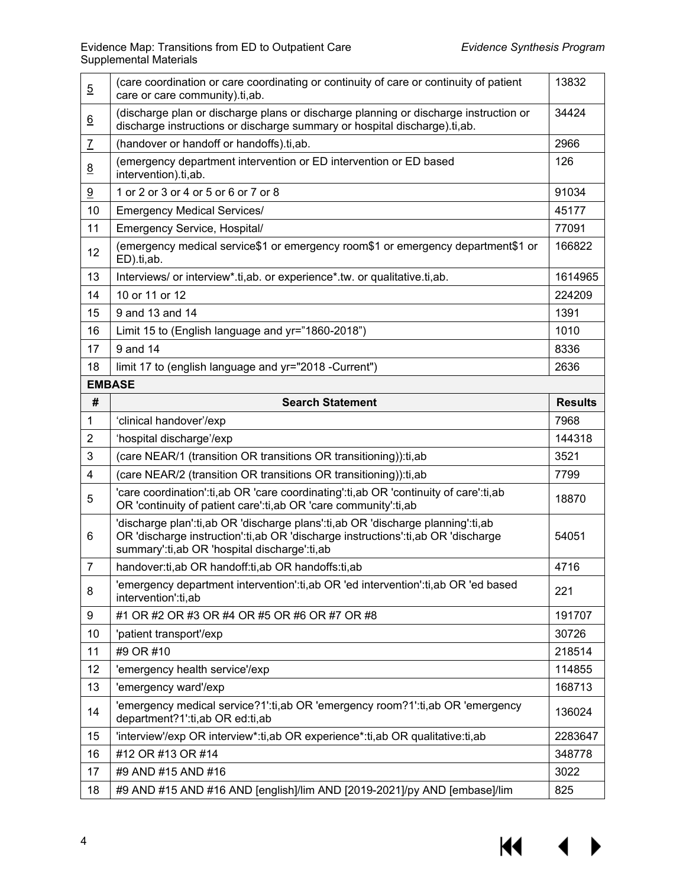| # | Search Statement | Results |
|---|---|---|
| 5 | (care coordination or care coordinating or continuity of care or continuity of patient care or care community).ti,ab. | 13832 |
| 6 | (discharge plan or discharge plans or discharge planning or discharge instruction or discharge instructions or discharge summary or hospital discharge).ti,ab. | 34424 |
| 7 | (handover or handoff or handoffs).ti,ab. | 2966 |
| 8 | (emergency department intervention or ED intervention or ED based intervention).ti,ab. | 126 |
| 9 | 1 or 2 or 3 or 4 or 5 or 6 or 7 or 8 | 91034 |
| 10 | Emergency Medical Services/ | 45177 |
| 11 | Emergency Service, Hospital/ | 77091 |
| 12 | (emergency medical service$1 or emergency room$1 or emergency department$1 or ED).ti,ab. | 166822 |
| 13 | Interviews/ or interview*.ti,ab. or experience*.tw. or qualitative.ti,ab. | 1614965 |
| 14 | 10 or 11 or 12 | 224209 |
| 15 | 9 and 13 and 14 | 1391 |
| 16 | Limit 15 to (English language and yr="1860-2018") | 1010 |
| 17 | 9 and 14 | 8336 |
| 18 | limit 17 to (english language and yr="2018 -Current") | 2636 |

**EMBASE**

| # | Search Statement | Results |
|---|---|---|
| 1 | 'clinical handover'/exp | 7968 |
| 2 | 'hospital discharge'/exp | 144318 |
| 3 | (care NEAR/1 (transition OR transitions OR transitioning)):ti,ab | 3521 |
| 4 | (care NEAR/2 (transition OR transitions OR transitioning)):ti,ab | 7799 |
| 5 | 'care coordination':ti,ab OR 'care coordinating':ti,ab OR 'continuity of care':ti,ab OR 'continuity of patient care':ti,ab OR 'care community':ti,ab | 18870 |
| 6 | 'discharge plan':ti,ab OR 'discharge plans':ti,ab OR 'discharge planning':ti,ab OR 'discharge instruction':ti,ab OR 'discharge instructions':ti,ab OR 'discharge summary':ti,ab OR 'hospital discharge':ti,ab | 54051 |
| 7 | handover:ti,ab OR handoff:ti,ab OR handoffs:ti,ab | 4716 |
| 8 | 'emergency department intervention':ti,ab OR 'ed intervention':ti,ab OR 'ed based intervention':ti,ab | 221 |
| 9 | #1 OR #2 OR #3 OR #4 OR #5 OR #6 OR #7 OR #8 | 191707 |
| 10 | 'patient transport'/exp | 30726 |
| 11 | #9 OR #10 | 218514 |
| 12 | 'emergency health service'/exp | 114855 |
| 13 | 'emergency ward'/exp | 168713 |
| 14 | 'emergency medical service?1':ti,ab OR 'emergency room?1':ti,ab OR 'emergency department?1':ti,ab OR ed:ti,ab | 136024 |
| 15 | 'interview'/exp OR interview*:ti,ab OR experience*:ti,ab OR qualitative:ti,ab | 2283647 |
| 16 | #12 OR #13 OR #14 | 348778 |
| 17 | #9 AND #15 AND #16 | 3022 |
| 18 | #9 AND #15 AND #16 AND [english]/lim AND [2019-2021]/py AND [embase]/lim | 825 |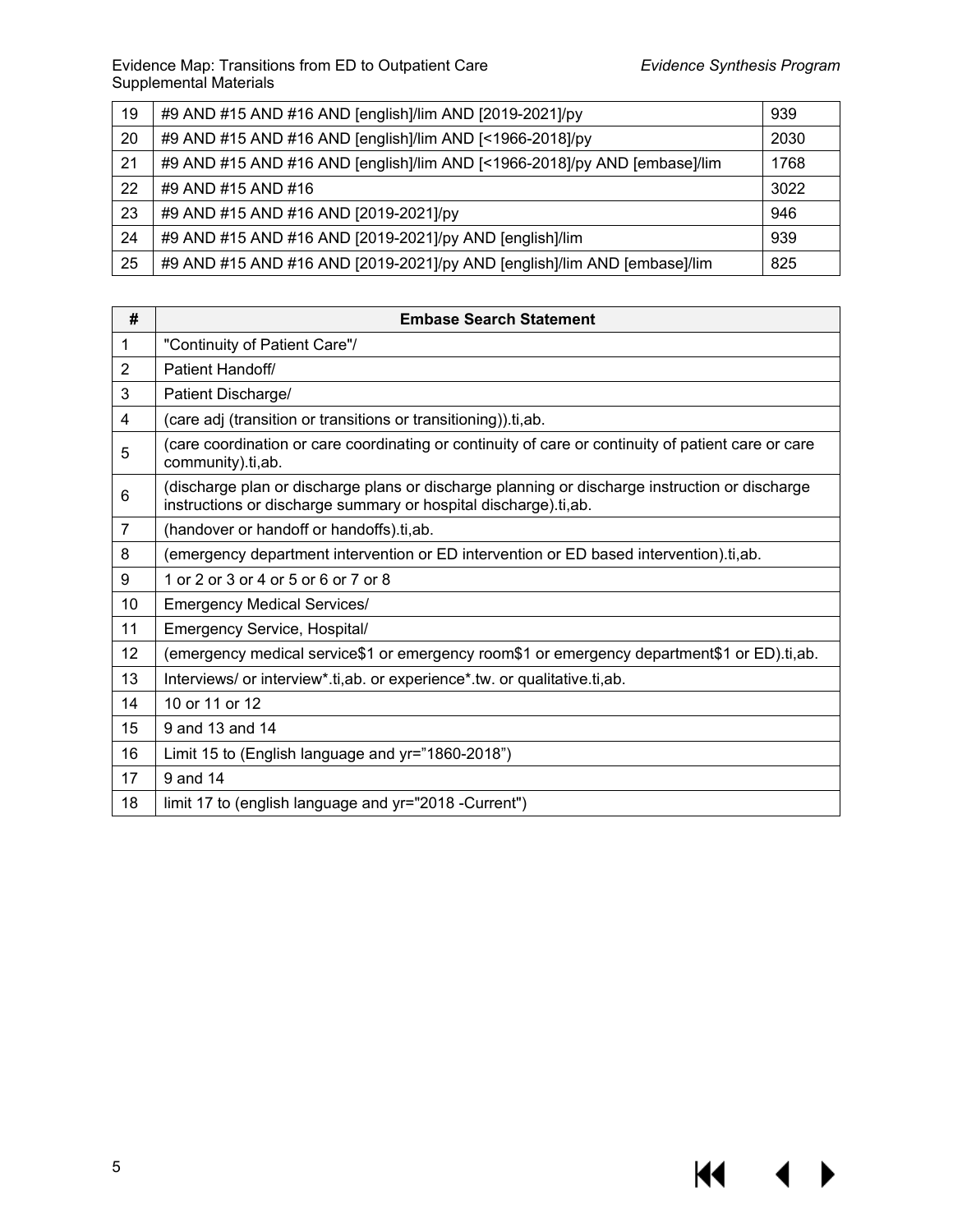| 19 | #9 AND #15 AND #16 AND [english]/lim AND [2019-2021]/py | 939 |
|---|---|---|
| 20 | #9 AND #15 AND #16 AND [english]/lim AND [<1966-2018]/py | 2030 |
| 21 | #9 AND #15 AND #16 AND [english]/lim AND [<1966-2018]/py AND [embase]/lim | 1768 |
| 22 | #9 AND #15 AND #16 | 3022 |
| 23 | #9 AND #15 AND #16 AND [2019-2021]/py | 946 |
| 24 | #9 AND #15 AND #16 AND [2019-2021]/py AND [english]/lim | 939 |
| 25 | #9 AND #15 AND #16 AND [2019-2021]/py AND [english]/lim AND [embase]/lim | 825 |

| # | Embase Search Statement |
|---|---|
| 1 | "Continuity of Patient Care"/ |
| 2 | Patient Handoff/ |
| 3 | Patient Discharge/ |
| 4 | (care adj (transition or transitions or transitioning)).ti,ab. |
| 5 | (care coordination or care coordinating or continuity of care or continuity of patient care or care community).ti,ab. |
| 6 | (discharge plan or discharge plans or discharge planning or discharge instruction or discharge instructions or discharge summary or hospital discharge).ti,ab. |
| 7 | (handover or handoff or handoffs).ti,ab. |
| 8 | (emergency department intervention or ED intervention or ED based intervention).ti,ab. |
| 9 | 1 or 2 or 3 or 4 or 5 or 6 or 7 or 8 |
| 10 | Emergency Medical Services/ |
| 11 | Emergency Service, Hospital/ |
| 12 | (emergency medical service$1 or emergency room$1 or emergency department$1 or ED).ti,ab. |
| 13 | Interviews/ or interview*.ti,ab. or experience*.tw. or qualitative.ti,ab. |
| 14 | 10 or 11 or 12 |
| 15 | 9 and 13 and 14 |
| 16 | Limit 15 to (English language and yr="1860-2018") |
| 17 | 9 and 14 |
| 18 | limit 17 to (english language and yr="2018 -Current") |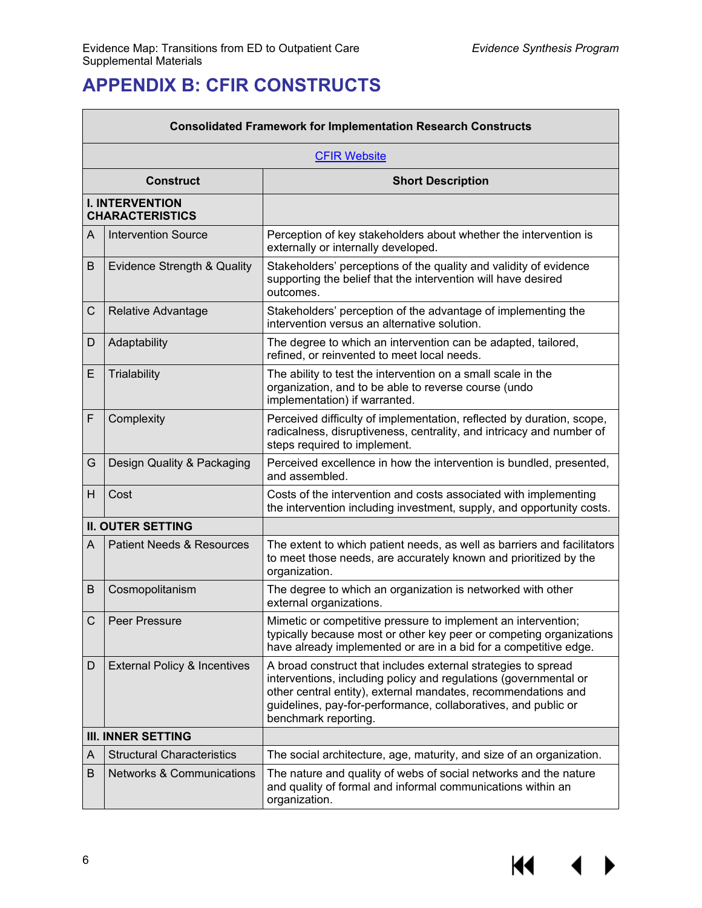# APPENDIX B: CFIR CONSTRUCTS

| Consolidated Framework for Implementation Research Constructs | | |
|---|---|---|
| CFIR Website | | |
| Construct | | Short Description |
| **I. INTERVENTION CHARACTERISTICS** | | |
| A | Intervention Source | Perception of key stakeholders about whether the intervention is externally or internally developed. |
| B | Evidence Strength & Quality | Stakeholders' perceptions of the quality and validity of evidence supporting the belief that the intervention will have desired outcomes. |
| C | Relative Advantage | Stakeholders' perception of the advantage of implementing the intervention versus an alternative solution. |
| D | Adaptability | The degree to which an intervention can be adapted, tailored, refined, or reinvented to meet local needs. |
| E | Trialability | The ability to test the intervention on a small scale in the organization, and to be able to reverse course (undo implementation) if warranted. |
| F | Complexity | Perceived difficulty of implementation, reflected by duration, scope, radicalness, disruptiveness, centrality, and intricacy and number of steps required to implement. |
| G | Design Quality & Packaging | Perceived excellence in how the intervention is bundled, presented, and assembled. |
| H | Cost | Costs of the intervention and costs associated with implementing the intervention including investment, supply, and opportunity costs. |
| **II. OUTER SETTING** | | |
| A | Patient Needs & Resources | The extent to which patient needs, as well as barriers and facilitators to meet those needs, are accurately known and prioritized by the organization. |
| B | Cosmopolitanism | The degree to which an organization is networked with other external organizations. |
| C | Peer Pressure | Mimetic or competitive pressure to implement an intervention; typically because most or other key peer or competing organizations have already implemented or are in a bid for a competitive edge. |
| D | External Policy & Incentives | A broad construct that includes external strategies to spread interventions, including policy and regulations (governmental or other central entity), external mandates, recommendations and guidelines, pay-for-performance, collaboratives, and public or benchmark reporting. |
| **III. INNER SETTING** | | |
| A | Structural Characteristics | The social architecture, age, maturity, and size of an organization. |
| B | Networks & Communications | The nature and quality of webs of social networks and the nature and quality of formal and informal communications within an organization. |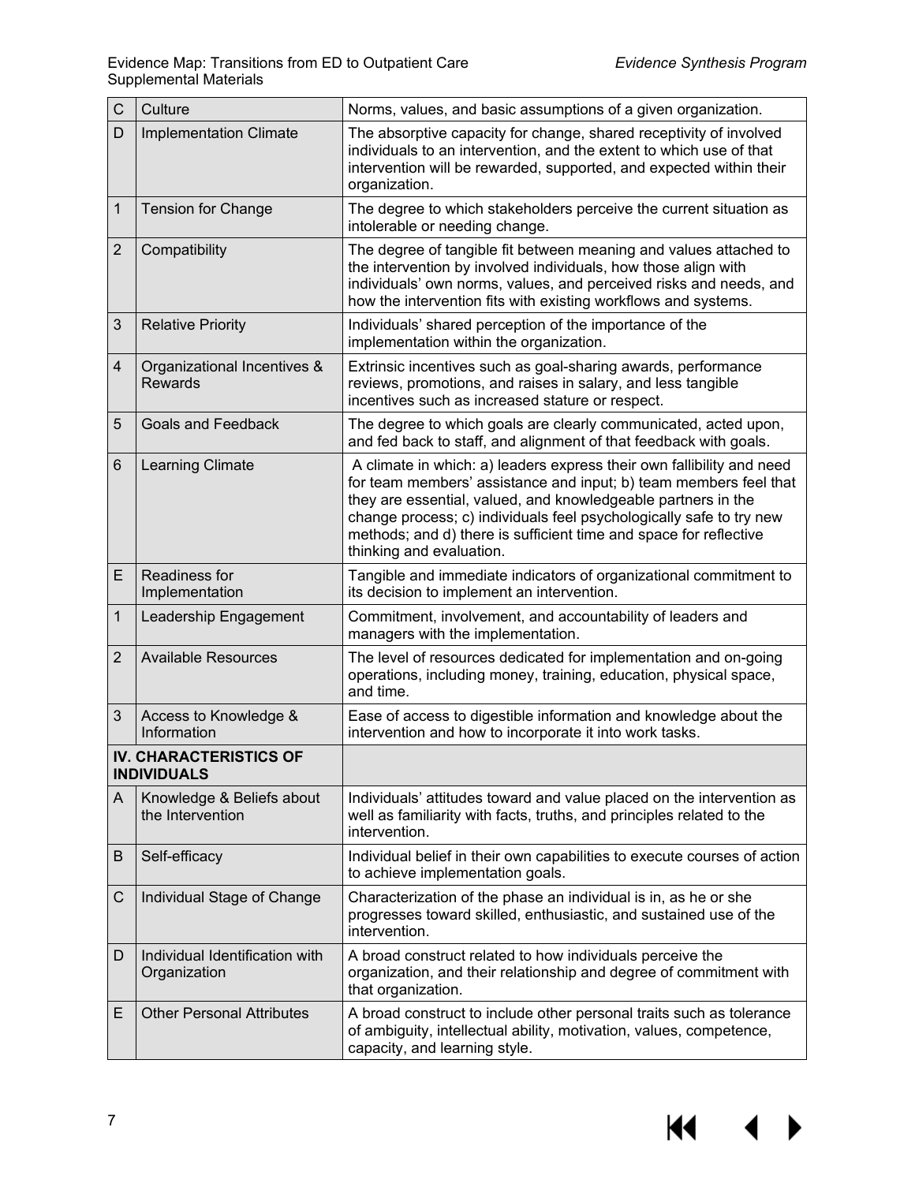| | | |
|---|---|---|
| C | Culture | Norms, values, and basic assumptions of a given organization. |
| D | Implementation Climate | The absorptive capacity for change, shared receptivity of involved individuals to an intervention, and the extent to which use of that intervention will be rewarded, supported, and expected within their organization. |
| 1 | Tension for Change | The degree to which stakeholders perceive the current situation as intolerable or needing change. |
| 2 | Compatibility | The degree of tangible fit between meaning and values attached to the intervention by involved individuals, how those align with individuals' own norms, values, and perceived risks and needs, and how the intervention fits with existing workflows and systems. |
| 3 | Relative Priority | Individuals' shared perception of the importance of the implementation within the organization. |
| 4 | Organizational Incentives & Rewards | Extrinsic incentives such as goal-sharing awards, performance reviews, promotions, and raises in salary, and less tangible incentives such as increased stature or respect. |
| 5 | Goals and Feedback | The degree to which goals are clearly communicated, acted upon, and fed back to staff, and alignment of that feedback with goals. |
| 6 | Learning Climate | A climate in which: a) leaders express their own fallibility and need for team members' assistance and input; b) team members feel that they are essential, valued, and knowledgeable partners in the change process; c) individuals feel psychologically safe to try new methods; and d) there is sufficient time and space for reflective thinking and evaluation. |
| E | Readiness for Implementation | Tangible and immediate indicators of organizational commitment to its decision to implement an intervention. |
| 1 | Leadership Engagement | Commitment, involvement, and accountability of leaders and managers with the implementation. |
| 2 | Available Resources | The level of resources dedicated for implementation and on-going operations, including money, training, education, physical space, and time. |
| 3 | Access to Knowledge & Information | Ease of access to digestible information and knowledge about the intervention and how to incorporate it into work tasks. |
| **IV. CHARACTERISTICS OF INDIVIDUALS** | | |
| A | Knowledge & Beliefs about the Intervention | Individuals' attitudes toward and value placed on the intervention as well as familiarity with facts, truths, and principles related to the intervention. |
| B | Self-efficacy | Individual belief in their own capabilities to execute courses of action to achieve implementation goals. |
| C | Individual Stage of Change | Characterization of the phase an individual is in, as he or she progresses toward skilled, enthusiastic, and sustained use of the intervention. |
| D | Individual Identification with Organization | A broad construct related to how individuals perceive the organization, and their relationship and degree of commitment with that organization. |
| E | Other Personal Attributes | A broad construct to include other personal traits such as tolerance of ambiguity, intellectual ability, motivation, values, competence, capacity, and learning style. |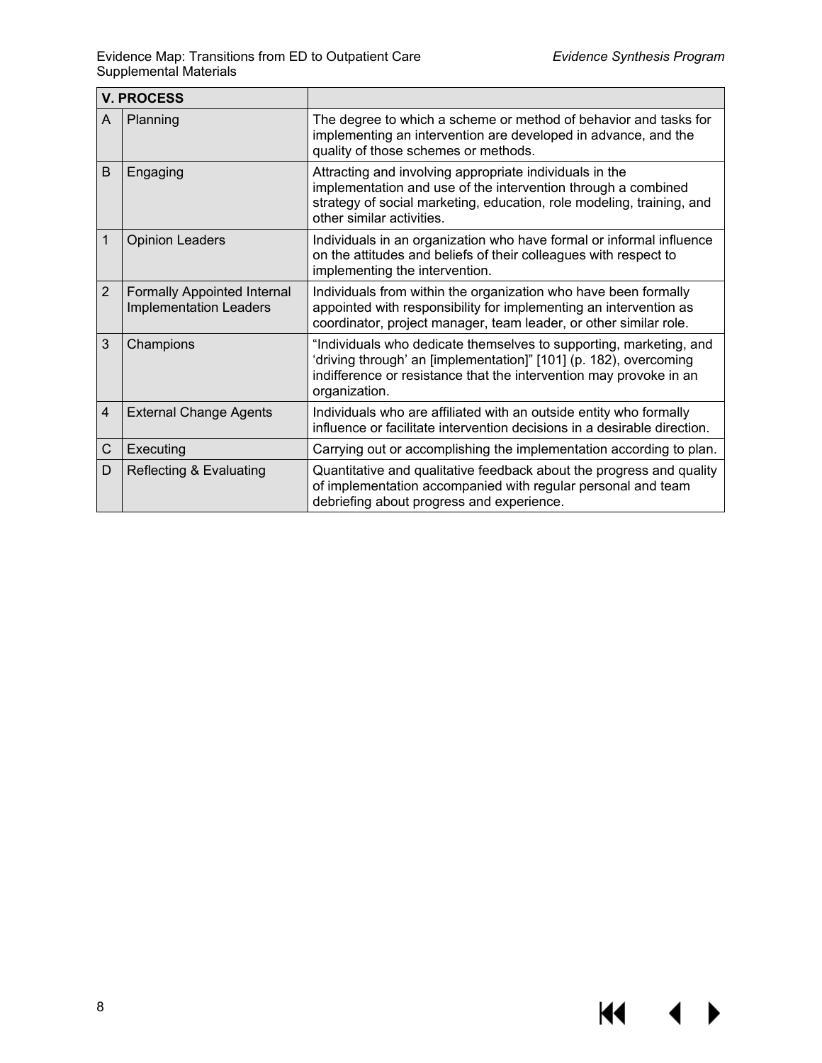| V. PROCESS | | |
|---|---|---|
| A | Planning | The degree to which a scheme or method of behavior and tasks for implementing an intervention are developed in advance, and the quality of those schemes or methods. |
| B | Engaging | Attracting and involving appropriate individuals in the implementation and use of the intervention through a combined strategy of social marketing, education, role modeling, training, and other similar activities. |
| 1 | Opinion Leaders | Individuals in an organization who have formal or informal influence on the attitudes and beliefs of their colleagues with respect to implementing the intervention. |
| 2 | Formally Appointed Internal Implementation Leaders | Individuals from within the organization who have been formally appointed with responsibility for implementing an intervention as coordinator, project manager, team leader, or other similar role. |
| 3 | Champions | "Individuals who dedicate themselves to supporting, marketing, and 'driving through' an [implementation]" [101] (p. 182), overcoming indifference or resistance that the intervention may provoke in an organization. |
| 4 | External Change Agents | Individuals who are affiliated with an outside entity who formally influence or facilitate intervention decisions in a desirable direction. |
| C | Executing | Carrying out or accomplishing the implementation according to plan. |
| D | Reflecting & Evaluating | Quantitative and qualitative feedback about the progress and quality of implementation accompanied with regular personal and team debriefing about progress and experience. |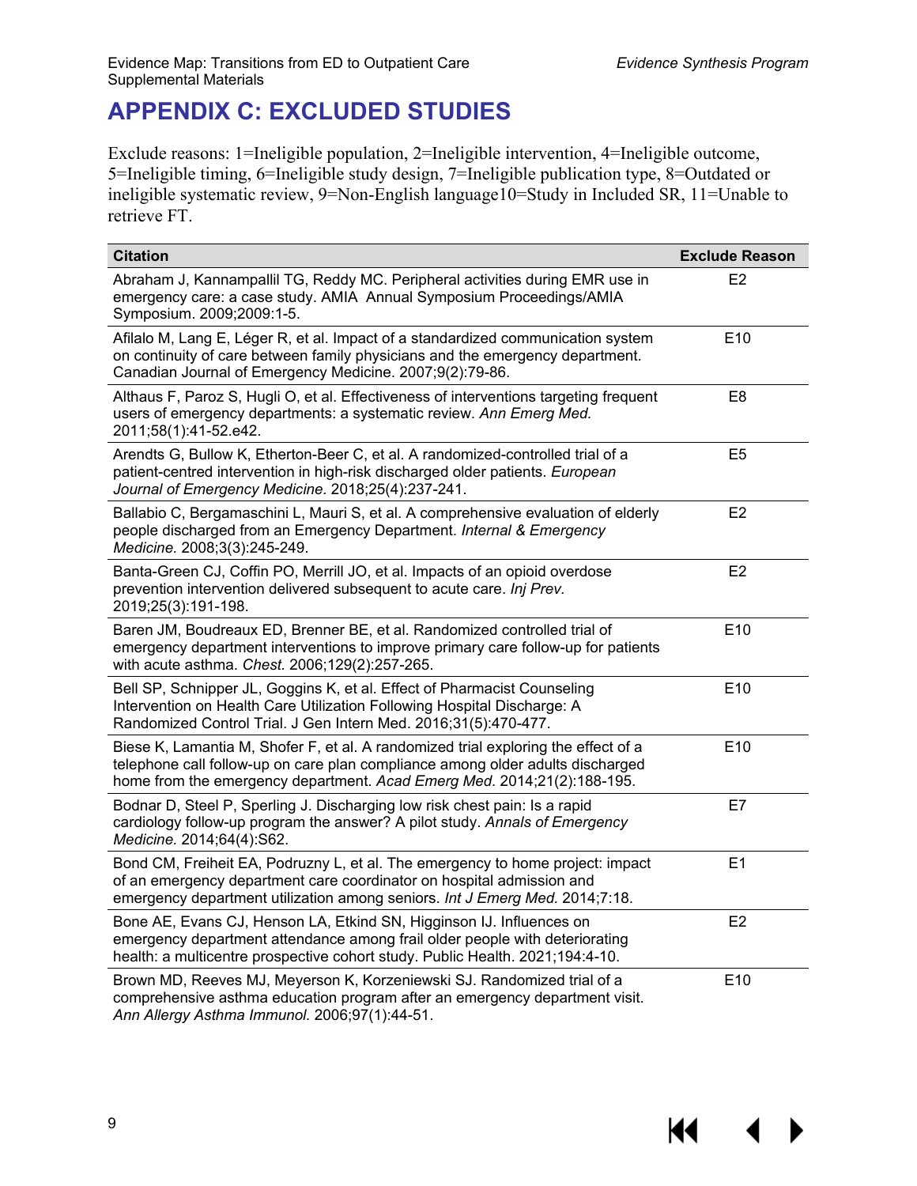# APPENDIX C: EXCLUDED STUDIES

Exclude reasons: 1=Ineligible population, 2=Ineligible intervention, 4=Ineligible outcome, 5=Ineligible timing, 6=Ineligible study design, 7=Ineligible publication type, 8=Outdated or ineligible systematic review, 9=Non-English language10=Study in Included SR, 11=Unable to retrieve FT.

| Citation | Exclude Reason |
|---|---|
| Abraham J, Kannampallil TG, Reddy MC. Peripheral activities during EMR use in emergency care: a case study. AMIA  Annual Symposium Proceedings/AMIA Symposium. 2009;2009:1-5. | E2 |
| Afilalo M, Lang E, Léger R, et al. Impact of a standardized communication system on continuity of care between family physicians and the emergency department. Canadian Journal of Emergency Medicine. 2007;9(2):79-86. | E10 |
| Althaus F, Paroz S, Hugli O, et al. Effectiveness of interventions targeting frequent users of emergency departments: a systematic review. *Ann Emerg Med.* 2011;58(1):41-52.e42. | E8 |
| Arendts G, Bullow K, Etherton-Beer C, et al. A randomized-controlled trial of a patient-centred intervention in high-risk discharged older patients. *European Journal of Emergency Medicine.* 2018;25(4):237-241. | E5 |
| Ballabio C, Bergamaschini L, Mauri S, et al. A comprehensive evaluation of elderly people discharged from an Emergency Department. *Internal & Emergency Medicine.* 2008;3(3):245-249. | E2 |
| Banta-Green CJ, Coffin PO, Merrill JO, et al. Impacts of an opioid overdose prevention intervention delivered subsequent to acute care. *Inj Prev.* 2019;25(3):191-198. | E2 |
| Baren JM, Boudreaux ED, Brenner BE, et al. Randomized controlled trial of emergency department interventions to improve primary care follow-up for patients with acute asthma. *Chest.* 2006;129(2):257-265. | E10 |
| Bell SP, Schnipper JL, Goggins K, et al. Effect of Pharmacist Counseling Intervention on Health Care Utilization Following Hospital Discharge: A Randomized Control Trial. J Gen Intern Med. 2016;31(5):470-477. | E10 |
| Biese K, Lamantia M, Shofer F, et al. A randomized trial exploring the effect of a telephone call follow-up on care plan compliance among older adults discharged home from the emergency department. *Acad Emerg Med.* 2014;21(2):188-195. | E10 |
| Bodnar D, Steel P, Sperling J. Discharging low risk chest pain: Is a rapid cardiology follow-up program the answer? A pilot study. *Annals of Emergency Medicine.* 2014;64(4):S62. | E7 |
| Bond CM, Freiheit EA, Podruzny L, et al. The emergency to home project: impact of an emergency department care coordinator on hospital admission and emergency department utilization among seniors. *Int J Emerg Med.* 2014;7:18. | E1 |
| Bone AE, Evans CJ, Henson LA, Etkind SN, Higginson IJ. Influences on emergency department attendance among frail older people with deteriorating health: a multicentre prospective cohort study. Public Health. 2021;194:4-10. | E2 |
| Brown MD, Reeves MJ, Meyerson K, Korzeniewski SJ. Randomized trial of a comprehensive asthma education program after an emergency department visit. *Ann Allergy Asthma Immunol.* 2006;97(1):44-51. | E10 |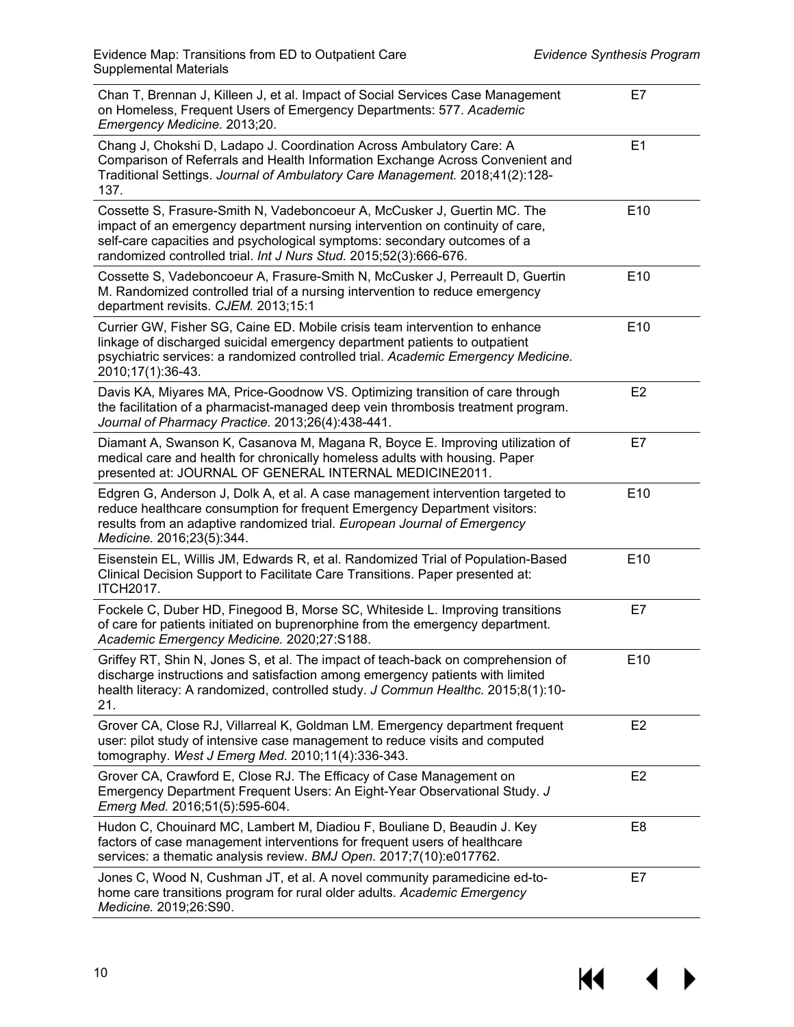| | |
|---|---|
| Chan T, Brennan J, Killeen J, et al. Impact of Social Services Case Management on Homeless, Frequent Users of Emergency Departments: 577. *Academic Emergency Medicine.* 2013;20. | E7 |
| Chang J, Chokshi D, Ladapo J. Coordination Across Ambulatory Care: A Comparison of Referrals and Health Information Exchange Across Convenient and Traditional Settings. *Journal of Ambulatory Care Management.* 2018;41(2):128-137. | E1 |
| Cossette S, Frasure-Smith N, Vadeboncoeur A, McCusker J, Guertin MC. The impact of an emergency department nursing intervention on continuity of care, self-care capacities and psychological symptoms: secondary outcomes of a randomized controlled trial. *Int J Nurs Stud.* 2015;52(3):666-676. | E10 |
| Cossette S, Vadeboncoeur A, Frasure-Smith N, McCusker J, Perreault D, Guertin M. Randomized controlled trial of a nursing intervention to reduce emergency department revisits. *CJEM.* 2013;15:1 | E10 |
| Currier GW, Fisher SG, Caine ED. Mobile crisis team intervention to enhance linkage of discharged suicidal emergency department patients to outpatient psychiatric services: a randomized controlled trial. *Academic Emergency Medicine.* 2010;17(1):36-43. | E10 |
| Davis KA, Miyares MA, Price-Goodnow VS. Optimizing transition of care through the facilitation of a pharmacist-managed deep vein thrombosis treatment program. *Journal of Pharmacy Practice.* 2013;26(4):438-441. | E2 |
| Diamant A, Swanson K, Casanova M, Magana R, Boyce E. Improving utilization of medical care and health for chronically homeless adults with housing. Paper presented at: JOURNAL OF GENERAL INTERNAL MEDICINE2011. | E7 |
| Edgren G, Anderson J, Dolk A, et al. A case management intervention targeted to reduce healthcare consumption for frequent Emergency Department visitors: results from an adaptive randomized trial. *European Journal of Emergency Medicine.* 2016;23(5):344. | E10 |
| Eisenstein EL, Willis JM, Edwards R, et al. Randomized Trial of Population-Based Clinical Decision Support to Facilitate Care Transitions. Paper presented at: ITCH2017. | E10 |
| Fockele C, Duber HD, Finegood B, Morse SC, Whiteside L. Improving transitions of care for patients initiated on buprenorphine from the emergency department. *Academic Emergency Medicine.* 2020;27:S188. | E7 |
| Griffey RT, Shin N, Jones S, et al. The impact of teach-back on comprehension of discharge instructions and satisfaction among emergency patients with limited health literacy: A randomized, controlled study. *J Commun Healthc.* 2015;8(1):10-21. | E10 |
| Grover CA, Close RJ, Villarreal K, Goldman LM. Emergency department frequent user: pilot study of intensive case management to reduce visits and computed tomography. *West J Emerg Med.* 2010;11(4):336-343. | E2 |
| Grover CA, Crawford E, Close RJ. The Efficacy of Case Management on Emergency Department Frequent Users: An Eight-Year Observational Study. *J Emerg Med.* 2016;51(5):595-604. | E2 |
| Hudon C, Chouinard MC, Lambert M, Diadiou F, Bouliane D, Beaudin J. Key factors of case management interventions for frequent users of healthcare services: a thematic analysis review. *BMJ Open.* 2017;7(10):e017762. | E8 |
| Jones C, Wood N, Cushman JT, et al. A novel community paramedicine ed-to-home care transitions program for rural older adults. *Academic Emergency Medicine.* 2019;26:S90. | E7 |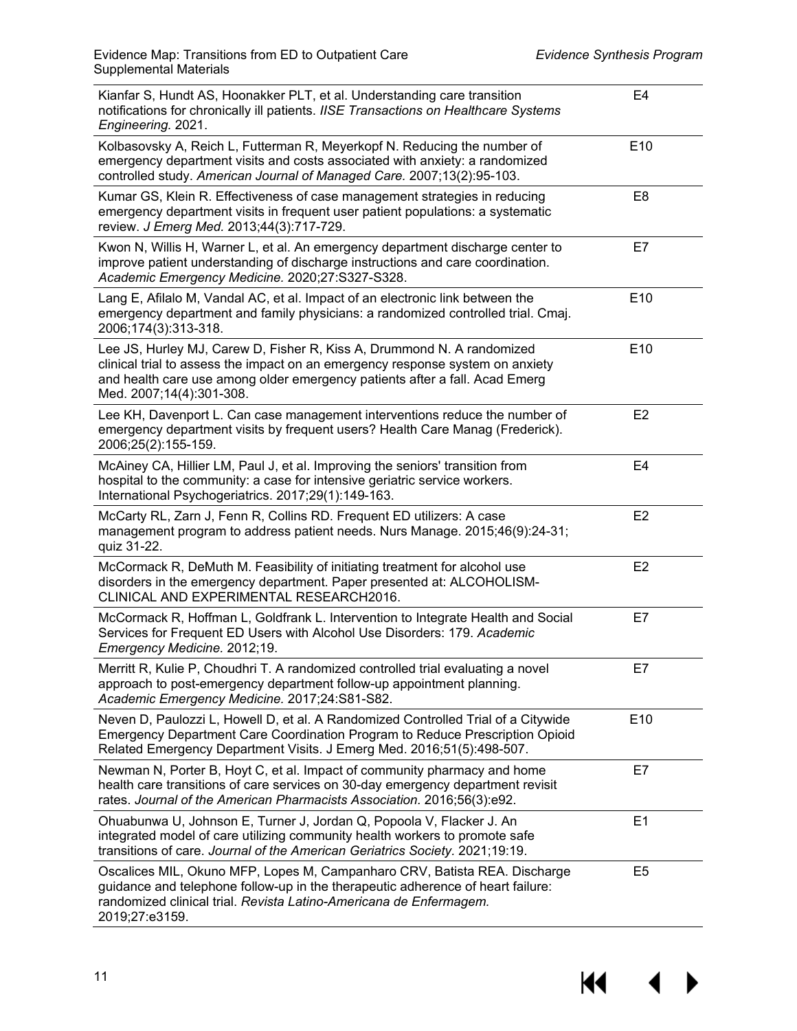| | |
|---|---|
| Kianfar S, Hundt AS, Hoonakker PLT, et al. Understanding care transition notifications for chronically ill patients. *IISE Transactions on Healthcare Systems Engineering.* 2021. | E4 |
| Kolbasovsky A, Reich L, Futterman R, Meyerkopf N. Reducing the number of emergency department visits and costs associated with anxiety: a randomized controlled study. *American Journal of Managed Care.* 2007;13(2):95-103. | E10 |
| Kumar GS, Klein R. Effectiveness of case management strategies in reducing emergency department visits in frequent user patient populations: a systematic review. *J Emerg Med.* 2013;44(3):717-729. | E8 |
| Kwon N, Willis H, Warner L, et al. An emergency department discharge center to improve patient understanding of discharge instructions and care coordination. *Academic Emergency Medicine.* 2020;27:S327-S328. | E7 |
| Lang E, Afilalo M, Vandal AC, et al. Impact of an electronic link between the emergency department and family physicians: a randomized controlled trial. Cmaj. 2006;174(3):313-318. | E10 |
| Lee JS, Hurley MJ, Carew D, Fisher R, Kiss A, Drummond N. A randomized clinical trial to assess the impact on an emergency response system on anxiety and health care use among older emergency patients after a fall. Acad Emerg Med. 2007;14(4):301-308. | E10 |
| Lee KH, Davenport L. Can case management interventions reduce the number of emergency department visits by frequent users? Health Care Manag (Frederick). 2006;25(2):155-159. | E2 |
| McAiney CA, Hillier LM, Paul J, et al. Improving the seniors' transition from hospital to the community: a case for intensive geriatric service workers. International Psychogeriatrics. 2017;29(1):149-163. | E4 |
| McCarty RL, Zarn J, Fenn R, Collins RD. Frequent ED utilizers: A case management program to address patient needs. Nurs Manage. 2015;46(9):24-31; quiz 31-22. | E2 |
| McCormack R, DeMuth M. Feasibility of initiating treatment for alcohol use disorders in the emergency department. Paper presented at: ALCOHOLISM-CLINICAL AND EXPERIMENTAL RESEARCH2016. | E2 |
| McCormack R, Hoffman L, Goldfrank L. Intervention to Integrate Health and Social Services for Frequent ED Users with Alcohol Use Disorders: 179. *Academic Emergency Medicine.* 2012;19. | E7 |
| Merritt R, Kulie P, Choudhri T. A randomized controlled trial evaluating a novel approach to post-emergency department follow-up appointment planning. *Academic Emergency Medicine.* 2017;24:S81-S82. | E7 |
| Neven D, Paulozzi L, Howell D, et al. A Randomized Controlled Trial of a Citywide Emergency Department Care Coordination Program to Reduce Prescription Opioid Related Emergency Department Visits. J Emerg Med. 2016;51(5):498-507. | E10 |
| Newman N, Porter B, Hoyt C, et al. Impact of community pharmacy and home health care transitions of care services on 30-day emergency department revisit rates. *Journal of the American Pharmacists Association.* 2016;56(3):e92. | E7 |
| Ohuabunwa U, Johnson E, Turner J, Jordan Q, Popoola V, Flacker J. An integrated model of care utilizing community health workers to promote safe transitions of care. *Journal of the American Geriatrics Society.* 2021;19:19. | E1 |
| Oscalices MIL, Okuno MFP, Lopes M, Campanharo CRV, Batista REA. Discharge guidance and telephone follow-up in the therapeutic adherence of heart failure: randomized clinical trial. *Revista Latino-Americana de Enfermagem.* 2019;27:e3159. | E5 |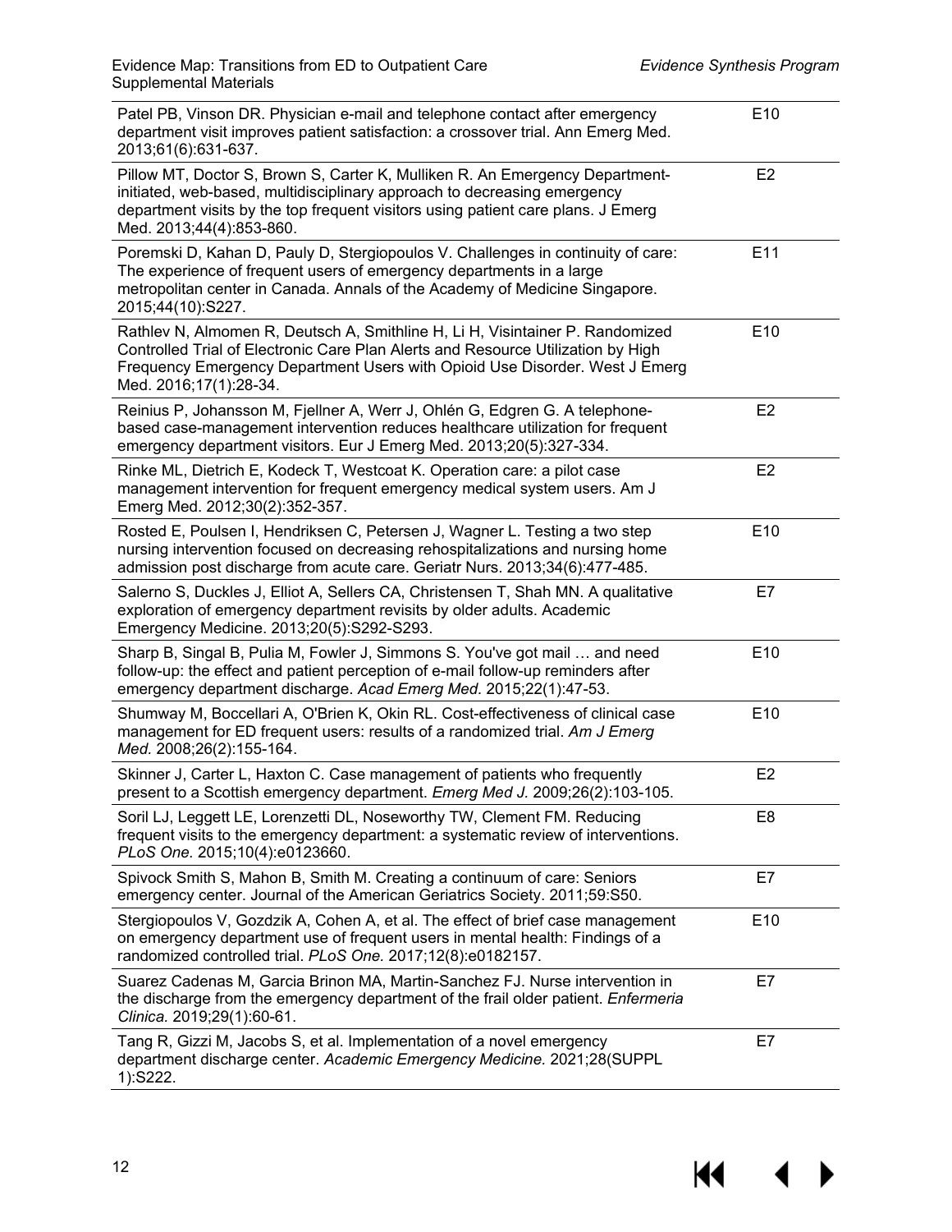| | |
|---|---|
| Patel PB, Vinson DR. Physician e-mail and telephone contact after emergency department visit improves patient satisfaction: a crossover trial. Ann Emerg Med. 2013;61(6):631-637. | E10 |
| Pillow MT, Doctor S, Brown S, Carter K, Mulliken R. An Emergency Department-initiated, web-based, multidisciplinary approach to decreasing emergency department visits by the top frequent visitors using patient care plans. J Emerg Med. 2013;44(4):853-860. | E2 |
| Poremski D, Kahan D, Pauly D, Stergiopoulos V. Challenges in continuity of care: The experience of frequent users of emergency departments in a large metropolitan center in Canada. Annals of the Academy of Medicine Singapore. 2015;44(10):S227. | E11 |
| Rathlev N, Almomen R, Deutsch A, Smithline H, Li H, Visintainer P. Randomized Controlled Trial of Electronic Care Plan Alerts and Resource Utilization by High Frequency Emergency Department Users with Opioid Use Disorder. West J Emerg Med. 2016;17(1):28-34. | E10 |
| Reinius P, Johansson M, Fjellner A, Werr J, Ohlén G, Edgren G. A telephone-based case-management intervention reduces healthcare utilization for frequent emergency department visitors. Eur J Emerg Med. 2013;20(5):327-334. | E2 |
| Rinke ML, Dietrich E, Kodeck T, Westcoat K. Operation care: a pilot case management intervention for frequent emergency medical system users. Am J Emerg Med. 2012;30(2):352-357. | E2 |
| Rosted E, Poulsen I, Hendriksen C, Petersen J, Wagner L. Testing a two step nursing intervention focused on decreasing rehospitalizations and nursing home admission post discharge from acute care. Geriatr Nurs. 2013;34(6):477-485. | E10 |
| Salerno S, Duckles J, Elliot A, Sellers CA, Christensen T, Shah MN. A qualitative exploration of emergency department revisits by older adults. Academic Emergency Medicine. 2013;20(5):S292-S293. | E7 |
| Sharp B, Singal B, Pulia M, Fowler J, Simmons S. You've got mail … and need follow-up: the effect and patient perception of e-mail follow-up reminders after emergency department discharge. *Acad Emerg Med.* 2015;22(1):47-53. | E10 |
| Shumway M, Boccellari A, O'Brien K, Okin RL. Cost-effectiveness of clinical case management for ED frequent users: results of a randomized trial. *Am J Emerg Med.* 2008;26(2):155-164. | E10 |
| Skinner J, Carter L, Haxton C. Case management of patients who frequently present to a Scottish emergency department. *Emerg Med J.* 2009;26(2):103-105. | E2 |
| Soril LJ, Leggett LE, Lorenzetti DL, Noseworthy TW, Clement FM. Reducing frequent visits to the emergency department: a systematic review of interventions. *PLoS One.* 2015;10(4):e0123660. | E8 |
| Spivock Smith S, Mahon B, Smith M. Creating a continuum of care: Seniors emergency center. Journal of the American Geriatrics Society. 2011;59:S50. | E7 |
| Stergiopoulos V, Gozdzik A, Cohen A, et al. The effect of brief case management on emergency department use of frequent users in mental health: Findings of a randomized controlled trial. *PLoS One.* 2017;12(8):e0182157. | E10 |
| Suarez Cadenas M, Garcia Brinon MA, Martin-Sanchez FJ. Nurse intervention in the discharge from the emergency department of the frail older patient. *Enfermeria Clinica.* 2019;29(1):60-61. | E7 |
| Tang R, Gizzi M, Jacobs S, et al. Implementation of a novel emergency department discharge center. *Academic Emergency Medicine.* 2021;28(SUPPL 1):S222. | E7 |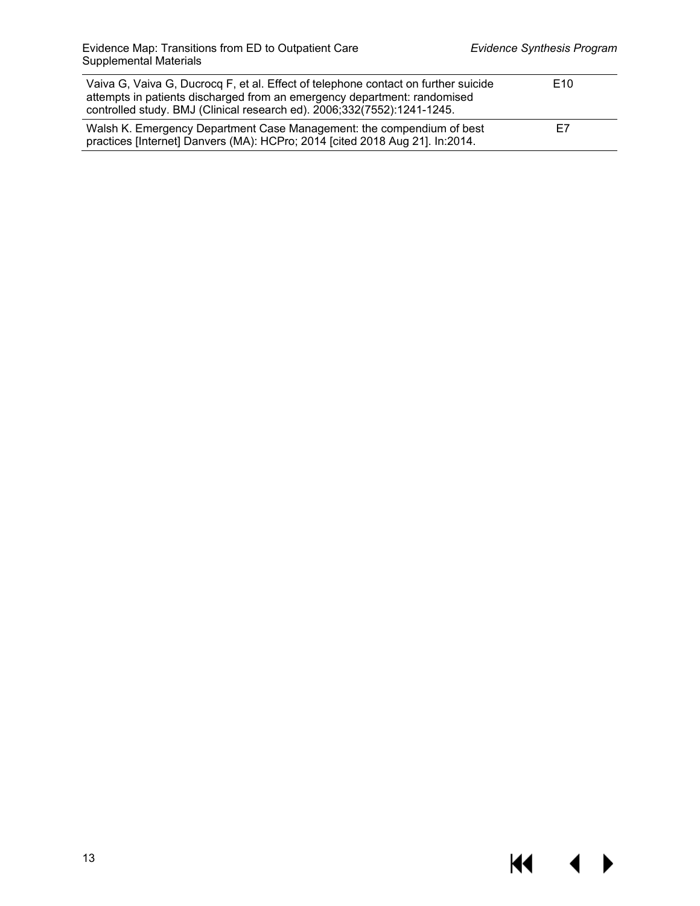| | |
|---|---|
| Vaiva G, Vaiva G, Ducrocq F, et al. Effect of telephone contact on further suicide attempts in patients discharged from an emergency department: randomised controlled study. BMJ (Clinical research ed). 2006;332(7552):1241-1245. | E10 |
| Walsh K. Emergency Department Case Management: the compendium of best practices [Internet] Danvers (MA): HCPro; 2014 [cited 2018 Aug 21]. In:2014. | E7 |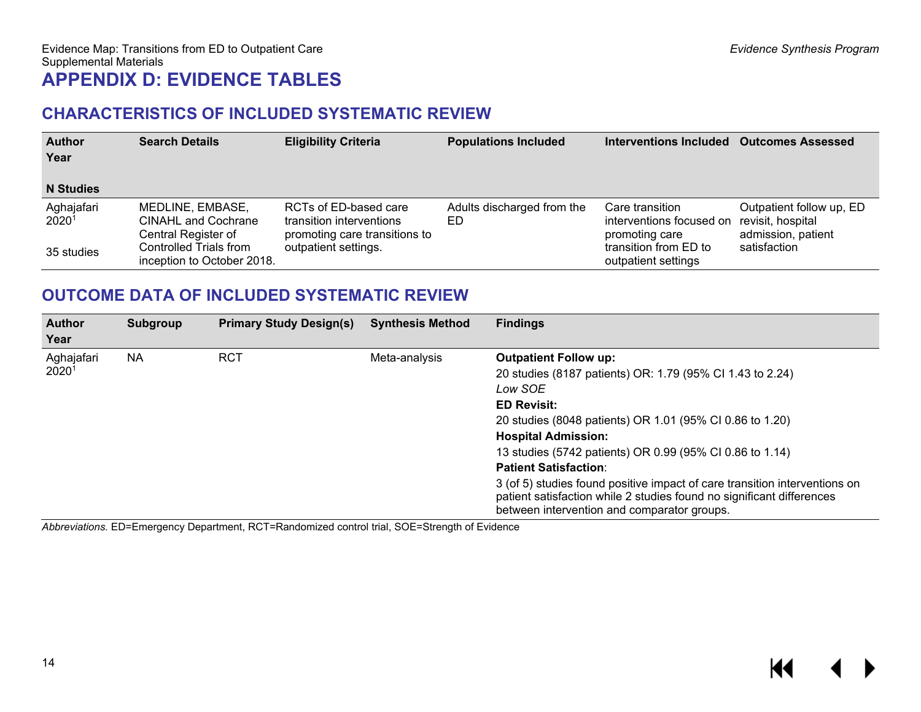# APPENDIX D: EVIDENCE TABLES

## CHARACTERISTICS OF INCLUDED SYSTEMATIC REVIEW

| Author<br>Year<br><br>N Studies | Search Details | Eligibility Criteria | Populations Included | Interventions Included | Outcomes Assessed |
|---|---|---|---|---|---|
| Aghajafari 2020[1]<br><br>35 studies | MEDLINE, EMBASE, CINAHL and Cochrane Central Register of Controlled Trials from inception to October 2018. | RCTs of ED-based care transition interventions promoting care transitions to outpatient settings. | Adults discharged from the ED | Care transition interventions focused on promoting care transition from ED to outpatient settings | Outpatient follow up, ED revisit, hospital admission, patient satisfaction |

## OUTCOME DATA OF INCLUDED SYSTEMATIC REVIEW

| Author<br>Year | Subgroup | Primary Study Design(s) | Synthesis Method | Findings |
|---|---|---|---|---|
| Aghajafari 2020[1] | NA | RCT | Meta-analysis | **Outpatient Follow up:**<br>20 studies (8187 patients) OR: 1.79 (95% CI 1.43 to 2.24)<br>*Low SOE*<br>**ED Revisit:**<br>20 studies (8048 patients) OR 1.01 (95% CI 0.86 to 1.20)<br>**Hospital Admission:**<br>13 studies (5742 patients) OR 0.99 (95% CI 0.86 to 1.14)<br>**Patient Satisfaction**:<br>3 (of 5) studies found positive impact of care transition interventions on patient satisfaction while 2 studies found no significant differences between intervention and comparator groups. |

*Abbreviations.* ED=Emergency Department, RCT=Randomized control trial, SOE=Strength of Evidence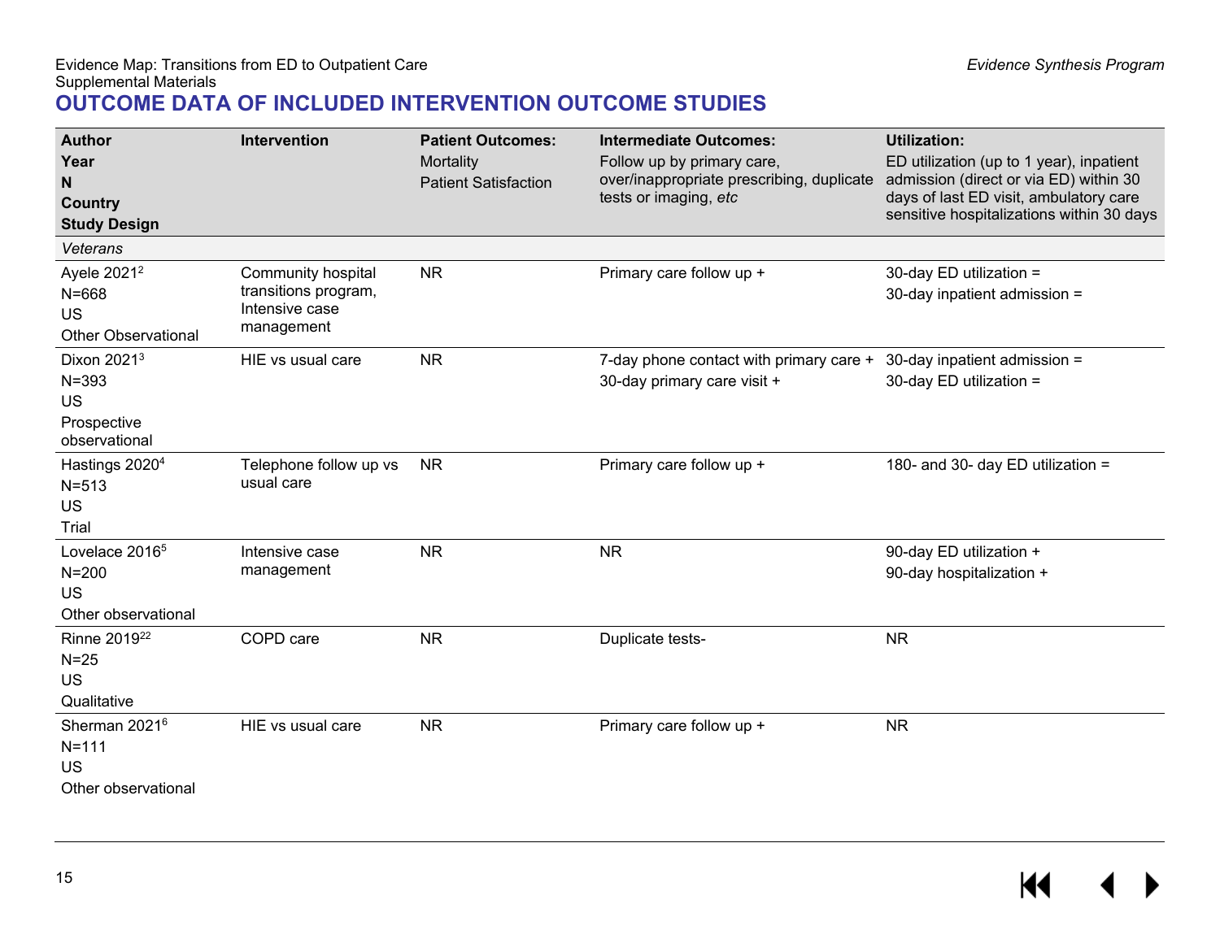## OUTCOME DATA OF INCLUDED INTERVENTION OUTCOME STUDIES

| **Author**<br>**Year**<br>**N**<br>**Country**<br>**Study Design** | **Intervention** | **Patient Outcomes:**<br>Mortality<br>Patient Satisfaction | **Intermediate Outcomes:**<br>Follow up by primary care, over/inappropriate prescribing, duplicate tests or imaging, *etc* | **Utilization:**<br>ED utilization (up to 1 year), inpatient admission (direct or via ED) within 30 days of last ED visit, ambulatory care sensitive hospitalizations within 30 days |
|---|---|---|---|---|
| *Veterans* | | | | |
| Ayele 2021[2]<br>N=668<br>US<br>Other Observational | Community hospital transitions program, Intensive case management | NR | Primary care follow up + | 30-day ED utilization =<br>30-day inpatient admission = |
| Dixon 2021[3]<br>N=393<br>US<br>Prospective observational | HIE vs usual care | NR | 7-day phone contact with primary care +<br>30-day primary care visit + | 30-day inpatient admission =<br>30-day ED utilization = |
| Hastings 2020[4]<br>N=513<br>US<br>Trial | Telephone follow up vs usual care | NR | Primary care follow up + | 180- and 30- day ED utilization = |
| Lovelace 2016[5]<br>N=200<br>US<br>Other observational | Intensive case management | NR | NR | 90-day ED utilization +<br>90-day hospitalization + |
| Rinne 2019[22]<br>N=25<br>US<br>Qualitative | COPD care | NR | Duplicate tests- | NR |
| Sherman 2021[6]<br>N=111<br>US<br>Other observational | HIE vs usual care | NR | Primary care follow up + | NR |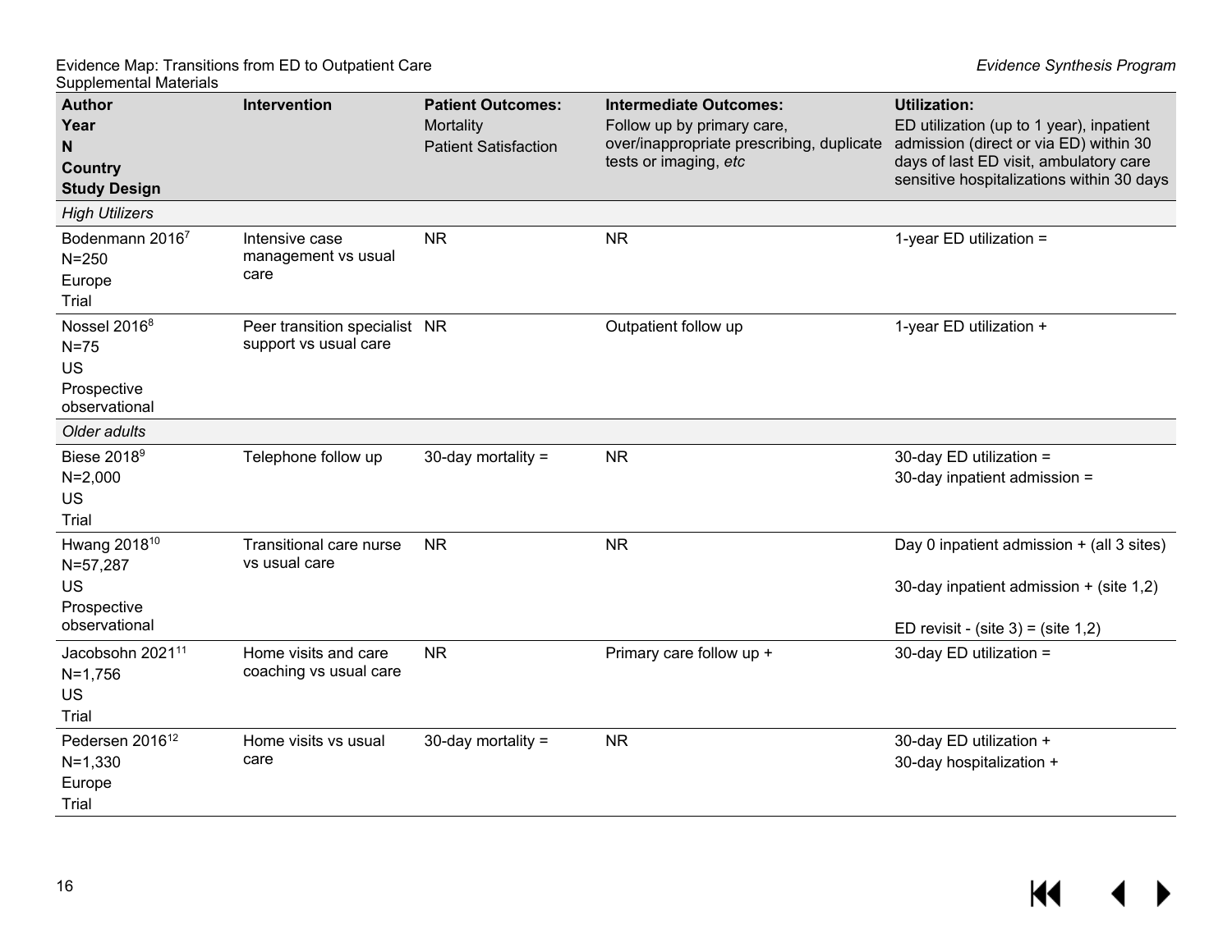| Author<br>Year<br>N<br>Country<br>Study Design | Intervention | Patient Outcomes:<br>Mortality<br>Patient Satisfaction | Intermediate Outcomes:<br>Follow up by primary care, over/inappropriate prescribing, duplicate tests or imaging, *etc* | Utilization:<br>ED utilization (up to 1 year), inpatient admission (direct or via ED) within 30 days of last ED visit, ambulatory care sensitive hospitalizations within 30 days |
|---|---|---|---|---|
| *High Utilizers* | | | | |
| Bodenmann 2016[7]<br>N=250<br>Europe<br>Trial | Intensive case management vs usual care | NR | NR | 1-year ED utilization = |
| Nossel 2016[8]<br>N=75<br>US<br>Prospective observational | Peer transition specialist support vs usual care | NR | Outpatient follow up | 1-year ED utilization + |
| *Older adults* | | | | |
| Biese 2018[9]<br>N=2,000<br>US<br>Trial | Telephone follow up | 30-day mortality = | NR | 30-day ED utilization =<br>30-day inpatient admission = |
| Hwang 2018[10]<br>N=57,287<br>US<br>Prospective observational | Transitional care nurse vs usual care | NR | NR | Day 0 inpatient admission + (all 3 sites)<br><br>30-day inpatient admission + (site 1,2)<br><br>ED revisit - (site 3) = (site 1,2) |
| Jacobsohn 2021[11]<br>N=1,756<br>US<br>Trial | Home visits and care coaching vs usual care | NR | Primary care follow up + | 30-day ED utilization = |
| Pedersen 2016[12]<br>N=1,330<br>Europe<br>Trial | Home visits vs usual care | 30-day mortality = | NR | 30-day ED utilization +<br>30-day hospitalization + |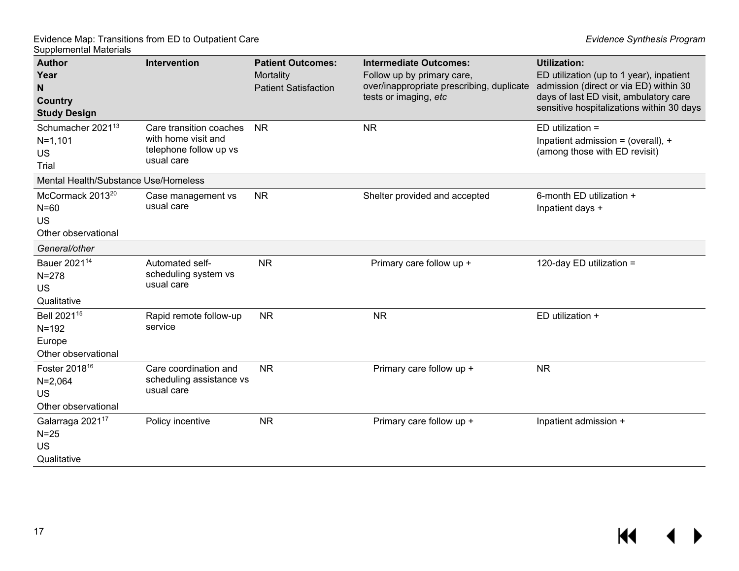| Author<br>Year<br>N<br>Country<br>Study Design | Intervention | Patient Outcomes:<br>Mortality<br>Patient Satisfaction | Intermediate Outcomes:<br>Follow up by primary care, over/inappropriate prescribing, duplicate tests or imaging, *etc* | Utilization:<br>ED utilization (up to 1 year), inpatient admission (direct or via ED) within 30 days of last ED visit, ambulatory care sensitive hospitalizations within 30 days |
|---|---|---|---|---|
| Schumacher 2021[13]<br>N=1,101<br>US<br>Trial | Care transition coaches with home visit and telephone follow up vs usual care | NR | NR | ED utilization =<br>Inpatient admission = (overall), + (among those with ED revisit) |
| Mental Health/Substance Use/Homeless | | | | |
| McCormack 2013[20]<br>N=60<br>US<br>Other observational | Case management vs usual care | NR | Shelter provided and accepted | 6-month ED utilization +<br>Inpatient days + |
| *General/other* | | | | |
| Bauer 2021[14]<br>N=278<br>US<br>Qualitative | Automated self-scheduling system vs usual care | NR | Primary care follow up + | 120-day ED utilization = |
| Bell 2021[15]<br>N=192<br>Europe<br>Other observational | Rapid remote follow-up service | NR | NR | ED utilization + |
| Foster 2018[16]<br>N=2,064<br>US<br>Other observational | Care coordination and scheduling assistance vs usual care | NR | Primary care follow up + | NR |
| Galarraga 2021[17]<br>N=25<br>US<br>Qualitative | Policy incentive | NR | Primary care follow up + | Inpatient admission + |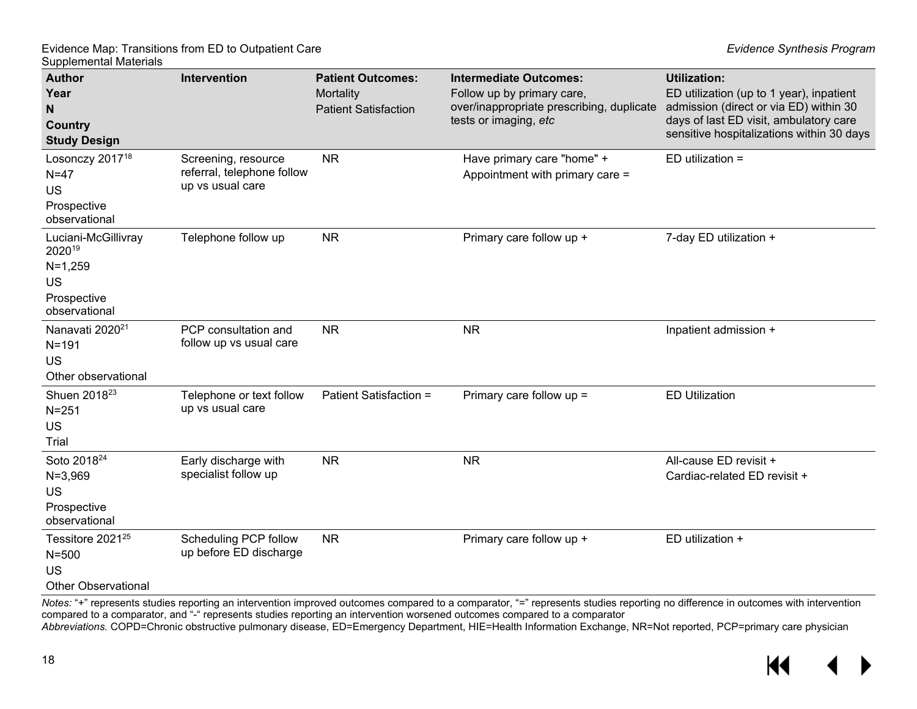| Author<br>Year<br>N<br>Country<br>Study Design | Intervention | Patient Outcomes:<br>Mortality<br>Patient Satisfaction | Intermediate Outcomes:<br>Follow up by primary care, over/inappropriate prescribing, duplicate tests or imaging, *etc* | Utilization:<br>ED utilization (up to 1 year), inpatient admission (direct or via ED) within 30 days of last ED visit, ambulatory care sensitive hospitalizations within 30 days |
|---|---|---|---|---|
| Losonczy 2017[18]<br>N=47<br>US<br>Prospective observational | Screening, resource referral, telephone follow up vs usual care | NR | Have primary care "home" +<br>Appointment with primary care = | ED utilization = |
| Luciani-McGillivray 2020[19]<br>N=1,259<br>US<br>Prospective observational | Telephone follow up | NR | Primary care follow up + | 7-day ED utilization + |
| Nanavati 2020[21]<br>N=191<br>US<br>Other observational | PCP consultation and follow up vs usual care | NR | NR | Inpatient admission + |
| Shuen 2018[23]<br>N=251<br>US<br>Trial | Telephone or text follow up vs usual care | Patient Satisfaction = | Primary care follow up = | ED Utilization |
| Soto 2018[24]<br>N=3,969<br>US<br>Prospective observational | Early discharge with specialist follow up | NR | NR | All-cause ED revisit +<br>Cardiac-related ED revisit + |
| Tessitore 2021[25]<br>N=500<br>US<br>Other Observational | Scheduling PCP follow up before ED discharge | NR | Primary care follow up + | ED utilization + |

*Notes:* "+" represents studies reporting an intervention improved outcomes compared to a comparator, "=" represents studies reporting no difference in outcomes with intervention compared to a comparator, and "-" represents studies reporting an intervention worsened outcomes compared to a comparator

*Abbreviations.* COPD=Chronic obstructive pulmonary disease, ED=Emergency Department, HIE=Health Information Exchange, NR=Not reported, PCP=primary care physician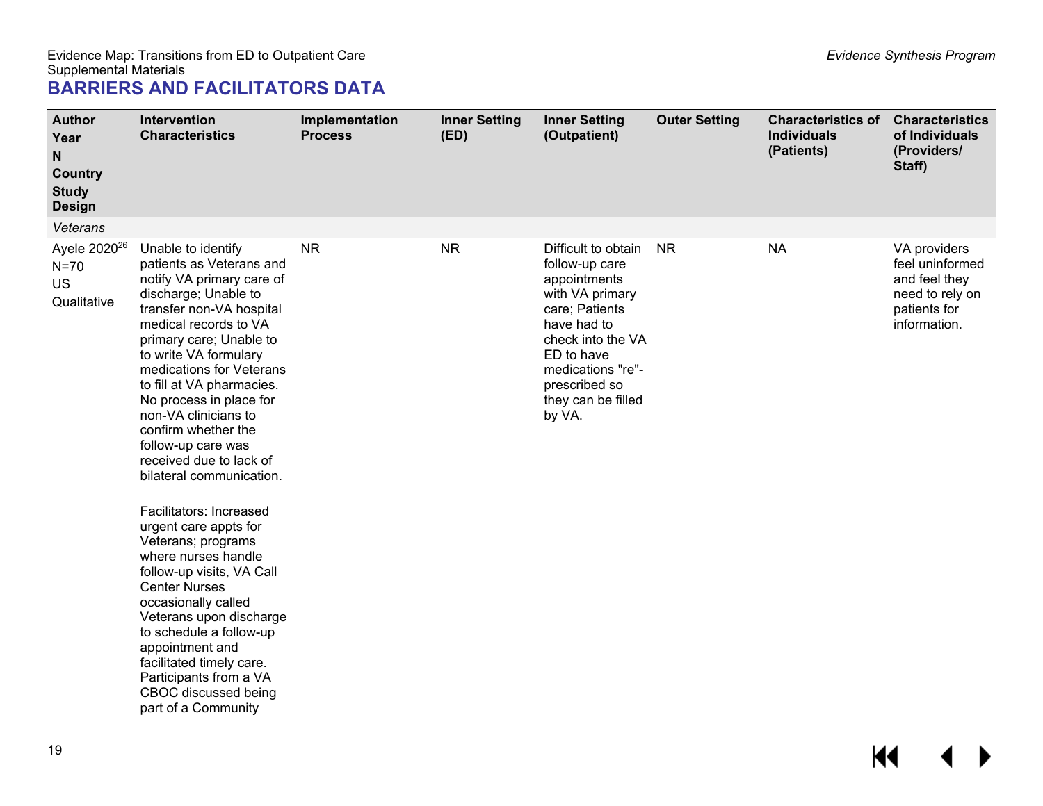## BARRIERS AND FACILITATORS DATA

| Author<br>Year<br>N<br>Country<br>Study Design | Intervention Characteristics | Implementation Process | Inner Setting (ED) | Inner Setting (Outpatient) | Outer Setting | Characteristics of Individuals (Patients) | Characteristics of Individuals (Providers/ Staff) |
|---|---|---|---|---|---|---|---|
| *Veterans* | | | | | | | |
| Ayele 2020[26]<br>N=70<br>US<br>Qualitative | Unable to identify patients as Veterans and notify VA primary care of discharge; Unable to transfer non-VA hospital medical records to VA primary care; Unable to to write VA formulary medications for Veterans to fill at VA pharmacies. No process in place for non-VA clinicians to confirm whether the follow-up care was received due to lack of bilateral communication.<br><br>Facilitators: Increased urgent care appts for Veterans; programs where nurses handle follow-up visits, VA Call Center Nurses occasionally called Veterans upon discharge to schedule a follow-up appointment and facilitated timely care. Participants from a VA CBOC discussed being part of a Community | NR | NR | Difficult to obtain follow-up care appointments with VA primary care; Patients have had to check into the VA ED to have medications "re"-prescribed so they can be filled by VA. | NR | NA | VA providers feel uninformed and feel they need to rely on patients for information. |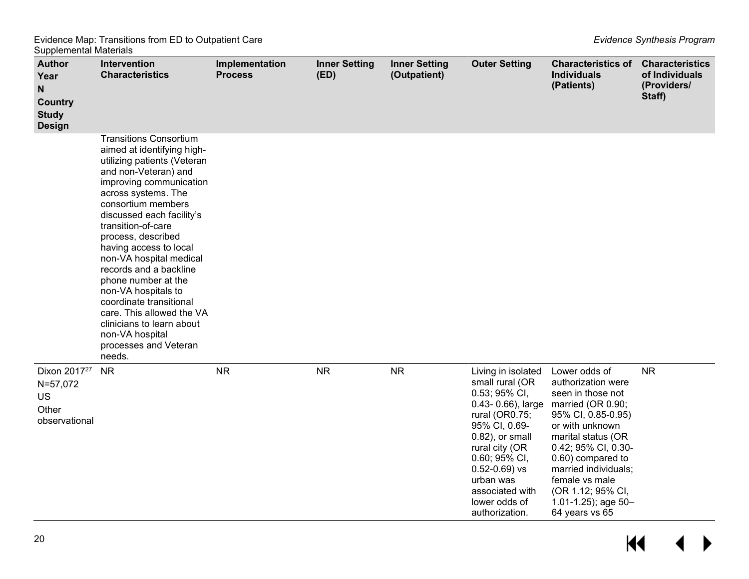| Author Year N Country Study Design | Intervention Characteristics | Implementation Process | Inner Setting (ED) | Inner Setting (Outpatient) | Outer Setting | Characteristics of Individuals (Patients) | Characteristics of Individuals (Providers/ Staff) |
|---|---|---|---|---|---|---|---|
| | Transitions Consortium aimed at identifying high-utilizing patients (Veteran and non-Veteran) and improving communication across systems. The consortium members discussed each facility's transition-of-care process, described having access to local non-VA hospital medical records and a backline phone number at the non-VA hospitals to coordinate transitional care. This allowed the VA clinicians to learn about non-VA hospital processes and Veteran needs. | | | | | | |
| Dixon 2017[27] N=57,072 US Other observational | NR | NR | NR | NR | Living in isolated small rural (OR 0.53; 95% CI, 0.43- 0.66), large rural (OR0.75; 95% CI, 0.69-0.82), or small rural city (OR 0.60; 95% CI, 0.52-0.69) vs urban was associated with lower odds of authorization. | Lower odds of authorization were seen in those not married (OR 0.90; 95% CI, 0.85-0.95) or with unknown marital status (OR 0.42; 95% CI, 0.30-0.60) compared to married individuals; female vs male (OR 1.12; 95% CI, 1.01-1.25); age 50–64 years vs 65 | NR |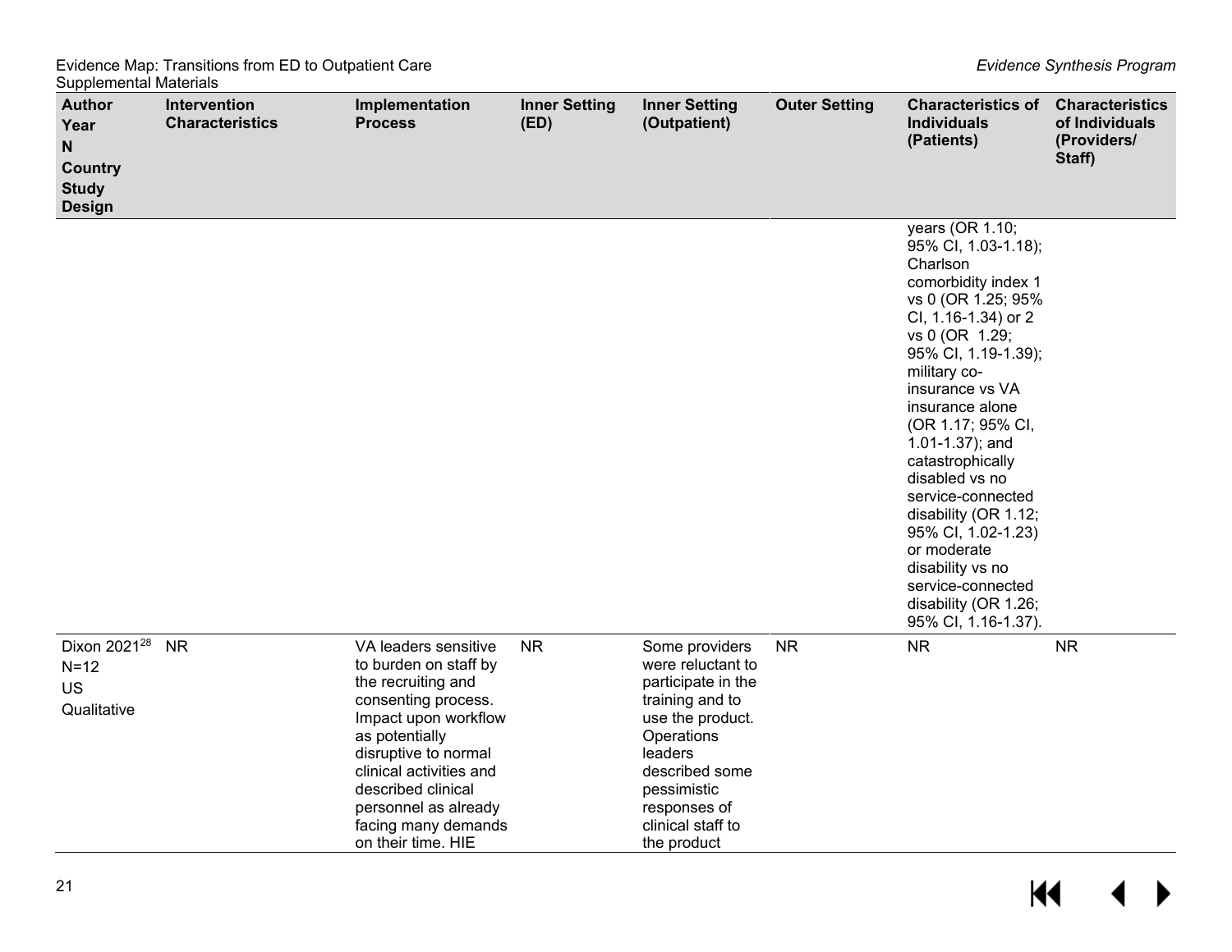| Author<br>Year<br>N<br>Country<br>Study Design | Intervention Characteristics | Implementation Process | Inner Setting (ED) | Inner Setting (Outpatient) | Outer Setting | Characteristics of Individuals (Patients) | Characteristics of Individuals (Providers/ Staff) |
|---|---|---|---|---|---|---|---|
| | | | | | | years (OR 1.10; 95% CI, 1.03-1.18); Charlson comorbidity index 1 vs 0 (OR 1.25; 95% CI, 1.16-1.34) or 2 vs 0 (OR 1.29; 95% CI, 1.19-1.39); military co-insurance vs VA insurance alone (OR 1.17; 95% CI, 1.01-1.37); and catastrophically disabled vs no service-connected disability (OR 1.12; 95% CI, 1.02-1.23) or moderate disability vs no service-connected disability (OR 1.26; 95% CI, 1.16-1.37). | |
| Dixon 2021[28]<br>N=12<br>US<br>Qualitative | NR | VA leaders sensitive to burden on staff by the recruiting and consenting process. Impact upon workflow as potentially disruptive to normal clinical activities and described clinical personnel as already facing many demands on their time. HIE | NR | Some providers were reluctant to participate in the training and to use the product. Operations leaders described some pessimistic responses of clinical staff to the product | NR | NR | NR |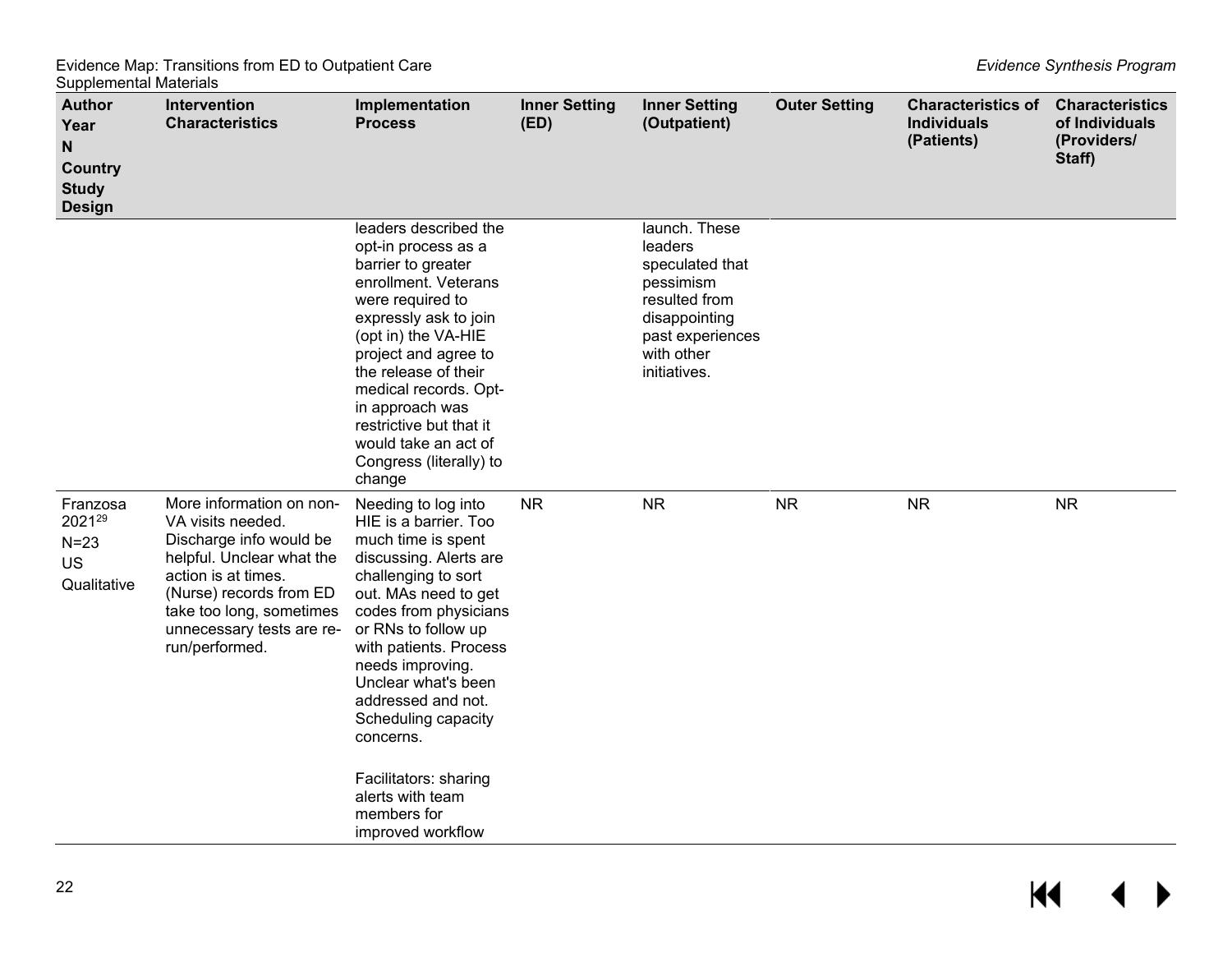| Author Year N Country Study Design | Intervention Characteristics | Implementation Process | Inner Setting (ED) | Inner Setting (Outpatient) | Outer Setting | Characteristics of Individuals (Patients) | Characteristics of Individuals (Providers/ Staff) |
|---|---|---|---|---|---|---|---|
| | | leaders described the opt-in process as a barrier to greater enrollment. Veterans were required to expressly ask to join (opt in) the VA-HIE project and agree to the release of their medical records. Opt-in approach was restrictive but that it would take an act of Congress (literally) to change | | launch. These leaders speculated that pessimism resulted from disappointing past experiences with other initiatives. | | | |
| Franzosa 2021[29] N=23 US Qualitative | More information on non-VA visits needed. Discharge info would be helpful. Unclear what the action is at times. (Nurse) records from ED take too long, sometimes unnecessary tests are re-run/performed. | Needing to log into HIE is a barrier. Too much time is spent discussing. Alerts are challenging to sort out. MAs need to get codes from physicians or RNs to follow up with patients. Process needs improving. Unclear what's been addressed and not. Scheduling capacity concerns.<br><br>Facilitators: sharing alerts with team members for improved workflow | NR | NR | NR | NR | NR |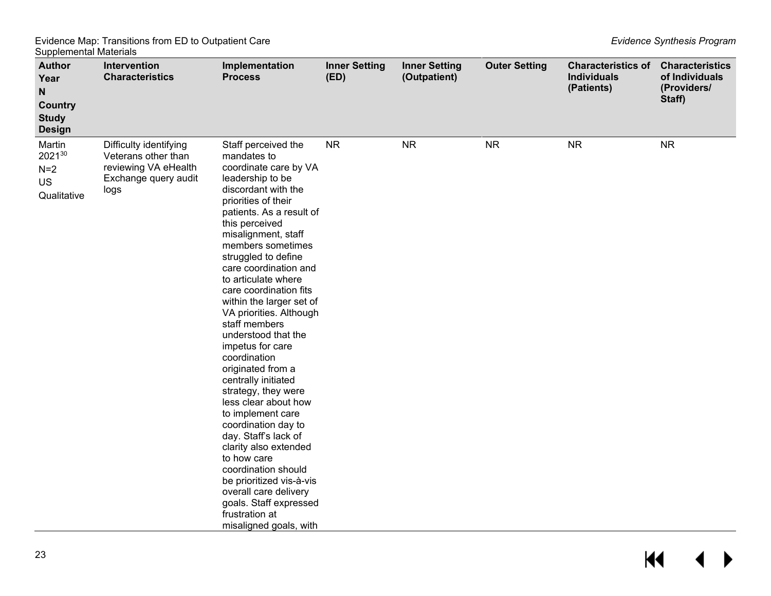| Author Year N Country Study Design | Intervention Characteristics | Implementation Process | Inner Setting (ED) | Inner Setting (Outpatient) | Outer Setting | Characteristics of Individuals (Patients) | Characteristics of Individuals (Providers/ Staff) |
|---|---|---|---|---|---|---|---|
| Martin 2021[30] N=2 US Qualitative | Difficulty identifying Veterans other than reviewing VA eHealth Exchange query audit logs | Staff perceived the mandates to coordinate care by VA leadership to be discordant with the priorities of their patients. As a result of this perceived misalignment, staff members sometimes struggled to define care coordination and to articulate where care coordination fits within the larger set of VA priorities. Although staff members understood that the impetus for care coordination originated from a centrally initiated strategy, they were less clear about how to implement care coordination day to day. Staff's lack of clarity also extended to how care coordination should be prioritized vis-à-vis overall care delivery goals. Staff expressed frustration at misaligned goals, with | NR | NR | NR | NR | NR |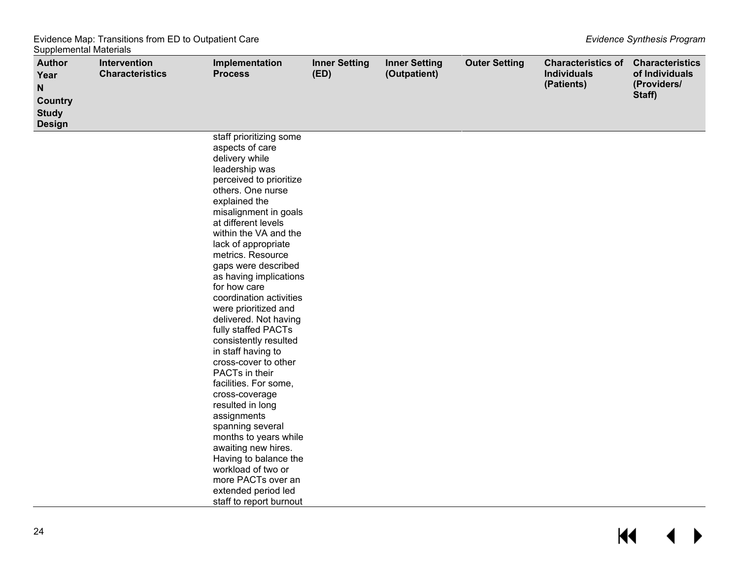| Author Year N Country Study Design | Intervention Characteristics | Implementation Process | Inner Setting (ED) | Inner Setting (Outpatient) | Outer Setting | Characteristics of Individuals (Patients) | Characteristics of Individuals (Providers/ Staff) |
|---|---|---|---|---|---|---|---|
| | | staff prioritizing some aspects of care delivery while leadership was perceived to prioritize others. One nurse explained the misalignment in goals at different levels within the VA and the lack of appropriate metrics. Resource gaps were described as having implications for how care coordination activities were prioritized and delivered. Not having fully staffed PACTs consistently resulted in staff having to cross-cover to other PACTs in their facilities. For some, cross-coverage resulted in long assignments spanning several months to years while awaiting new hires. Having to balance the workload of two or more PACTs over an extended period led staff to report burnout | | | | | |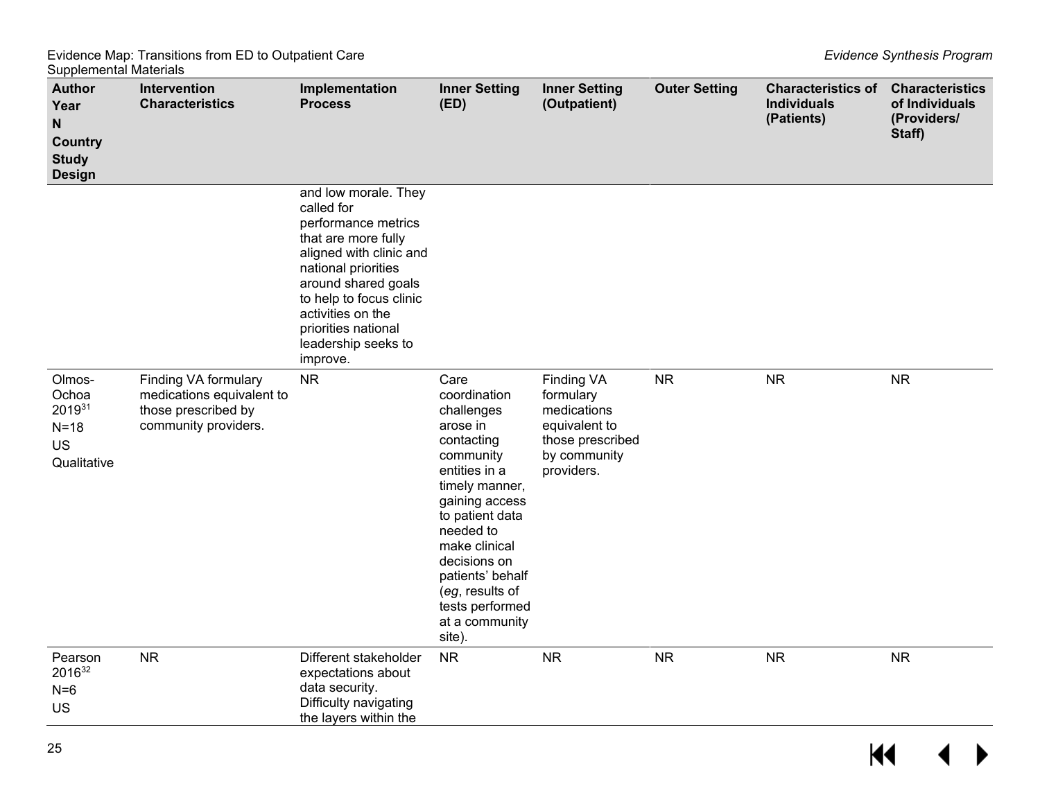| Author Year N Country Study Design | Intervention Characteristics | Implementation Process | Inner Setting (ED) | Inner Setting (Outpatient) | Outer Setting | Characteristics of Individuals (Patients) | Characteristics of Individuals (Providers/ Staff) |
|---|---|---|---|---|---|---|---|
| | | and low morale. They called for performance metrics that are more fully aligned with clinic and national priorities around shared goals to help to focus clinic activities on the priorities national leadership seeks to improve. | | | | | |
| Olmos-Ochoa 2019[31] N=18 US Qualitative | Finding VA formulary medications equivalent to those prescribed by community providers. | NR | Care coordination challenges arose in contacting community entities in a timely manner, gaining access to patient data needed to make clinical decisions on patients' behalf (*eg*, results of tests performed at a community site). | Finding VA formulary medications equivalent to those prescribed by community providers. | NR | NR | NR |
| Pearson 2016[32] N=6 US | NR | Different stakeholder expectations about data security. Difficulty navigating the layers within the | NR | NR | NR | NR | NR |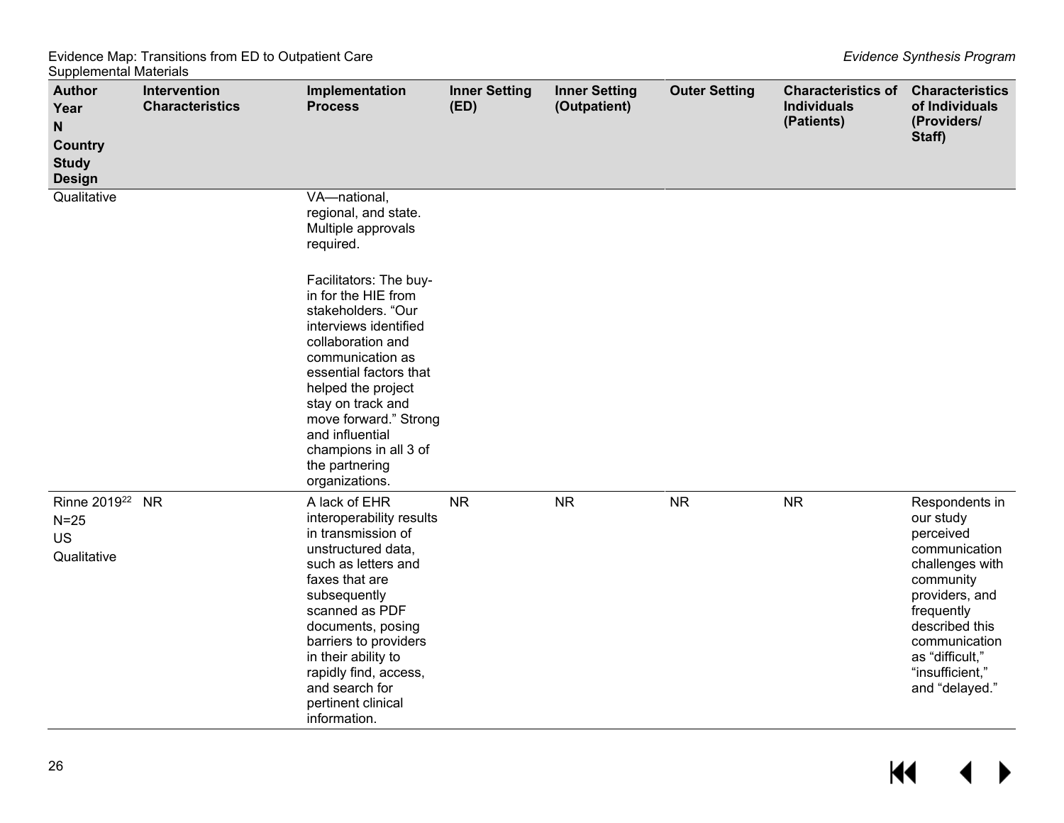| Author Year N Country Study Design | Intervention Characteristics | Implementation Process | Inner Setting (ED) | Inner Setting (Outpatient) | Outer Setting | Characteristics of Individuals (Patients) | Characteristics of Individuals (Providers/ Staff) |
|---|---|---|---|---|---|---|---|
| Qualitative | | VA—national, regional, and state. Multiple approvals required.<br><br>Facilitators: The buy-in for the HIE from stakeholders. "Our interviews identified collaboration and communication as essential factors that helped the project stay on track and move forward." Strong and influential champions in all 3 of the partnering organizations. | | | | | |
| Rinne 2019[22]<br>N=25<br>US<br>Qualitative | NR | A lack of EHR interoperability results in transmission of unstructured data, such as letters and faxes that are subsequently scanned as PDF documents, posing barriers to providers in their ability to rapidly find, access, and search for pertinent clinical information. | NR | NR | NR | NR | Respondents in our study perceived communication challenges with community providers, and frequently described this communication as "difficult," "insufficient," and "delayed." |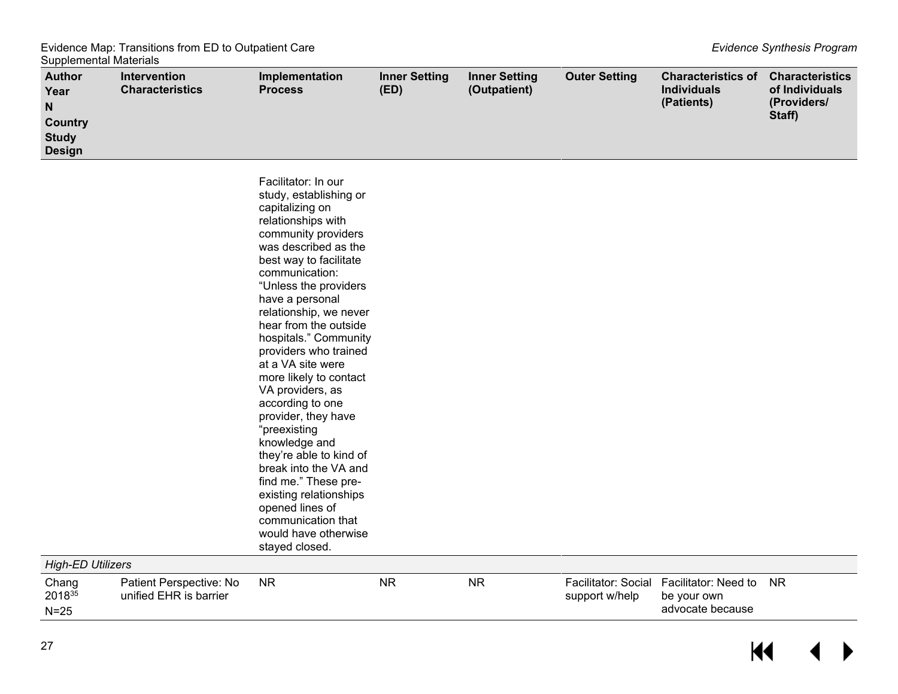| Author Year N Country Study Design | Intervention Characteristics | Implementation Process | Inner Setting (ED) | Inner Setting (Outpatient) | Outer Setting | Characteristics of Individuals (Patients) | Characteristics of Individuals (Providers/ Staff) |
|---|---|---|---|---|---|---|---|
| | | Facilitator: In our study, establishing or capitalizing on relationships with community providers was described as the best way to facilitate communication: "Unless the providers have a personal relationship, we never hear from the outside hospitals." Community providers who trained at a VA site were more likely to contact VA providers, as according to one provider, they have "preexisting knowledge and they're able to kind of break into the VA and find me." These pre-existing relationships opened lines of communication that would have otherwise stayed closed. | | | | | |
| *High-ED Utilizers* | | | | | | | |
| Chang 2018[35] N=25 | Patient Perspective: No unified EHR is barrier | NR | NR | NR | Facilitator: Social support w/help | Facilitator: Need to be your own advocate because | NR |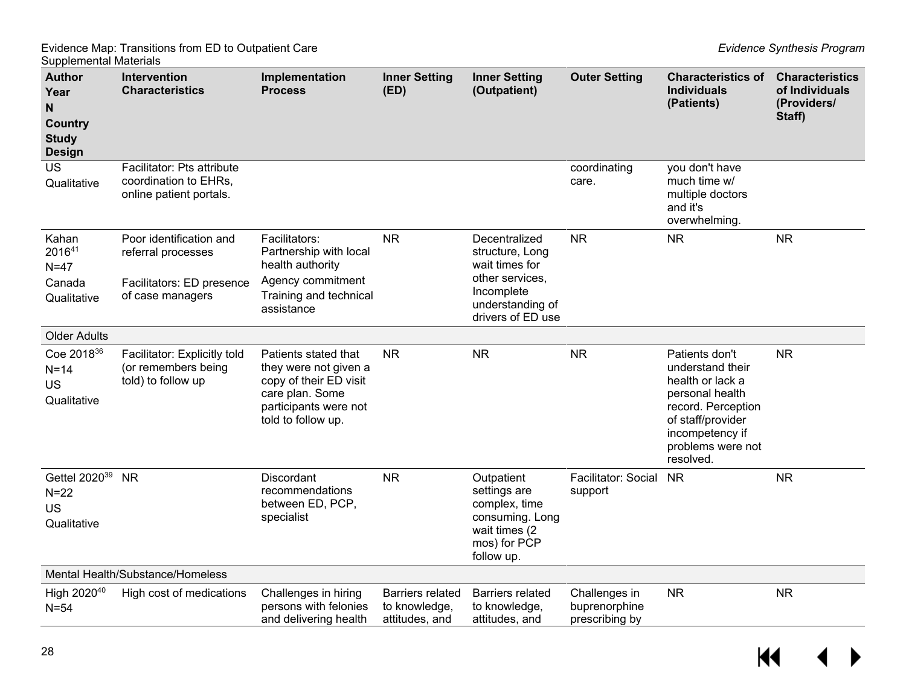| Author Year N Country Study Design | Intervention Characteristics | Implementation Process | Inner Setting (ED) | Inner Setting (Outpatient) | Outer Setting | Characteristics of Individuals (Patients) | Characteristics of Individuals (Providers/ Staff) |
|---|---|---|---|---|---|---|---|
| US<br>Qualitative | Facilitator: Pts attribute coordination to EHRs, online patient portals. | | | | coordinating care. | you don't have much time w/ multiple doctors and it's overwhelming. | |
| Kahan 2016[41]<br>N=47<br>Canada<br>Qualitative | Poor identification and referral processes<br><br>Facilitators: ED presence of case managers | Facilitators: Partnership with local health authority<br>Agency commitment<br>Training and technical assistance | NR | Decentralized structure, Long wait times for other services, Incomplete understanding of drivers of ED use | NR | NR | NR |
| **Older Adults** | | | | | | | |
| Coe 2018[36]<br>N=14<br>US<br>Qualitative | Facilitator: Explicitly told (or remembers being told) to follow up | Patients stated that they were not given a copy of their ED visit care plan. Some participants were not told to follow up. | NR | NR | NR | Patients don't understand their health or lack a personal health record. Perception of staff/provider incompetency if problems were not resolved. | NR |
| Gettel 2020[39]<br>N=22<br>US<br>Qualitative | NR | Discordant recommendations between ED, PCP, specialist | NR | Outpatient settings are complex, time consuming. Long wait times (2 mos) for PCP follow up. | Facilitator: Social support | NR | NR |
| **Mental Health/Substance/Homeless** | | | | | | | |
| High 2020[40]<br>N=54 | High cost of medications | Challenges in hiring persons with felonies and delivering health | Barriers related to knowledge, attitudes, and | Barriers related to knowledge, attitudes, and | Challenges in buprenorphine prescribing by | NR | NR |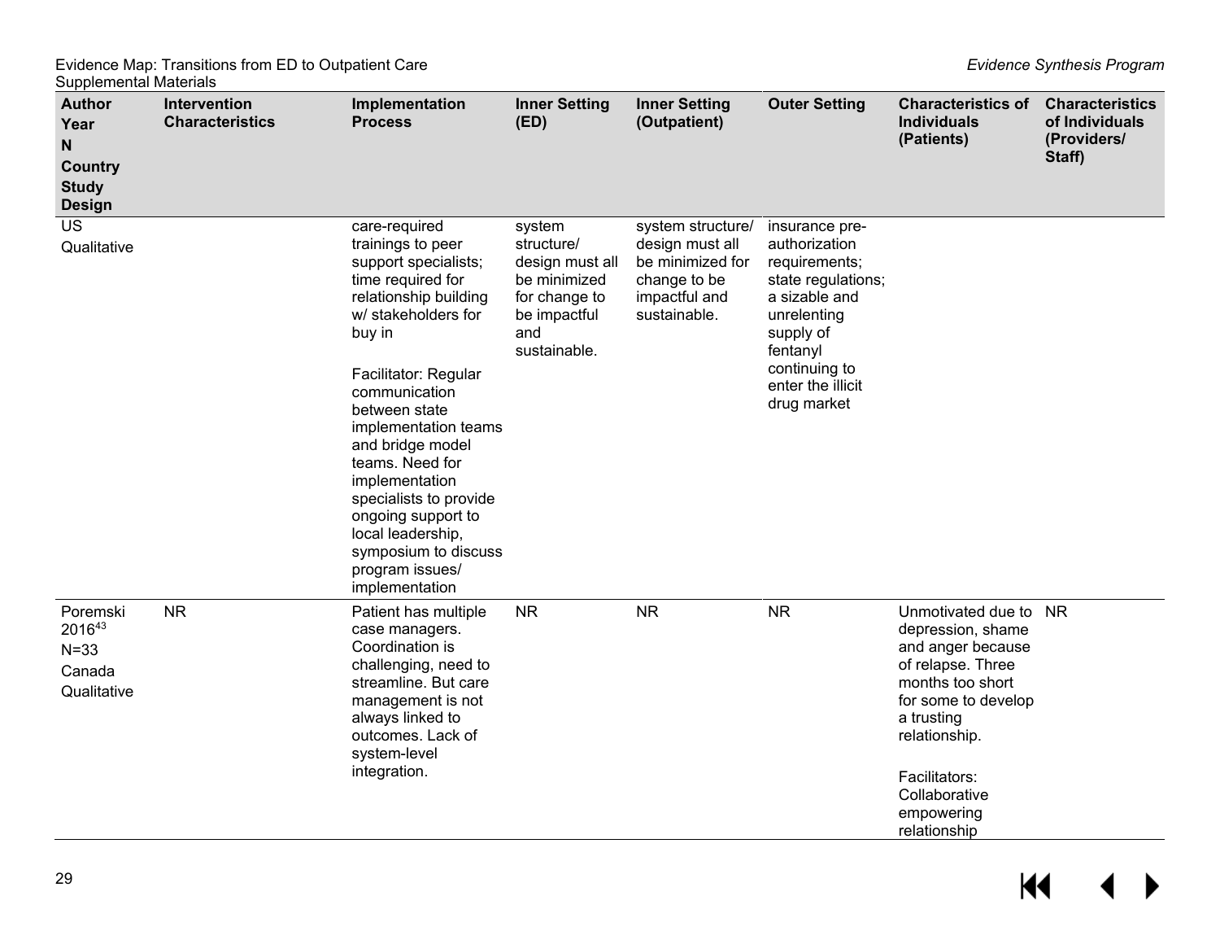| Author<br>Year<br>N<br>Country<br>Study Design | Intervention Characteristics | Implementation Process | Inner Setting (ED) | Inner Setting (Outpatient) | Outer Setting | Characteristics of Individuals (Patients) | Characteristics of Individuals (Providers/ Staff) |
|---|---|---|---|---|---|---|---|
| US<br>Qualitative | | care-required trainings to peer support specialists; time required for relationship building w/ stakeholders for buy in<br><br>Facilitator: Regular communication between state implementation teams and bridge model teams. Need for implementation specialists to provide ongoing support to local leadership, symposium to discuss program issues/ implementation | system structure/ design must all be minimized for change to be impactful and sustainable. | system structure/ design must all be minimized for change to be impactful and sustainable. | insurance pre-authorization requirements; state regulations; a sizable and unrelenting supply of fentanyl continuing to enter the illicit drug market | | |
| Poremski 2016[43]<br>N=33<br>Canada<br>Qualitative | NR | Patient has multiple case managers. Coordination is challenging, need to streamline. But care management is not always linked to outcomes. Lack of system-level integration. | NR | NR | NR | Unmotivated due to depression, shame and anger because of relapse. Three months too short for some to develop a trusting relationship.<br><br>Facilitators: Collaborative empowering relationship | NR |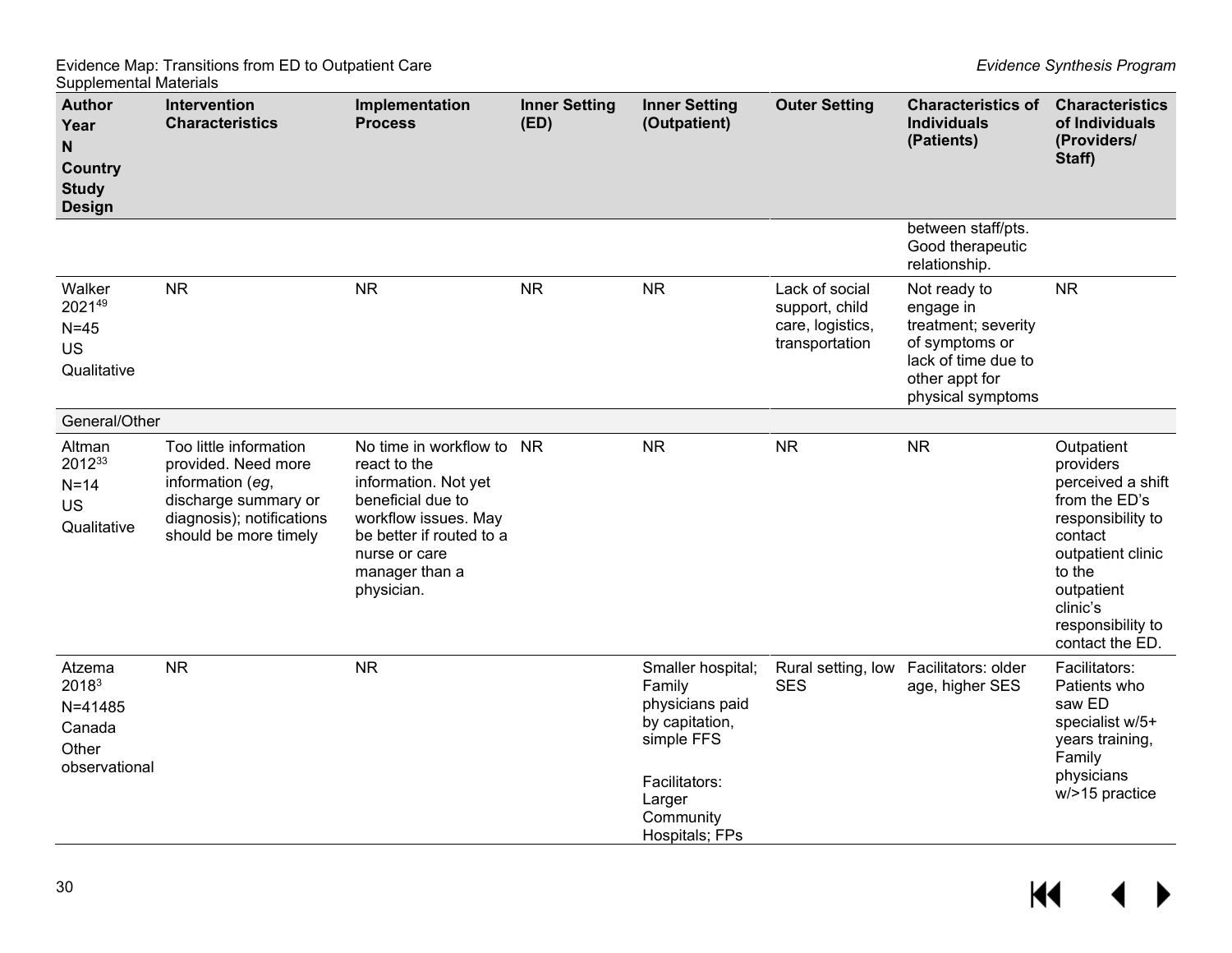| Author Year N Country Study Design | Intervention Characteristics | Implementation Process | Inner Setting (ED) | Inner Setting (Outpatient) | Outer Setting | Characteristics of Individuals (Patients) | Characteristics of Individuals (Providers/ Staff) |
|---|---|---|---|---|---|---|---|
| | | | | | | between staff/pts. Good therapeutic relationship. | |
| Walker 2021[49] N=45 US Qualitative | NR | NR | NR | NR | Lack of social support, child care, logistics, transportation | Not ready to engage in treatment; severity of symptoms or lack of time due to other appt for physical symptoms | NR |
| General/Other | | | | | | | |
| Altman 2012[33] N=14 US Qualitative | Too little information provided. Need more information (*eg*, discharge summary or diagnosis); notifications should be more timely | No time in workflow to react to the information. Not yet beneficial due to workflow issues. May be better if routed to a nurse or care manager than a physician. | NR | NR | NR | NR | Outpatient providers perceived a shift from the ED's responsibility to contact outpatient clinic to the outpatient clinic's responsibility to contact the ED. |
| Atzema 2018[3] N=41485 Canada Other observational | NR | NR | | Smaller hospital; Family physicians paid by capitation, simple FFS<br><br>Facilitators: Larger Community Hospitals; FPs | Rural setting, low SES | Facilitators: older age, higher SES | Facilitators: Patients who saw ED specialist w/5+ years training, Family physicians w/>15 practice |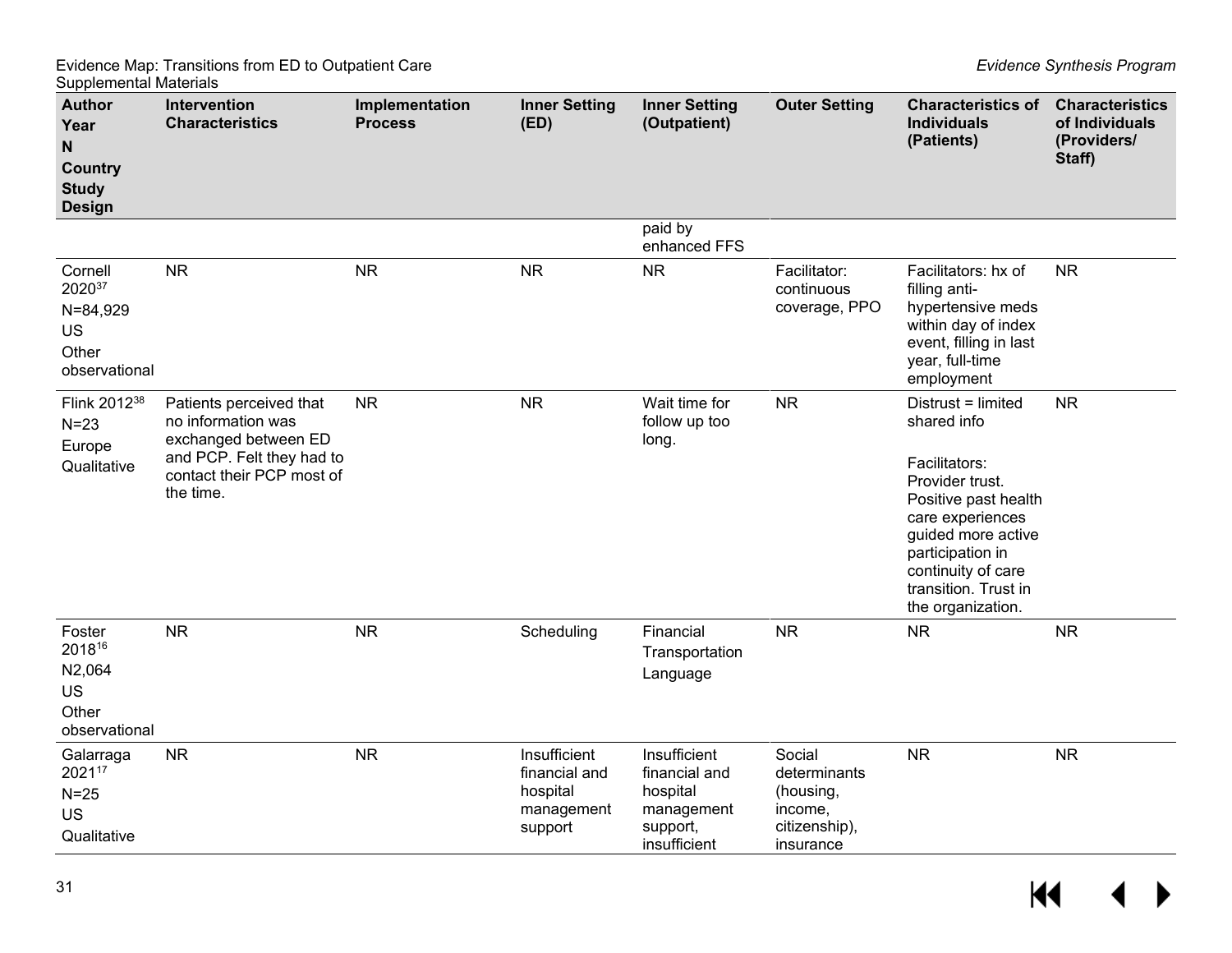| Author Year N Country Study Design | Intervention Characteristics | Implementation Process | Inner Setting (ED) | Inner Setting (Outpatient) | Outer Setting | Characteristics of Individuals (Patients) | Characteristics of Individuals (Providers/ Staff) |
|---|---|---|---|---|---|---|---|
| | | | | paid by enhanced FFS | | | |
| Cornell 2020[37] N=84,929 US Other observational | NR | NR | NR | NR | Facilitator: continuous coverage, PPO | Facilitators: hx of filling anti-hypertensive meds within day of index event, filling in last year, full-time employment | NR |
| Flink 2012[38] N=23 Europe Qualitative | Patients perceived that no information was exchanged between ED and PCP. Felt they had to contact their PCP most of the time. | NR | NR | Wait time for follow up too long. | NR | Distrust = limited shared info<br><br>Facilitators: Provider trust. Positive past health care experiences guided more active participation in continuity of care transition. Trust in the organization. | NR |
| Foster 2018[16] N2,064 US Other observational | NR | NR | Scheduling | Financial<br>Transportation<br>Language | NR | NR | NR |
| Galarraga 2021[17] N=25 US Qualitative | NR | NR | Insufficient financial and hospital management support | Insufficient financial and hospital management support, insufficient | Social determinants (housing, income, citizenship), insurance | NR | NR |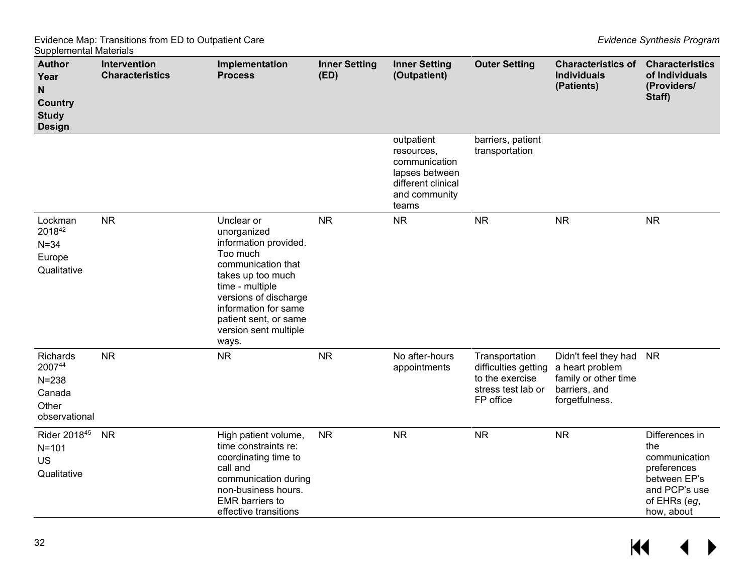| Author Year N Country Study Design | Intervention Characteristics | Implementation Process | Inner Setting (ED) | Inner Setting (Outpatient) | Outer Setting | Characteristics of Individuals (Patients) | Characteristics of Individuals (Providers/ Staff) |
|---|---|---|---|---|---|---|---|
| | | | | outpatient resources, communication lapses between different clinical and community teams | barriers, patient transportation | | |
| Lockman 2018[42] N=34 Europe Qualitative | NR | Unclear or unorganized information provided. Too much communication that takes up too much time - multiple versions of discharge information for same patient sent, or same version sent multiple ways. | NR | NR | NR | NR | NR |
| Richards 2007[44] N=238 Canada Other observational | NR | NR | NR | No after-hours appointments | Transportation difficulties getting to the exercise stress test lab or FP office | Didn't feel they had a heart problem family or other time barriers, and forgetfulness. | NR |
| Rider 2018[45] N=101 US Qualitative | NR | High patient volume, time constraints re: coordinating time to call and communication during non-business hours. EMR barriers to effective transitions | NR | NR | NR | NR | Differences in the communication preferences between EP's and PCP's use of EHRs (*eg*, how, about |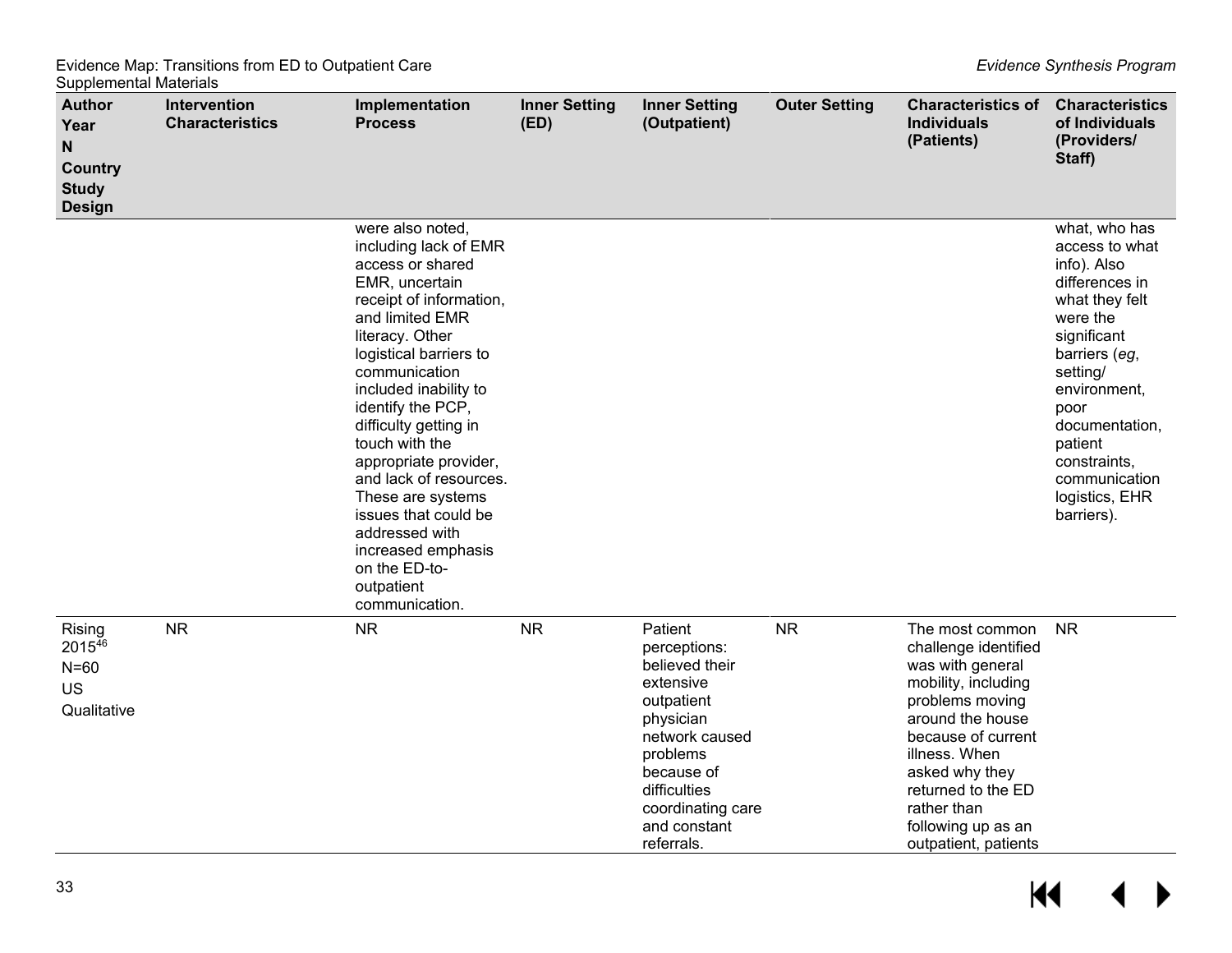| Author<br>Year<br>N<br>Country<br>Study Design | Intervention Characteristics | Implementation Process | Inner Setting (ED) | Inner Setting (Outpatient) | Outer Setting | Characteristics of Individuals (Patients) | Characteristics of Individuals (Providers/ Staff) |
|---|---|---|---|---|---|---|---|
| | | were also noted, including lack of EMR access or shared EMR, uncertain receipt of information, and limited EMR literacy. Other logistical barriers to communication included inability to identify the PCP, difficulty getting in touch with the appropriate provider, and lack of resources. These are systems issues that could be addressed with increased emphasis on the ED-to-outpatient communication. | | | | | what, who has access to what info). Also differences in what they felt were the significant barriers (*eg*, setting/ environment, poor documentation, patient constraints, communication logistics, EHR barriers). |
| Rising 2015[46]<br>N=60<br>US<br>Qualitative | NR | NR | NR | Patient perceptions: believed their extensive outpatient physician network caused problems because of difficulties coordinating care and constant referrals. | NR | The most common challenge identified was with general mobility, including problems moving around the house because of current illness. When asked why they returned to the ED rather than following up as an outpatient, patients | NR |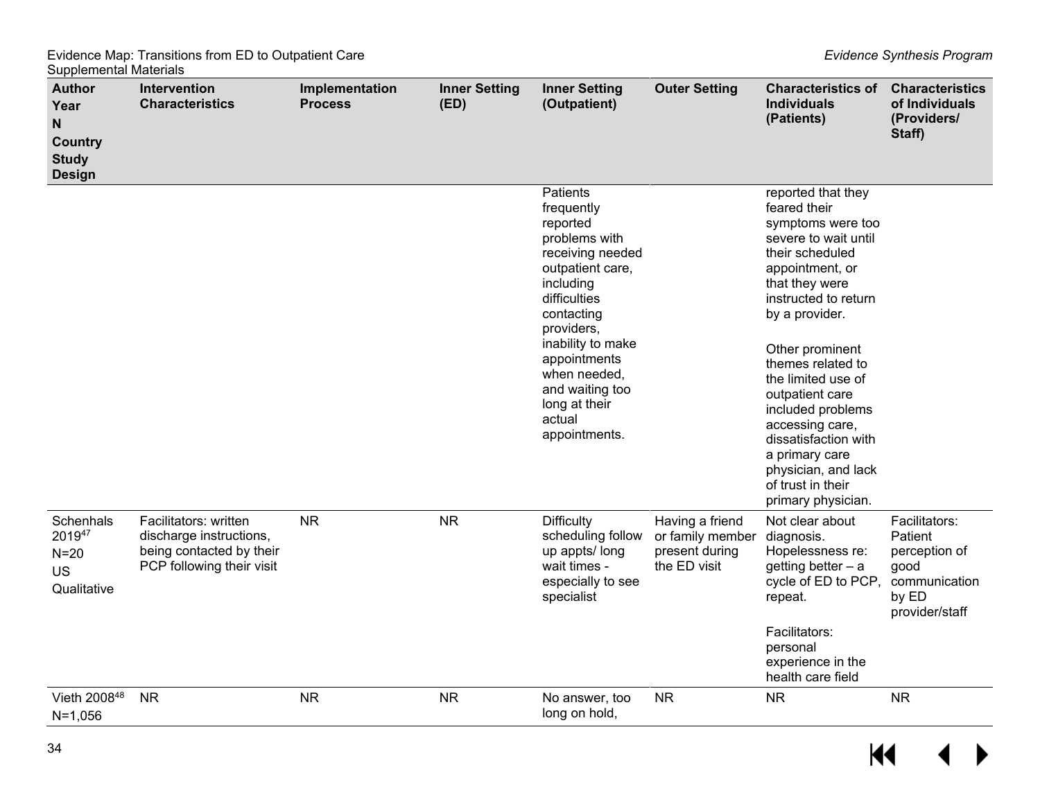| Author<br>Year<br>N<br>Country<br>Study Design | Intervention Characteristics | Implementation Process | Inner Setting (ED) | Inner Setting (Outpatient) | Outer Setting | Characteristics of Individuals (Patients) | Characteristics of Individuals (Providers/ Staff) |
|---|---|---|---|---|---|---|---|
| | | | | Patients frequently reported problems with receiving needed outpatient care, including difficulties contacting providers, inability to make appointments when needed, and waiting too long at their actual appointments. | | reported that they feared their symptoms were too severe to wait until their scheduled appointment, or that they were instructed to return by a provider.<br><br>Other prominent themes related to the limited use of outpatient care included problems accessing care, dissatisfaction with a primary care physician, and lack of trust in their primary physician. | |
| Schenhals 2019[47]<br>N=20<br>US<br>Qualitative | Facilitators: written discharge instructions, being contacted by their PCP following their visit | NR | NR | Difficulty scheduling follow up appts/ long wait times - especially to see specialist | Having a friend or family member present during the ED visit | Not clear about diagnosis. Hopelessness re: getting better – a cycle of ED to PCP, repeat.<br><br>Facilitators: personal experience in the health care field | Facilitators: Patient perception of good communication by ED provider/staff |
| Vieth 2008[48]<br>N=1,056 | NR | NR | NR | No answer, too long on hold, | NR | NR | NR |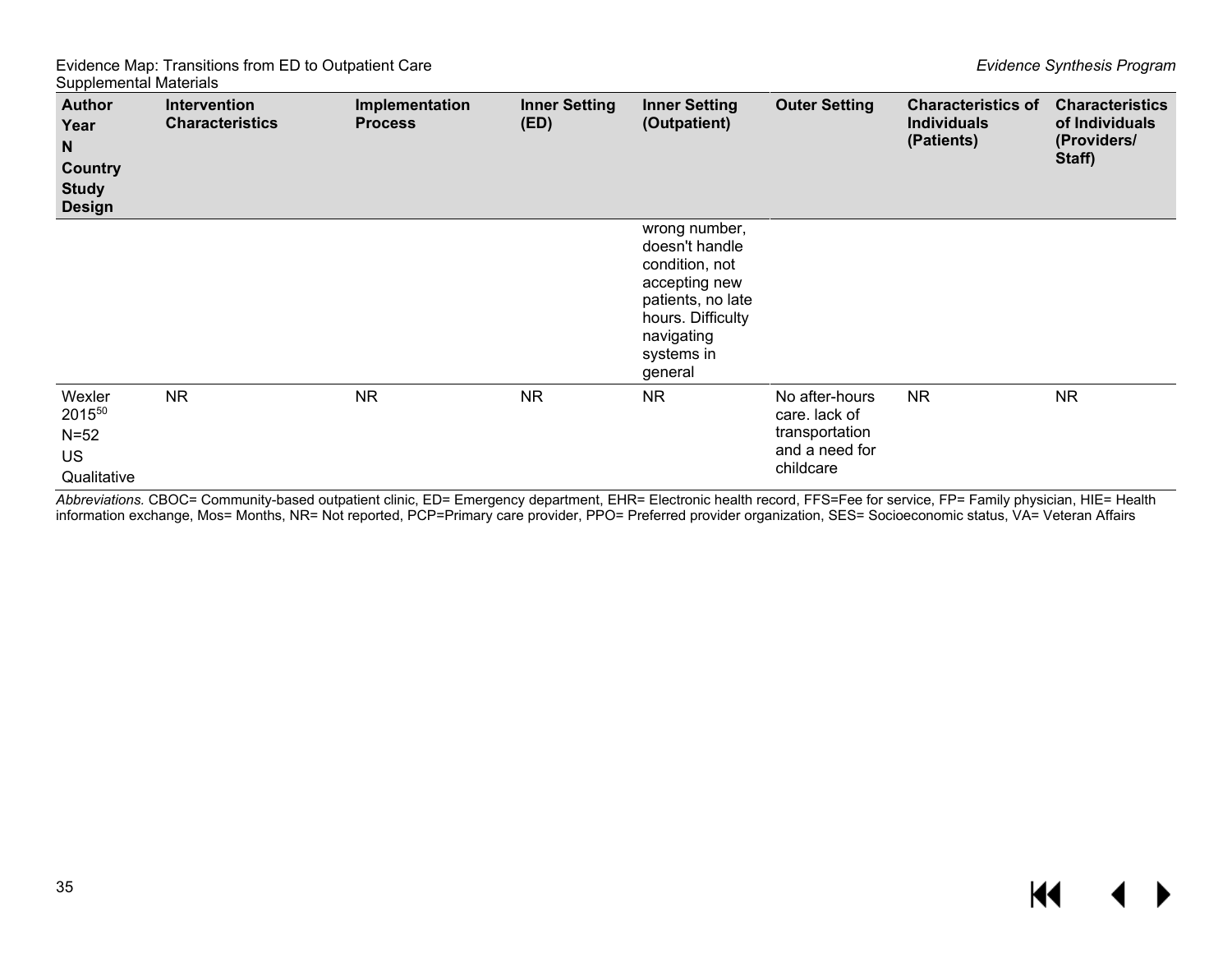| Author<br>Year<br>N<br>Country<br>Study Design | Intervention Characteristics | Implementation Process | Inner Setting (ED) | Inner Setting (Outpatient) | Outer Setting | Characteristics of Individuals (Patients) | Characteristics of Individuals (Providers/ Staff) |
|---|---|---|---|---|---|---|---|
| | | | | wrong number, doesn't handle condition, not accepting new patients, no late hours. Difficulty navigating systems in general | | | |
| Wexler<br>2015[50]<br>N=52<br>US<br>Qualitative | NR | NR | NR | NR | No after-hours care. lack of transportation and a need for childcare | NR | NR |

*Abbreviations.* CBOC= Community-based outpatient clinic, ED= Emergency department, EHR= Electronic health record, FFS=Fee for service, FP= Family physician, HIE= Health information exchange, Mos= Months, NR= Not reported, PCP=Primary care provider, PPO= Preferred provider organization, SES= Socioeconomic status, VA= Veteran Affairs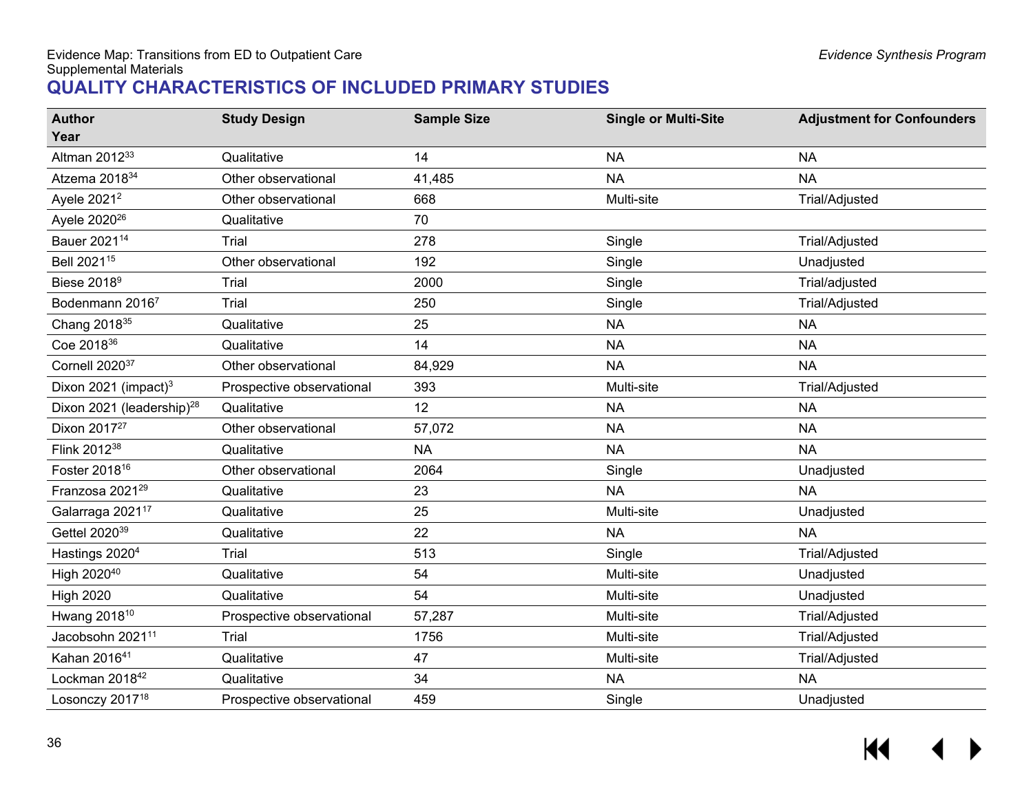## QUALITY CHARACTERISTICS OF INCLUDED PRIMARY STUDIES

| Author Year | Study Design | Sample Size | Single or Multi-Site | Adjustment for Confounders |
|---|---|---|---|---|
| Altman 2012[33] | Qualitative | 14 | NA | NA |
| Atzema 2018[34] | Other observational | 41,485 | NA | NA |
| Ayele 2021[2] | Other observational | 668 | Multi-site | Trial/Adjusted |
| Ayele 2020[26] | Qualitative | 70 | | |
| Bauer 2021[14] | Trial | 278 | Single | Trial/Adjusted |
| Bell 2021[15] | Other observational | 192 | Single | Unadjusted |
| Biese 2018[9] | Trial | 2000 | Single | Trial/adjusted |
| Bodenmann 2016[7] | Trial | 250 | Single | Trial/Adjusted |
| Chang 2018[35] | Qualitative | 25 | NA | NA |
| Coe 2018[36] | Qualitative | 14 | NA | NA |
| Cornell 2020[37] | Other observational | 84,929 | NA | NA |
| Dixon 2021 (impact)[3] | Prospective observational | 393 | Multi-site | Trial/Adjusted |
| Dixon 2021 (leadership)[28] | Qualitative | 12 | NA | NA |
| Dixon 2017[27] | Other observational | 57,072 | NA | NA |
| Flink 2012[38] | Qualitative | NA | NA | NA |
| Foster 2018[16] | Other observational | 2064 | Single | Unadjusted |
| Franzosa 2021[29] | Qualitative | 23 | NA | NA |
| Galarraga 2021[17] | Qualitative | 25 | Multi-site | Unadjusted |
| Gettel 2020[39] | Qualitative | 22 | NA | NA |
| Hastings 2020[4] | Trial | 513 | Single | Trial/Adjusted |
| High 2020[40] | Qualitative | 54 | Multi-site | Unadjusted |
| High 2020 | Qualitative | 54 | Multi-site | Unadjusted |
| Hwang 2018[10] | Prospective observational | 57,287 | Multi-site | Trial/Adjusted |
| Jacobsohn 2021[11] | Trial | 1756 | Multi-site | Trial/Adjusted |
| Kahan 2016[41] | Qualitative | 47 | Multi-site | Trial/Adjusted |
| Lockman 2018[42] | Qualitative | 34 | NA | NA |
| Losonczy 2017[18] | Prospective observational | 459 | Single | Unadjusted |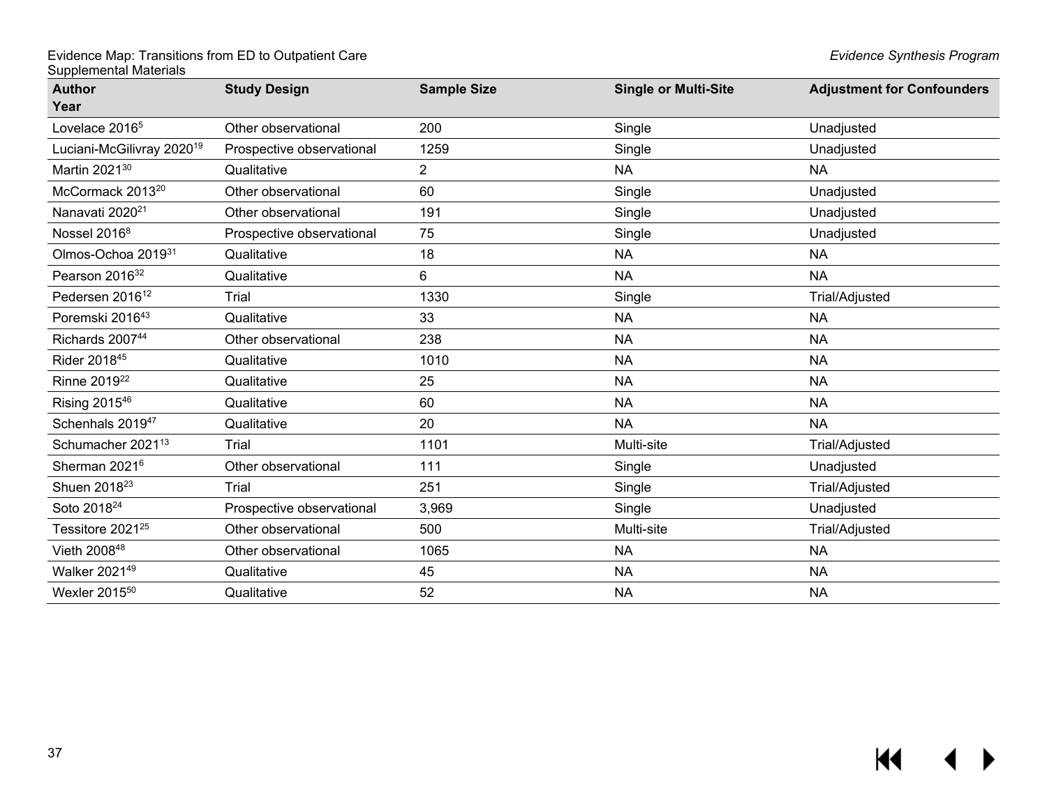| Author<br>Year | Study Design | Sample Size | Single or Multi-Site | Adjustment for Confounders |
|---|---|---|---|---|
| Lovelace 2016[5] | Other observational | 200 | Single | Unadjusted |
| Luciani-McGilivray 2020[19] | Prospective observational | 1259 | Single | Unadjusted |
| Martin 2021[30] | Qualitative | 2 | NA | NA |
| McCormack 2013[20] | Other observational | 60 | Single | Unadjusted |
| Nanavati 2020[21] | Other observational | 191 | Single | Unadjusted |
| Nossel 2016[8] | Prospective observational | 75 | Single | Unadjusted |
| Olmos-Ochoa 2019[31] | Qualitative | 18 | NA | NA |
| Pearson 2016[32] | Qualitative | 6 | NA | NA |
| Pedersen 2016[12] | Trial | 1330 | Single | Trial/Adjusted |
| Poremski 2016[43] | Qualitative | 33 | NA | NA |
| Richards 2007[44] | Other observational | 238 | NA | NA |
| Rider 2018[45] | Qualitative | 1010 | NA | NA |
| Rinne 2019[22] | Qualitative | 25 | NA | NA |
| Rising 2015[46] | Qualitative | 60 | NA | NA |
| Schenhals 2019[47] | Qualitative | 20 | NA | NA |
| Schumacher 2021[13] | Trial | 1101 | Multi-site | Trial/Adjusted |
| Sherman 2021[6] | Other observational | 111 | Single | Unadjusted |
| Shuen 2018[23] | Trial | 251 | Single | Trial/Adjusted |
| Soto 2018[24] | Prospective observational | 3,969 | Single | Unadjusted |
| Tessitore 2021[25] | Other observational | 500 | Multi-site | Trial/Adjusted |
| Vieth 2008[48] | Other observational | 1065 | NA | NA |
| Walker 2021[49] | Qualitative | 45 | NA | NA |
| Wexler 2015[50] | Qualitative | 52 | NA | NA |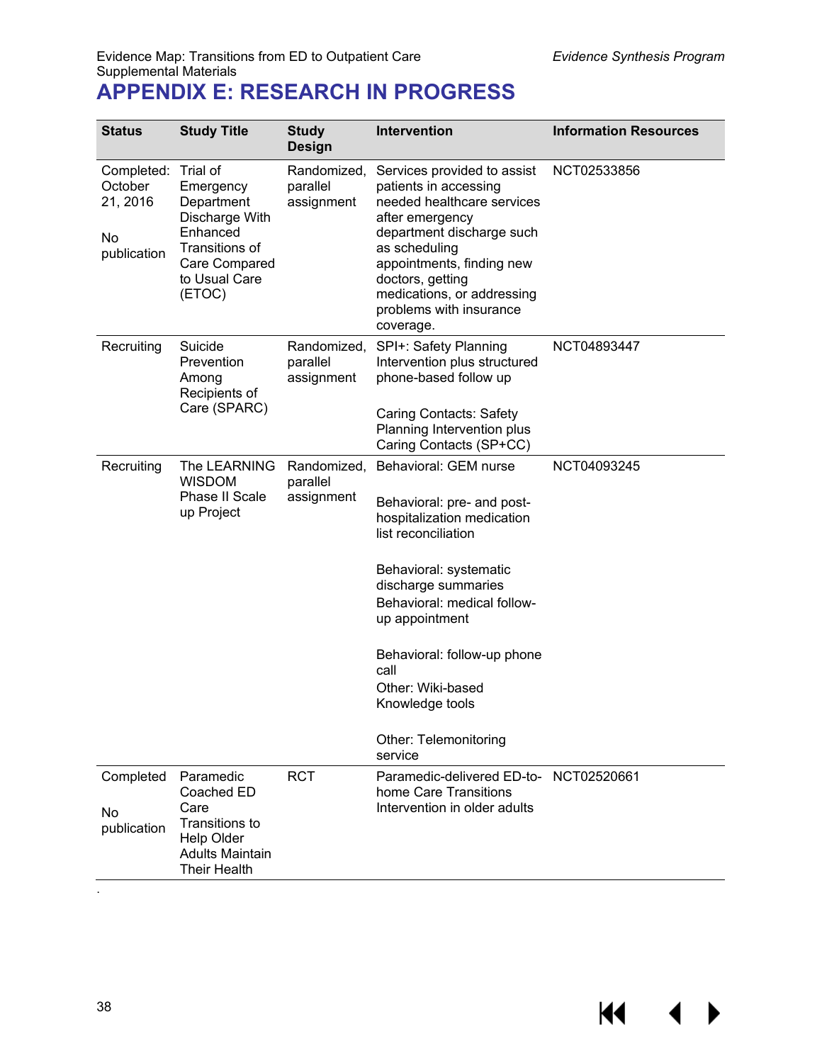# APPENDIX E: RESEARCH IN PROGRESS

| Status | Study Title | Study Design | Intervention | Information Resources |
|---|---|---|---|---|
| Completed: October 21, 2016<br><br>No publication | Trial of Emergency Department Discharge With Enhanced Transitions of Care Compared to Usual Care (ETOC) | Randomized, parallel assignment | Services provided to assist patients in accessing needed healthcare services after emergency department discharge such as scheduling appointments, finding new doctors, getting medications, or addressing problems with insurance coverage. | NCT02533856 |
| Recruiting | Suicide Prevention Among Recipients of Care (SPARC) | Randomized, parallel assignment | SPI+: Safety Planning Intervention plus structured phone-based follow up<br><br>Caring Contacts: Safety Planning Intervention plus Caring Contacts (SP+CC) | NCT04893447 |
| Recruiting | The LEARNING WISDOM Phase II Scale up Project | Randomized, parallel assignment | Behavioral: GEM nurse<br><br>Behavioral: pre- and post-hospitalization medication list reconciliation<br><br>Behavioral: systematic discharge summaries<br>Behavioral: medical follow-up appointment<br><br>Behavioral: follow-up phone call<br>Other: Wiki-based Knowledge tools<br><br>Other: Telemonitoring service | NCT04093245 |
| Completed<br><br>No publication | Paramedic Coached ED Care Transitions to Help Older Adults Maintain Their Health | RCT | Paramedic-delivered ED-to-home Care Transitions Intervention in older adults | NCT02520661 |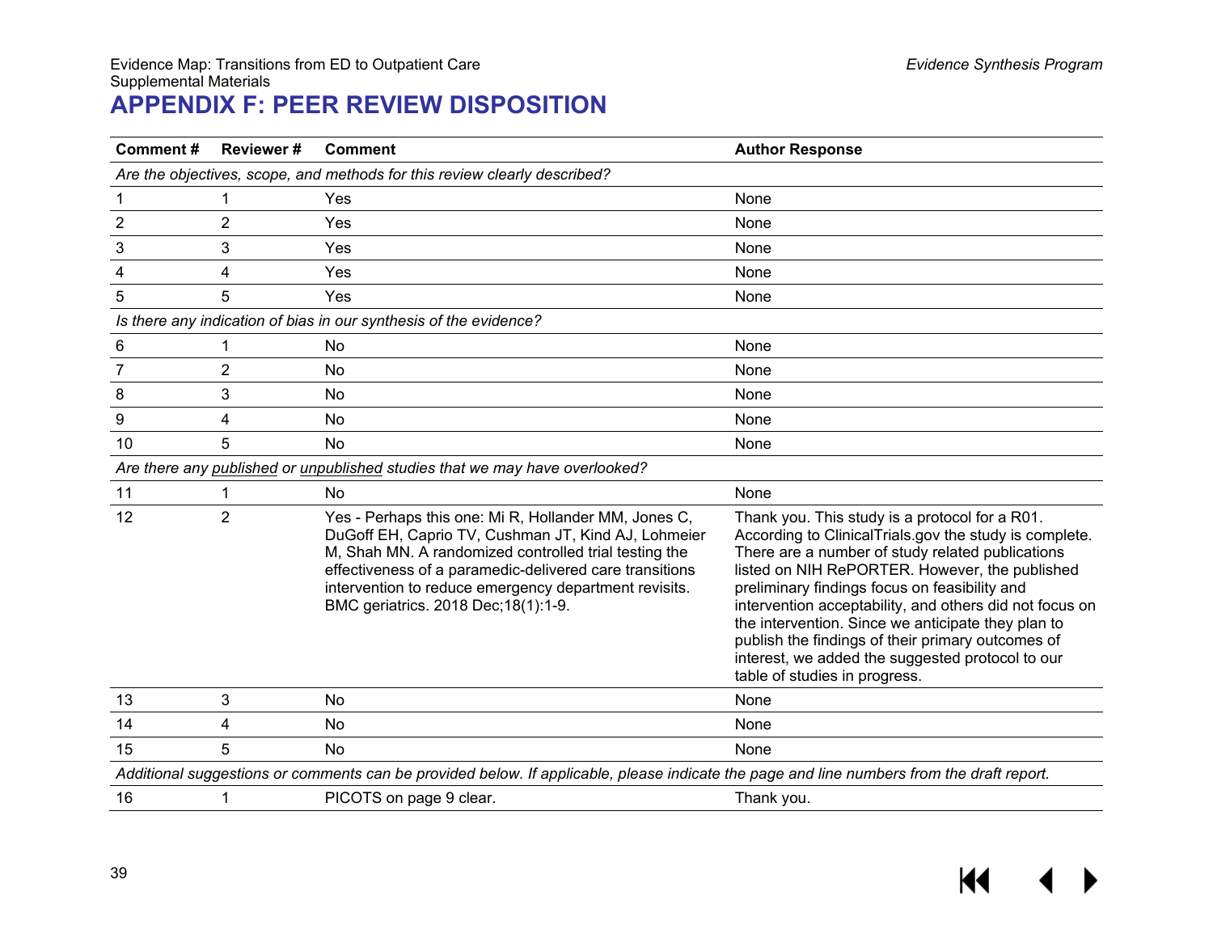# APPENDIX F: PEER REVIEW DISPOSITION

| Comment # | Reviewer # | Comment | Author Response |
|---|---|---|---|
| *Are the objectives, scope, and methods for this review clearly described?* | | | |
| 1 | 1 | Yes | None |
| 2 | 2 | Yes | None |
| 3 | 3 | Yes | None |
| 4 | 4 | Yes | None |
| 5 | 5 | Yes | None |
| *Is there any indication of bias in our synthesis of the evidence?* | | | |
| 6 | 1 | No | None |
| 7 | 2 | No | None |
| 8 | 3 | No | None |
| 9 | 4 | No | None |
| 10 | 5 | No | None |
| *Are there any published or unpublished studies that we may have overlooked?* | | | |
| 11 | 1 | No | None |
| 12 | 2 | Yes - Perhaps this one: Mi R, Hollander MM, Jones C, DuGoff EH, Caprio TV, Cushman JT, Kind AJ, Lohmeier M, Shah MN. A randomized controlled trial testing the effectiveness of a paramedic-delivered care transitions intervention to reduce emergency department revisits. BMC geriatrics. 2018 Dec;18(1):1-9. | Thank you. This study is a protocol for a R01. According to ClinicalTrials.gov the study is complete. There are a number of study related publications listed on NIH RePORTER. However, the published preliminary findings focus on feasibility and intervention acceptability, and others did not focus on the intervention. Since we anticipate they plan to publish the findings of their primary outcomes of interest, we added the suggested protocol to our table of studies in progress. |
| 13 | 3 | No | None |
| 14 | 4 | No | None |
| 15 | 5 | No | None |
| *Additional suggestions or comments can be provided below. If applicable, please indicate the page and line numbers from the draft report.* | | | |
| 16 | 1 | PICOTS on page 9 clear. | Thank you. |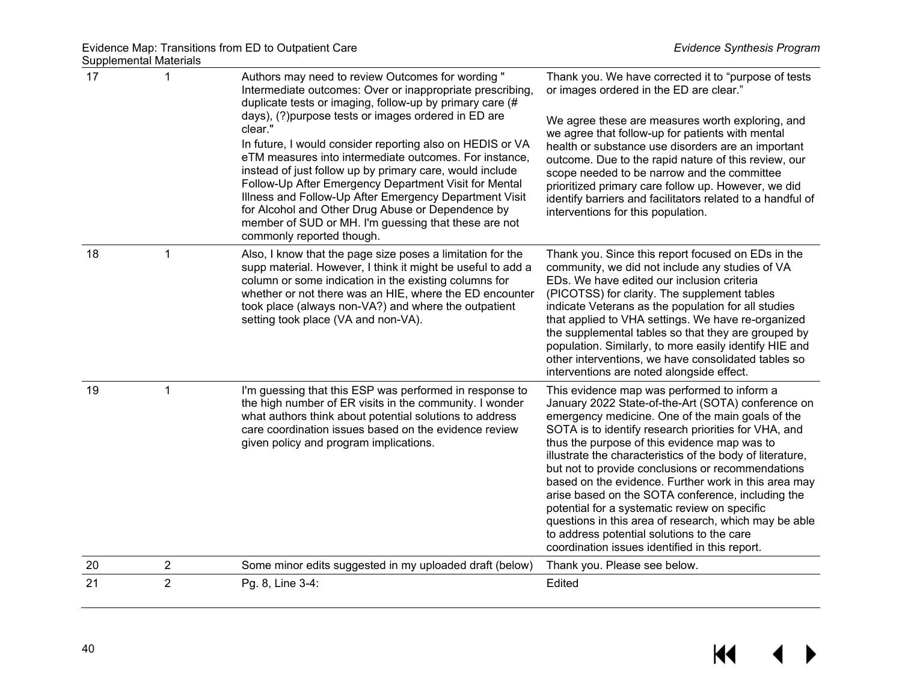| 17 | 1 | Authors may need to review Outcomes for wording " Intermediate outcomes: Over or inappropriate prescribing, duplicate tests or imaging, follow-up by primary care (# days), (?)purpose tests or images ordered in ED are clear."<br><br>In future, I would consider reporting also on HEDIS or VA eTM measures into intermediate outcomes. For instance, instead of just follow up by primary care, would include Follow-Up After Emergency Department Visit for Mental Illness and Follow-Up After Emergency Department Visit for Alcohol and Other Drug Abuse or Dependence by member of SUD or MH. I'm guessing that these are not commonly reported though. | Thank you. We have corrected it to "purpose of tests or images ordered in the ED are clear."<br><br>We agree these are measures worth exploring, and we agree that follow-up for patients with mental health or substance use disorders are an important outcome. Due to the rapid nature of this review, our scope needed to be narrow and the committee prioritized primary care follow up. However, we did identify barriers and facilitators related to a handful of interventions for this population. |
|---|---|---|---|
| 18 | 1 | Also, I know that the page size poses a limitation for the supp material. However, I think it might be useful to add a column or some indication in the existing columns for whether or not there was an HIE, where the ED encounter took place (always non-VA?) and where the outpatient setting took place (VA and non-VA). | Thank you. Since this report focused on EDs in the community, we did not include any studies of VA EDs. We have edited our inclusion criteria (PICOTSS) for clarity. The supplement tables indicate Veterans as the population for all studies that applied to VHA settings. We have re-organized the supplemental tables so that they are grouped by population. Similarly, to more easily identify HIE and other interventions, we have consolidated tables so interventions are noted alongside effect. |
| 19 | 1 | I'm guessing that this ESP was performed in response to the high number of ER visits in the community. I wonder what authors think about potential solutions to address care coordination issues based on the evidence review given policy and program implications. | This evidence map was performed to inform a January 2022 State-of-the-Art (SOTA) conference on emergency medicine. One of the main goals of the SOTA is to identify research priorities for VHA, and thus the purpose of this evidence map was to illustrate the characteristics of the body of literature, but not to provide conclusions or recommendations based on the evidence. Further work in this area may arise based on the SOTA conference, including the potential for a systematic review on specific questions in this area of research, which may be able to address potential solutions to the care coordination issues identified in this report. |
| 20 | 2 | Some minor edits suggested in my uploaded draft (below) | Thank you. Please see below. |
| 21 | 2 | Pg. 8, Line 3-4: | Edited |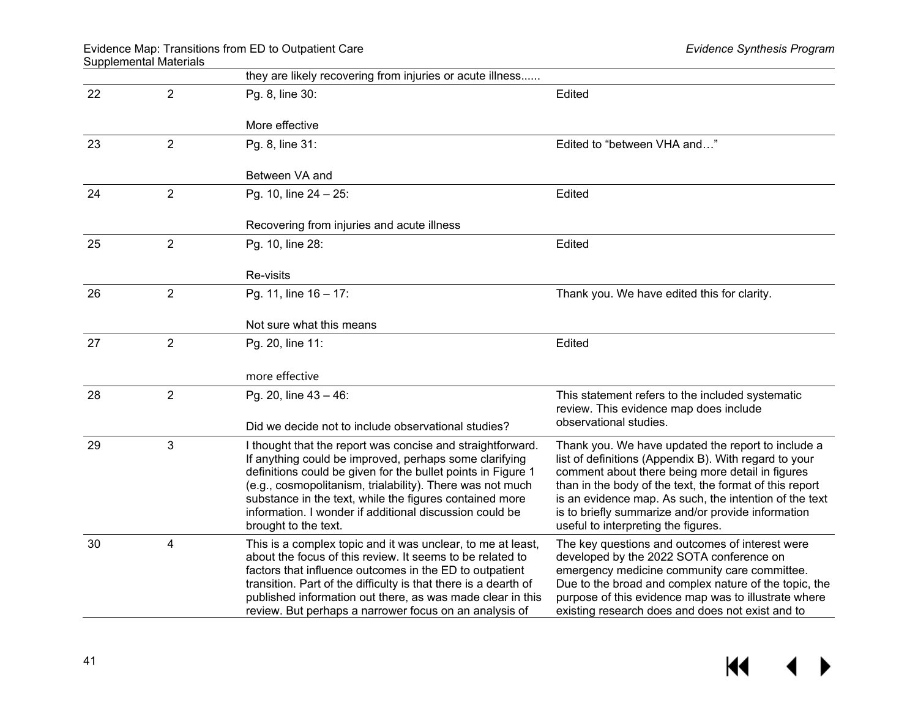| | | | |
|---|---|---|---|
| | | they are likely recovering from injuries or acute illness...... | |
| 22 | 2 | Pg. 8, line 30:<br><br>More effective | Edited |
| 23 | 2 | Pg. 8, line 31:<br><br>Between VA and | Edited to "between VHA and…" |
| 24 | 2 | Pg. 10, line 24 – 25:<br><br>Recovering from injuries and acute illness | Edited |
| 25 | 2 | Pg. 10, line 28:<br><br>Re-visits | Edited |
| 26 | 2 | Pg. 11, line 16 – 17:<br><br>Not sure what this means | Thank you. We have edited this for clarity. |
| 27 | 2 | Pg. 20, line 11:<br><br>more effective | Edited |
| 28 | 2 | Pg. 20, line 43 – 46:<br><br>Did we decide not to include observational studies? | This statement refers to the included systematic review. This evidence map does include observational studies. |
| 29 | 3 | I thought that the report was concise and straightforward. If anything could be improved, perhaps some clarifying definitions could be given for the bullet points in Figure 1 (e.g., cosmopolitanism, trialability). There was not much substance in the text, while the figures contained more information. I wonder if additional discussion could be brought to the text. | Thank you. We have updated the report to include a list of definitions (Appendix B). With regard to your comment about there being more detail in figures than in the body of the text, the format of this report is an evidence map. As such, the intention of the text is to briefly summarize and/or provide information useful to interpreting the figures. |
| 30 | 4 | This is a complex topic and it was unclear, to me at least, about the focus of this review. It seems to be related to factors that influence outcomes in the ED to outpatient transition. Part of the difficulty is that there is a dearth of published information out there, as was made clear in this review. But perhaps a narrower focus on an analysis of | The key questions and outcomes of interest were developed by the 2022 SOTA conference on emergency medicine community care committee. Due to the broad and complex nature of the topic, the purpose of this evidence map was to illustrate where existing research does and does not exist and to |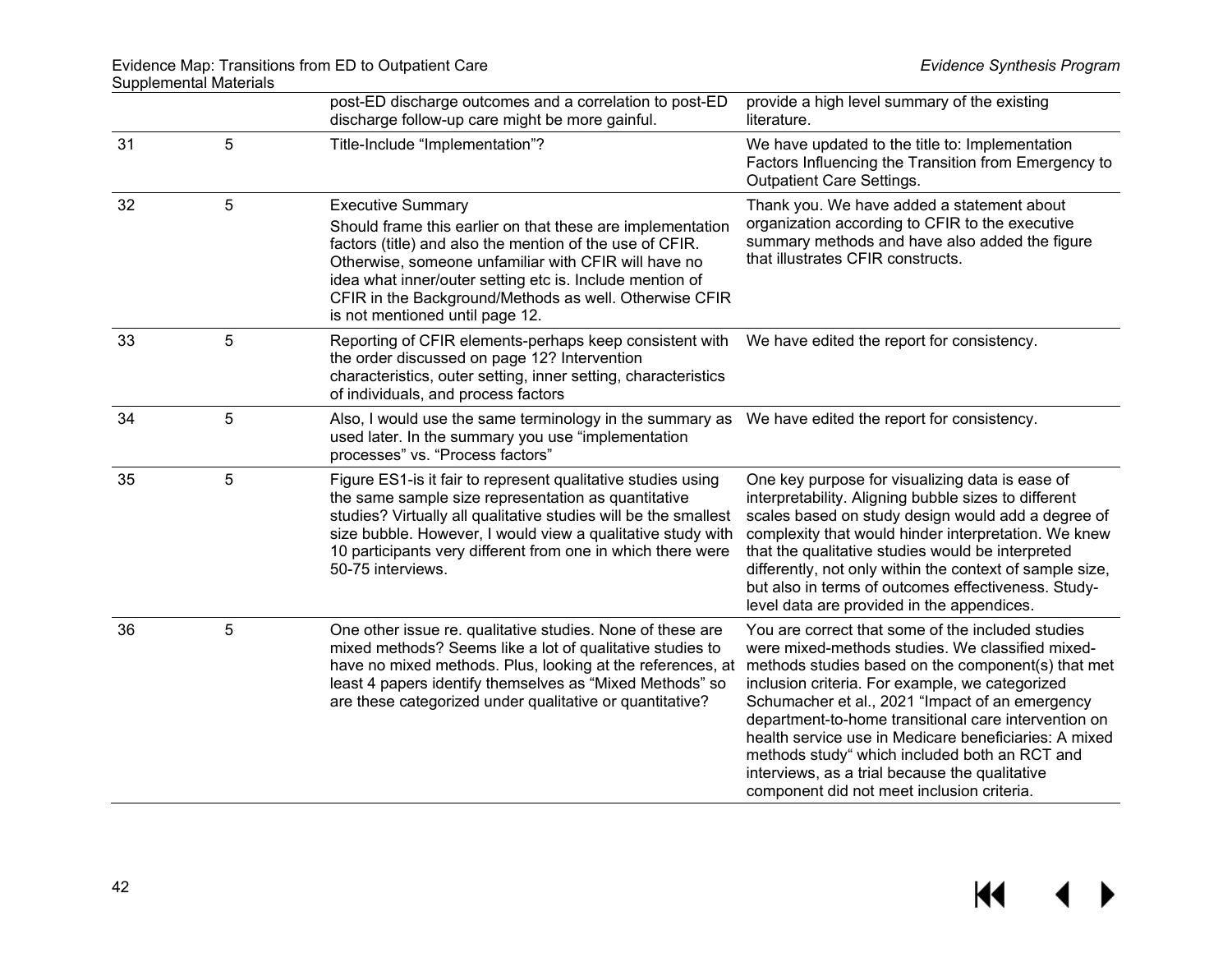| | | post-ED discharge outcomes and a correlation to post-ED discharge follow-up care might be more gainful. | provide a high level summary of the existing literature. |
|---|---|---|---|
| 31 | 5 | Title-Include "Implementation"? | We have updated to the title to: Implementation Factors Influencing the Transition from Emergency to Outpatient Care Settings. |
| 32 | 5 | Executive Summary<br>Should frame this earlier on that these are implementation factors (title) and also the mention of the use of CFIR. Otherwise, someone unfamiliar with CFIR will have no idea what inner/outer setting etc is. Include mention of CFIR in the Background/Methods as well. Otherwise CFIR is not mentioned until page 12. | Thank you. We have added a statement about organization according to CFIR to the executive summary methods and have also added the figure that illustrates CFIR constructs. |
| 33 | 5 | Reporting of CFIR elements-perhaps keep consistent with the order discussed on page 12? Intervention characteristics, outer setting, inner setting, characteristics of individuals, and process factors | We have edited the report for consistency. |
| 34 | 5 | Also, I would use the same terminology in the summary as used later. In the summary you use "implementation processes" vs. "Process factors" | We have edited the report for consistency. |
| 35 | 5 | Figure ES1-is it fair to represent qualitative studies using the same sample size representation as quantitative studies? Virtually all qualitative studies will be the smallest size bubble. However, I would view a qualitative study with 10 participants very different from one in which there were 50-75 interviews. | One key purpose for visualizing data is ease of interpretability. Aligning bubble sizes to different scales based on study design would add a degree of complexity that would hinder interpretation. We knew that the qualitative studies would be interpreted differently, not only within the context of sample size, but also in terms of outcomes effectiveness. Study-level data are provided in the appendices. |
| 36 | 5 | One other issue re. qualitative studies. None of these are mixed methods? Seems like a lot of qualitative studies to have no mixed methods. Plus, looking at the references, at least 4 papers identify themselves as "Mixed Methods" so are these categorized under qualitative or quantitative? | You are correct that some of the included studies were mixed-methods studies. We classified mixed-methods studies based on the component(s) that met inclusion criteria. For example, we categorized Schumacher et al., 2021 "Impact of an emergency department-to-home transitional care intervention on health service use in Medicare beneficiaries: A mixed methods study" which included both an RCT and interviews, as a trial because the qualitative component did not meet inclusion criteria. |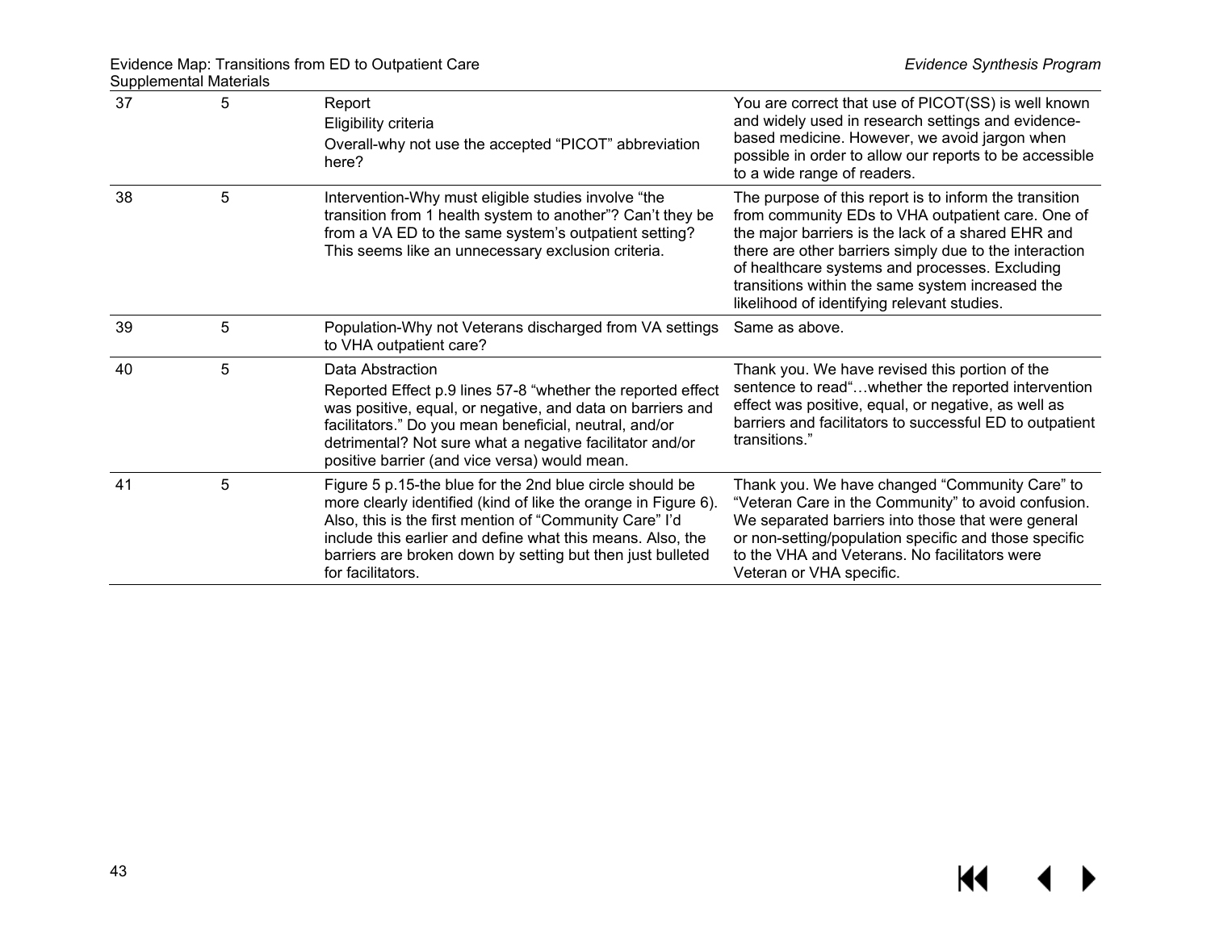| 37 | 5 | Report<br>Eligibility criteria<br>Overall-why not use the accepted "PICOT" abbreviation here? | You are correct that use of PICOT(SS) is well known and widely used in research settings and evidence-based medicine. However, we avoid jargon when possible in order to allow our reports to be accessible to a wide range of readers. |
|---|---|---|---|
| 38 | 5 | Intervention-Why must eligible studies involve "the transition from 1 health system to another"? Can't they be from a VA ED to the same system's outpatient setting? This seems like an unnecessary exclusion criteria. | The purpose of this report is to inform the transition from community EDs to VHA outpatient care. One of the major barriers is the lack of a shared EHR and there are other barriers simply due to the interaction of healthcare systems and processes. Excluding transitions within the same system increased the likelihood of identifying relevant studies. |
| 39 | 5 | Population-Why not Veterans discharged from VA settings to VHA outpatient care? | Same as above. |
| 40 | 5 | Data Abstraction<br>Reported Effect p.9 lines 57-8 "whether the reported effect was positive, equal, or negative, and data on barriers and facilitators." Do you mean beneficial, neutral, and/or detrimental? Not sure what a negative facilitator and/or positive barrier (and vice versa) would mean. | Thank you. We have revised this portion of the sentence to read"…whether the reported intervention effect was positive, equal, or negative, as well as barriers and facilitators to successful ED to outpatient transitions." |
| 41 | 5 | Figure 5 p.15-the blue for the 2nd blue circle should be more clearly identified (kind of like the orange in Figure 6). Also, this is the first mention of "Community Care" I'd include this earlier and define what this means. Also, the barriers are broken down by setting but then just bulleted for facilitators. | Thank you. We have changed "Community Care" to "Veteran Care in the Community" to avoid confusion. We separated barriers into those that were general or non-setting/population specific and those specific to the VHA and Veterans. No facilitators were Veteran or VHA specific. |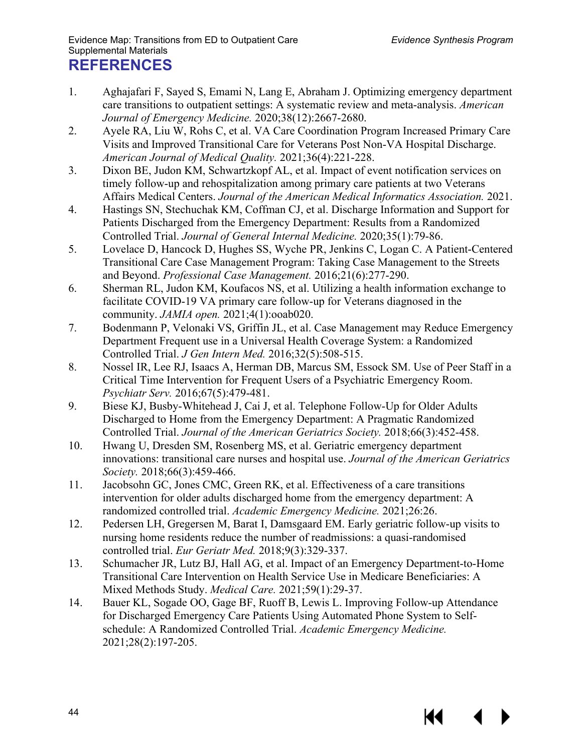# REFERENCES

1. Aghajafari F, Sayed S, Emami N, Lang E, Abraham J. Optimizing emergency department care transitions to outpatient settings: A systematic review and meta-analysis. *American Journal of Emergency Medicine.* 2020;38(12):2667-2680.
2. Ayele RA, Liu W, Rohs C, et al. VA Care Coordination Program Increased Primary Care Visits and Improved Transitional Care for Veterans Post Non-VA Hospital Discharge. *American Journal of Medical Quality.* 2021;36(4):221-228.
3. Dixon BE, Judon KM, Schwartzkopf AL, et al. Impact of event notification services on timely follow-up and rehospitalization among primary care patients at two Veterans Affairs Medical Centers. *Journal of the American Medical Informatics Association.* 2021.
4. Hastings SN, Stechuchak KM, Coffman CJ, et al. Discharge Information and Support for Patients Discharged from the Emergency Department: Results from a Randomized Controlled Trial. *Journal of General Internal Medicine.* 2020;35(1):79-86.
5. Lovelace D, Hancock D, Hughes SS, Wyche PR, Jenkins C, Logan C. A Patient-Centered Transitional Care Case Management Program: Taking Case Management to the Streets and Beyond. *Professional Case Management.* 2016;21(6):277-290.
6. Sherman RL, Judon KM, Koufacos NS, et al. Utilizing a health information exchange to facilitate COVID-19 VA primary care follow-up for Veterans diagnosed in the community. *JAMIA open.* 2021;4(1):ooab020.
7. Bodenmann P, Velonaki VS, Griffin JL, et al. Case Management may Reduce Emergency Department Frequent use in a Universal Health Coverage System: a Randomized Controlled Trial. *J Gen Intern Med.* 2016;32(5):508-515.
8. Nossel IR, Lee RJ, Isaacs A, Herman DB, Marcus SM, Essock SM. Use of Peer Staff in a Critical Time Intervention for Frequent Users of a Psychiatric Emergency Room. *Psychiatr Serv.* 2016;67(5):479-481.
9. Biese KJ, Busby-Whitehead J, Cai J, et al. Telephone Follow-Up for Older Adults Discharged to Home from the Emergency Department: A Pragmatic Randomized Controlled Trial. *Journal of the American Geriatrics Society.* 2018;66(3):452-458.
10. Hwang U, Dresden SM, Rosenberg MS, et al. Geriatric emergency department innovations: transitional care nurses and hospital use. *Journal of the American Geriatrics Society.* 2018;66(3):459-466.
11. Jacobsohn GC, Jones CMC, Green RK, et al. Effectiveness of a care transitions intervention for older adults discharged home from the emergency department: A randomized controlled trial. *Academic Emergency Medicine.* 2021;26:26.
12. Pedersen LH, Gregersen M, Barat I, Damsgaard EM. Early geriatric follow-up visits to nursing home residents reduce the number of readmissions: a quasi-randomised controlled trial. *Eur Geriatr Med.* 2018;9(3):329-337.
13. Schumacher JR, Lutz BJ, Hall AG, et al. Impact of an Emergency Department-to-Home Transitional Care Intervention on Health Service Use in Medicare Beneficiaries: A Mixed Methods Study. *Medical Care.* 2021;59(1):29-37.
14. Bauer KL, Sogade OO, Gage BF, Ruoff B, Lewis L. Improving Follow-up Attendance for Discharged Emergency Care Patients Using Automated Phone System to Self-schedule: A Randomized Controlled Trial. *Academic Emergency Medicine.* 2021;28(2):197-205.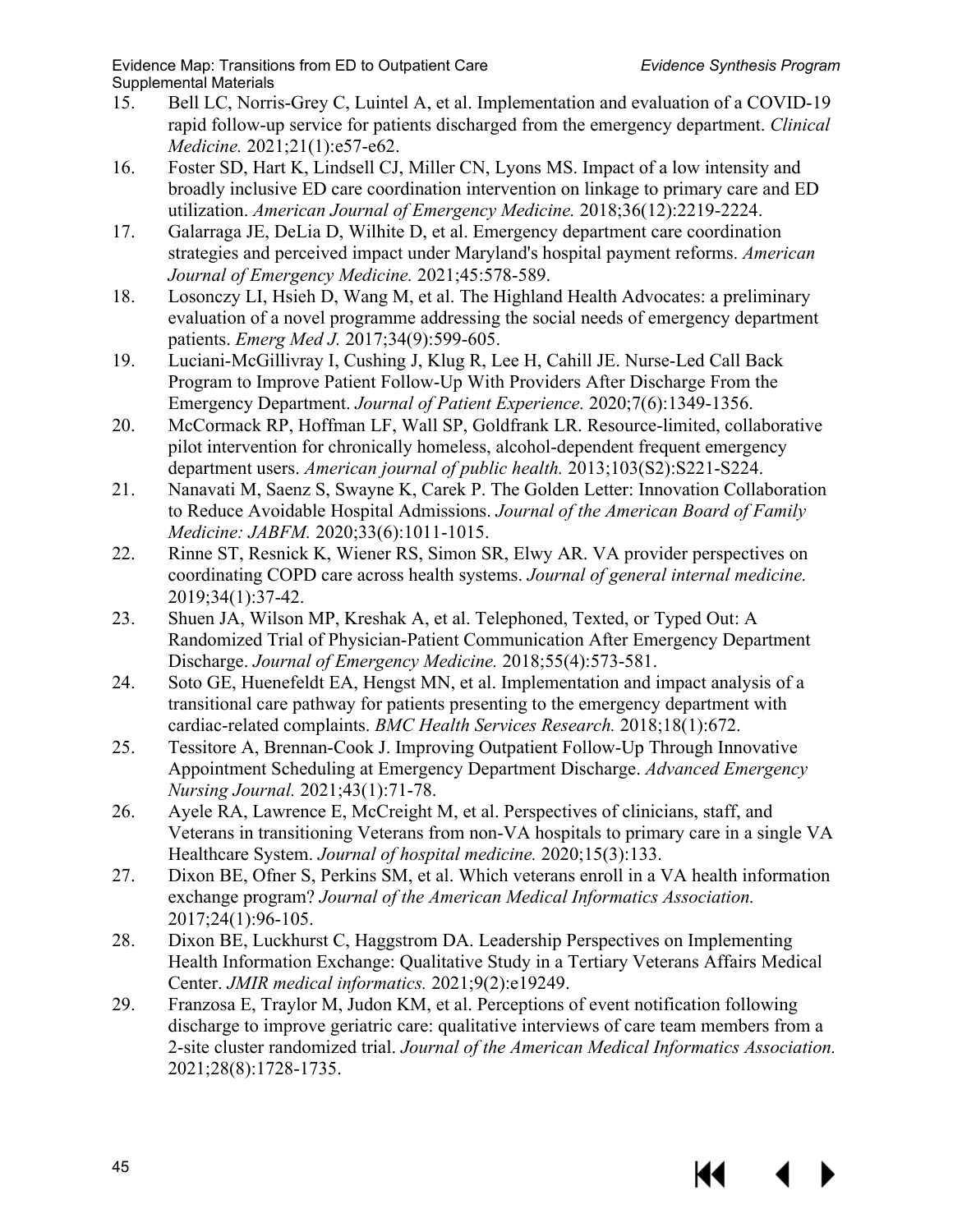15. Bell LC, Norris-Grey C, Luintel A, et al. Implementation and evaluation of a COVID-19 rapid follow-up service for patients discharged from the emergency department. *Clinical Medicine.* 2021;21(1):e57-e62.
16. Foster SD, Hart K, Lindsell CJ, Miller CN, Lyons MS. Impact of a low intensity and broadly inclusive ED care coordination intervention on linkage to primary care and ED utilization. *American Journal of Emergency Medicine.* 2018;36(12):2219-2224.
17. Galarraga JE, DeLia D, Wilhite D, et al. Emergency department care coordination strategies and perceived impact under Maryland's hospital payment reforms. *American Journal of Emergency Medicine.* 2021;45:578-589.
18. Losonczy LI, Hsieh D, Wang M, et al. The Highland Health Advocates: a preliminary evaluation of a novel programme addressing the social needs of emergency department patients. *Emerg Med J.* 2017;34(9):599-605.
19. Luciani-McGillivray I, Cushing J, Klug R, Lee H, Cahill JE. Nurse-Led Call Back Program to Improve Patient Follow-Up With Providers After Discharge From the Emergency Department. *Journal of Patient Experience.* 2020;7(6):1349-1356.
20. McCormack RP, Hoffman LF, Wall SP, Goldfrank LR. Resource-limited, collaborative pilot intervention for chronically homeless, alcohol-dependent frequent emergency department users. *American journal of public health.* 2013;103(S2):S221-S224.
21. Nanavati M, Saenz S, Swayne K, Carek P. The Golden Letter: Innovation Collaboration to Reduce Avoidable Hospital Admissions. *Journal of the American Board of Family Medicine: JABFM.* 2020;33(6):1011-1015.
22. Rinne ST, Resnick K, Wiener RS, Simon SR, Elwy AR. VA provider perspectives on coordinating COPD care across health systems. *Journal of general internal medicine.* 2019;34(1):37-42.
23. Shuen JA, Wilson MP, Kreshak A, et al. Telephoned, Texted, or Typed Out: A Randomized Trial of Physician-Patient Communication After Emergency Department Discharge. *Journal of Emergency Medicine.* 2018;55(4):573-581.
24. Soto GE, Huenefeldt EA, Hengst MN, et al. Implementation and impact analysis of a transitional care pathway for patients presenting to the emergency department with cardiac-related complaints. *BMC Health Services Research.* 2018;18(1):672.
25. Tessitore A, Brennan-Cook J. Improving Outpatient Follow-Up Through Innovative Appointment Scheduling at Emergency Department Discharge. *Advanced Emergency Nursing Journal.* 2021;43(1):71-78.
26. Ayele RA, Lawrence E, McCreight M, et al. Perspectives of clinicians, staff, and Veterans in transitioning Veterans from non-VA hospitals to primary care in a single VA Healthcare System. *Journal of hospital medicine.* 2020;15(3):133.
27. Dixon BE, Ofner S, Perkins SM, et al. Which veterans enroll in a VA health information exchange program? *Journal of the American Medical Informatics Association.* 2017;24(1):96-105.
28. Dixon BE, Luckhurst C, Haggstrom DA. Leadership Perspectives on Implementing Health Information Exchange: Qualitative Study in a Tertiary Veterans Affairs Medical Center. *JMIR medical informatics.* 2021;9(2):e19249.
29. Franzosa E, Traylor M, Judon KM, et al. Perceptions of event notification following discharge to improve geriatric care: qualitative interviews of care team members from a 2-site cluster randomized trial. *Journal of the American Medical Informatics Association.* 2021;28(8):1728-1735.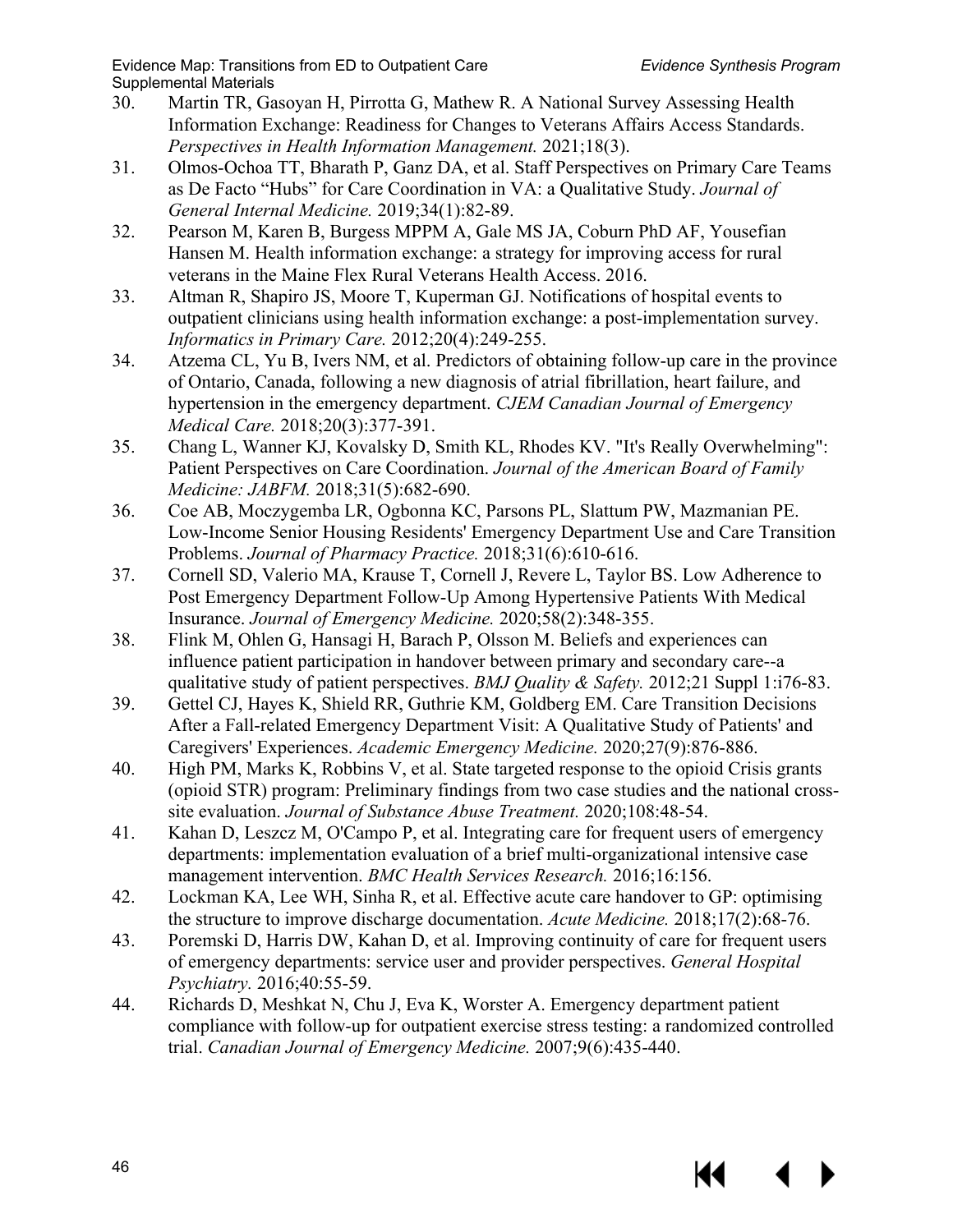30. Martin TR, Gasoyan H, Pirrotta G, Mathew R. A National Survey Assessing Health Information Exchange: Readiness for Changes to Veterans Affairs Access Standards. *Perspectives in Health Information Management.* 2021;18(3).
31. Olmos-Ochoa TT, Bharath P, Ganz DA, et al. Staff Perspectives on Primary Care Teams as De Facto "Hubs" for Care Coordination in VA: a Qualitative Study. *Journal of General Internal Medicine.* 2019;34(1):82-89.
32. Pearson M, Karen B, Burgess MPPM A, Gale MS JA, Coburn PhD AF, Yousefian Hansen M. Health information exchange: a strategy for improving access for rural veterans in the Maine Flex Rural Veterans Health Access. 2016.
33. Altman R, Shapiro JS, Moore T, Kuperman GJ. Notifications of hospital events to outpatient clinicians using health information exchange: a post-implementation survey. *Informatics in Primary Care.* 2012;20(4):249-255.
34. Atzema CL, Yu B, Ivers NM, et al. Predictors of obtaining follow-up care in the province of Ontario, Canada, following a new diagnosis of atrial fibrillation, heart failure, and hypertension in the emergency department. *CJEM Canadian Journal of Emergency Medical Care.* 2018;20(3):377-391.
35. Chang L, Wanner KJ, Kovalsky D, Smith KL, Rhodes KV. "It's Really Overwhelming": Patient Perspectives on Care Coordination. *Journal of the American Board of Family Medicine: JABFM.* 2018;31(5):682-690.
36. Coe AB, Moczygemba LR, Ogbonna KC, Parsons PL, Slattum PW, Mazmanian PE. Low-Income Senior Housing Residents' Emergency Department Use and Care Transition Problems. *Journal of Pharmacy Practice.* 2018;31(6):610-616.
37. Cornell SD, Valerio MA, Krause T, Cornell J, Revere L, Taylor BS. Low Adherence to Post Emergency Department Follow-Up Among Hypertensive Patients With Medical Insurance. *Journal of Emergency Medicine.* 2020;58(2):348-355.
38. Flink M, Ohlen G, Hansagi H, Barach P, Olsson M. Beliefs and experiences can influence patient participation in handover between primary and secondary care--a qualitative study of patient perspectives. *BMJ Quality & Safety.* 2012;21 Suppl 1:i76-83.
39. Gettel CJ, Hayes K, Shield RR, Guthrie KM, Goldberg EM. Care Transition Decisions After a Fall-related Emergency Department Visit: A Qualitative Study of Patients' and Caregivers' Experiences. *Academic Emergency Medicine.* 2020;27(9):876-886.
40. High PM, Marks K, Robbins V, et al. State targeted response to the opioid Crisis grants (opioid STR) program: Preliminary findings from two case studies and the national cross-site evaluation. *Journal of Substance Abuse Treatment.* 2020;108:48-54.
41. Kahan D, Leszcz M, O'Campo P, et al. Integrating care for frequent users of emergency departments: implementation evaluation of a brief multi-organizational intensive case management intervention. *BMC Health Services Research.* 2016;16:156.
42. Lockman KA, Lee WH, Sinha R, et al. Effective acute care handover to GP: optimising the structure to improve discharge documentation. *Acute Medicine.* 2018;17(2):68-76.
43. Poremski D, Harris DW, Kahan D, et al. Improving continuity of care for frequent users of emergency departments: service user and provider perspectives. *General Hospital Psychiatry.* 2016;40:55-59.
44. Richards D, Meshkat N, Chu J, Eva K, Worster A. Emergency department patient compliance with follow-up for outpatient exercise stress testing: a randomized controlled trial. *Canadian Journal of Emergency Medicine.* 2007;9(6):435-440.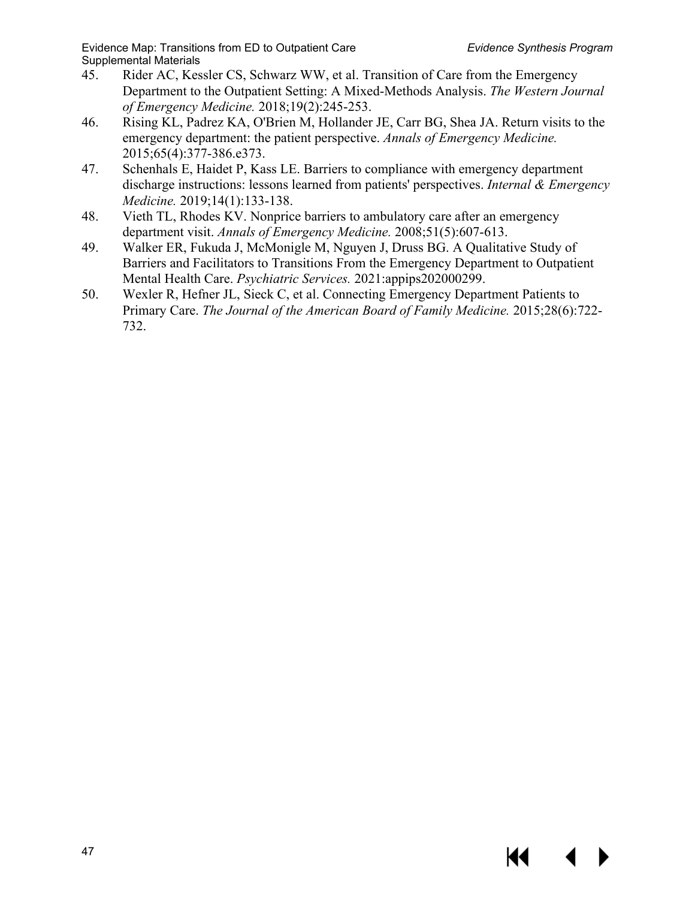45. Rider AC, Kessler CS, Schwarz WW, et al. Transition of Care from the Emergency Department to the Outpatient Setting: A Mixed-Methods Analysis. *The Western Journal of Emergency Medicine.* 2018;19(2):245-253.
46. Rising KL, Padrez KA, O'Brien M, Hollander JE, Carr BG, Shea JA. Return visits to the emergency department: the patient perspective. *Annals of Emergency Medicine.* 2015;65(4):377-386.e373.
47. Schenhals E, Haidet P, Kass LE. Barriers to compliance with emergency department discharge instructions: lessons learned from patients' perspectives. *Internal & Emergency Medicine.* 2019;14(1):133-138.
48. Vieth TL, Rhodes KV. Nonprice barriers to ambulatory care after an emergency department visit. *Annals of Emergency Medicine.* 2008;51(5):607-613.
49. Walker ER, Fukuda J, McMonigle M, Nguyen J, Druss BG. A Qualitative Study of Barriers and Facilitators to Transitions From the Emergency Department to Outpatient Mental Health Care. *Psychiatric Services.* 2021:appips202000299.
50. Wexler R, Hefner JL, Sieck C, et al. Connecting Emergency Department Patients to Primary Care. *The Journal of the American Board of Family Medicine.* 2015;28(6):722-732.